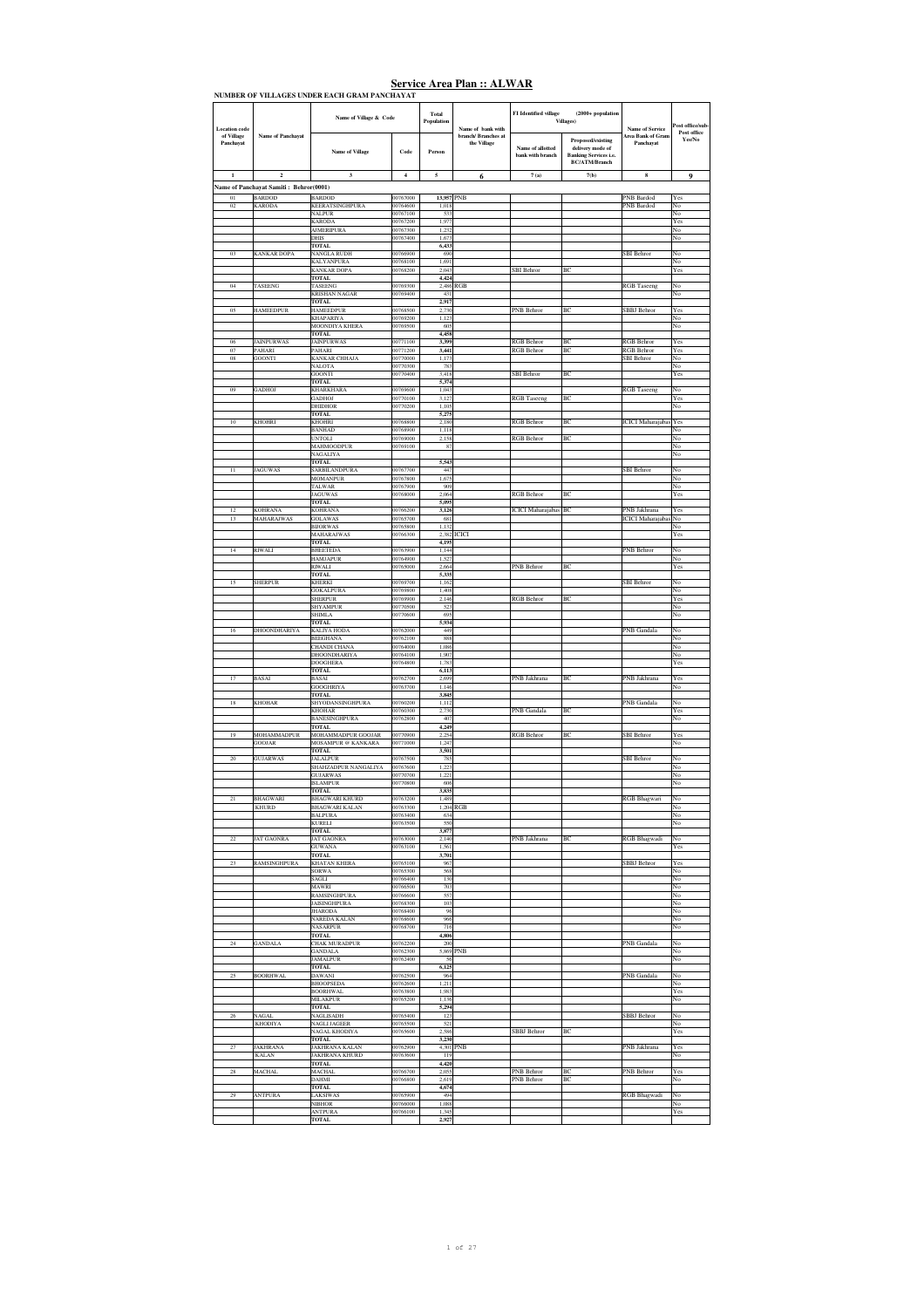# Service Area Plan :: ALWAR

**NUMBER OF VILLAGES UNDER EACH GRAM PANCHAYAT**

| Location code of Village Panchayat | Name of Panchayat | Name of Village & Code | | Total Population | Name of bank with branch/ Branches at the Village | FI Identified village (2000+ population Villages) | | Name of Service Area Bank of Gram Panchayat | Post office/sub-Post office Yes/No |
|---|---|---|---|---|---|---|---|---|---|
| | | Name of Village | Code | Person | | Name of allotted bank with branch | Proposed/existing delivery mode of Banking Services i.e. BC/ATM/Branch | | |
| 1 | 2 | 3 | 4 | 5 | 6 | 7 (a) | 7(b) | 8 | 9 |
| **Name of Panchayat Samiti : Behror(0001)** | | | | | | | | | |
| 01 | BARDOD | BARDOD | 00767000 | 13,957 | PNB | | | PNB Bardod | Yes |
| 02 | KARODA | KEERATSINGHPURA | 00764600 | 1,018 | | | | PNB Bardod | No |
| | | NALPUR | 00767100 | 533 | | | | | No |
| | | KARODA | 00767200 | 1,977 | | | | | Yes |
| | | AJMERIPURA | 00767300 | 1,232 | | | | | No |
| | | DHIS | 00767400 | 1,673 | | | | | No |
| | | TOTAL | | 6,433 | | | | | |
| 03 | KANKAR DOPA | NANGLA RUDH | 00766900 | 690 | | | | SBI Behror | No |
| | | KALYANPURA | 00768100 | 1,691 | | | | | No |
| | | KANKAR DOPA | 00768200 | 2,043 | | SBI Behror | BC | | Yes |
| | | TOTAL | | 4,424 | | | | | |
| 04 | TASEENG | TASEENG | 00769300 | 2,486 | RGB | | | RGB Taseeng | No |
| | | KRISHAN NAGAR | 00769400 | 431 | | | | | No |
| | | TOTAL | | 2,917 | | | | | |
| 05 | HAMEEDPUR | HAMEEDPUR | 00768500 | 2,730 | | PNB Behror | BC | SBBJ Behror | Yes |
| | | KHAPARIYA | 00769200 | 1,123 | | | | | No |
| | | MOONDIYA KHERA | 00769500 | 605 | | | | | No |
| | | TOTAL | | 4,458 | | | | | |
| 06 | JAINPURWAS | JAINPURWAS | 00771100 | 3,399 | | RGB Behror | BC | RGB Behror | Yes |
| 07 | PAHARI | PAHARI | 00771200 | 3,441 | | RGB Behror | BC | RGB Behror | Yes |
| 08 | GOONTI | KANKAR CHHAJA | 00770000 | 1,173 | | | | SBI Behror | No |
| | | NALOTA | 00770300 | 783 | | | | | No |
| | | GOONTI | 00770400 | 3,418 | | SBI Behror | BC | | Yes |
| | | TOTAL | | 5,374 | | | | | |
| 09 | GADHOJ | KHARKHARA | 00769600 | 1,043 | | | | RGB Taseeng | No |
| | | GADHOJ | 00770100 | 3,127 | | RGB Taseeng | BC | | Yes |
| | | DHIDHOR | 00770200 | 1,105 | | | | | No |
| | | TOTAL | | 5,275 | | | | | |
| 10 | KHOHRI | KHOHRI | 00768800 | 2,180 | | RGB Behror | BC | ICICI Maharajabas | Yes |
| | | BANHAD | 00768900 | 1,118 | | | | | No |
| | | UNTOLI | 00769000 | 2,158 | | RGB Behror | BC | | No |
| | | MAHMOODPUR | 00769100 | 87 | | | | | No |
| | | NAGALIYA | | | | | | | No |
| | | TOTAL | | 5,543 | | | | | |
| 11 | JAGUWAS | SARBILANDPURA | 00767700 | 447 | | | | SBI Behror | No |
| | | MOMANPUR | 00767800 | 1,675 | | | | | No |
| | | TALWAR | 00767900 | 909 | | | | | No |
| | | JAGUWAS | 00768000 | 2,064 | | RGB Behror | BC | | Yes |
| | | TOTAL | | 5,095 | | | | | |
| 12 | KOHRANA | KOHRANA | 00766200 | 3,126 | | ICICI Maharajabas | BC | PNB Jakhrana | Yes |
| 13 | MAHARAJWAS | GOLAWAS | 00765700 | 681 | | | | ICICI Maharajabas | No |
| | | BIJORWAS | 00765800 | 1,132 | | | | | No |
| | | MAHARAJWAS | 00766300 | 2,382 | ICICI | | | | Yes |
| | | TOTAL | | 4,195 | | | | | |
| 14 | RIWALI | BHEETEDA | 00763900 | 1,144 | | | | PNB Behror | No |
| | | HAMJAPUR | 00764900 | 1,527 | | | | | No |
| | | RIWALI | 00765000 | 2,664 | | PNB Behror | BC | | Yes |
| | | TOTAL | | 5,335 | | | | | |
| 15 | SHERPUR | KHERKI | 00769700 | 1,162 | | | | SBI Behror | No |
| | | GOKALPURA | 00769800 | 1,408 | | | | | No |
| | | SHERPUR | 00769900 | 2,146 | | RGB Behror | BC | | Yes |
| | | SHYAMPUR | 00770500 | 523 | | | | | No |
| | | SHIMLA | 00770600 | 695 | | | | | No |
| | | TOTAL | | 5,934 | | | | | |
| 16 | DHOONDHARIYA | KALIYA HODA | 00762000 | 449 | | | | PNB Gandala | No |
| | | REEGHANA | 00762100 | 888 | | | | | No |
| | | CHANDI CHANA | 00764000 | 1,086 | | | | | No |
| | | DHOONDHARIYA | 00764100 | 1,907 | | | | | No |
| | | DOOGHERA | 00764800 | 1,783 | | | | | Yes |
| | | TOTAL | | 6,113 | | | | | |
| 17 | BASAI | BASAI | 00762700 | 2,699 | | PNB Jakhrana | BC | PNB Jakhrana | Yes |
| | | GOOGHRIYA | 00763700 | 1,146 | | | | | No |
| | | TOTAL | | 3,845 | | | | | |
| 18 | KHOHAR | SHYODANSINGHPURA | 00760200 | 1,112 | | | | PNB Gandala | No |
| | | KHOHAR | 00760300 | 2,730 | | PNB Gandala | BC | | Yes |
| | | BANESINGHPURA | 00762800 | 407 | | | | | No |
| | | TOTAL | | 4,249 | | | | | |
| 19 | MOHAMMADPUR GOOJAR | MOHAMMADPUR GOOJAR | 00770900 | 2,254 | | RGB Behror | BC | SBI Behror | Yes |
| | | MOSAMPUR @ KANKARA | 00771000 | 1,247 | | | | | No |
| | | TOTAL | | 3,501 | | | | | |
| 20 | GUJARWAS | JALALPUR | 00767500 | 785 | | | | SBI Behror | No |
| | | SHAHZADPUR NANGALIYA | 00767600 | 1,223 | | | | | No |
| | | GUJARWAS | 00770700 | 1,221 | | | | | No |
| | | ISLAMPUR | 00770800 | 606 | | | | | No |
| | | TOTAL | | 3,835 | | | | | |
| 21 | BHAGWARI KHURD | BHAGWARI KHURD | 00763200 | 1,489 | | | | RGB Bhagwari | No |
| | | BHAGWARI KALAN | 00763300 | 1,204 | RGB | | | | No |
| | | BALPURA | 00763400 | 634 | | | | | No |
| | | KURELI | 00763500 | 550 | | | | | No |
| | | TOTAL | | 3,877 | | | | | |
| 22 | JAT GAONRA | JAT GAONRA | 00763000 | 2,140 | | PNB Jakhrana | BC | RGB Bhagwadi | No |
| | | GUWANA | 00763100 | 1,561 | | | | | Yes |
| | | TOTAL | | 3,701 | | | | | |
| 23 | RAMSINGHPURA | KHATAN KHERA | 00765100 | 967 | | | | SBBJ Behror | Yes |
| | | SORWA | 00765300 | 568 | | | | | No |
| | | SAGLI | 00766400 | 130 | | | | | No |
| | | MAWRI | 00766500 | 703 | | | | | No |
| | | RAMSINGHPURA | 00766600 | 557 | | | | | No |
| | | JAISINGHPURA | 00768300 | 103 | | | | | No |
| | | JHARODA | 00768400 | 96 | | | | | No |
| | | NAREDA KALAN | 00768600 | 966 | | | | | No |
| | | NASARPUR | 00768700 | 716 | | | | | No |
| | | TOTAL | | 4,806 | | | | | |
| 24 | GANDALA | CHAK MURADPUR | 00762200 | 200 | | | | PNB Gandala | No |
| | | GANDALA | 00762300 | 5,869 | PNB | | | | No |
| | | JAMALPUR | 00762400 | 56 | | | | | No |
| | | TOTAL | | 6,125 | | | | | |
| 25 | BOORHWAL | DAWANI | 00762500 | 964 | | | | PNB Gandala | No |
| | | BHOOPSEDA | 00762600 | 1,211 | | | | | No |
| | | BOORHWAL | 00763800 | 1,983 | | | | | Yes |
| | | MILAKPUR | 00765200 | 1,136 | | | | | No |
| | | TOTAL | | 5,294 | | | | | |
| 26 | NAGAL KHODIYA | NAGLISADH | 00765400 | 123 | | | | SBBJ Behror | No |
| | | NAGLI JAGEER | 00765500 | 521 | | | | | No |
| | | NAGAL KHODIYA | 00765600 | 2,586 | | SBBJ Behror | BC | | Yes |
| | | TOTAL | | 3,230 | | | | | |
| 27 | JAKHRANA KALAN | JAKHRANA KALAN | 00762900 | 4,301 | PNB | | | PNB Jakhrana | Yes |
| | | JAKHRANA KHURD | 00763600 | 119 | | | | | No |
| | | TOTAL | | 4,420 | | | | | |
| 28 | MACHAL | MACHAL | 00766700 | 2,055 | | PNB Behror | BC | PNB Behror | Yes |
| | | DAHMI | 00766800 | 2,619 | | PNB Behror | BC | | No |
| | | TOTAL | | 4,674 | | | | | |
| 29 | ANTPURA | LAKSIWAS | 00765900 | 494 | | | | RGB Bhagwadi | No |
| | | NIBHOR | 00766000 | 1,088 | | | | | No |
| | | ANTPURA | 00766100 | 1,345 | | | | | Yes |
| | | TOTAL | | 2,927 | | | | | |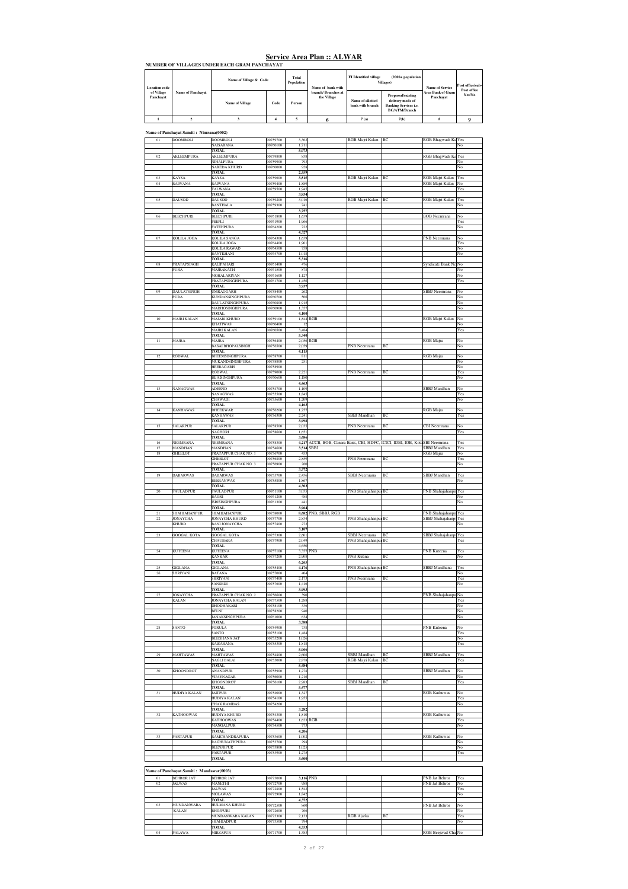# Service Area Plan :: ALWAR

## NUMBER OF VILLAGES UNDER EACH GRAM PANCHAYAT

| Location code of Village Panchayat | Name of Panchayat | Name of Village & Code: Name of Village | Code | Total Population: Person | Name of bank with branch/ Branches at the Village | FI Identified village (2000+ population Villages): Name of allotted bank with branch | Proposed/existing delivery mode of Banking Services i.e. BC/ATM/Branch | Name of Service Area Bank of Gram Panchayat | Post office/sub-Post office Yes/No |
|---|---|---|---|---|---|---|---|---|---|
| 1 | 2 | 3 | 4 | 5 | 6 | 7 (a) | 7(b) | 8 | 9 |

**Name of Panchayat Samiti : Nimrana(0002)**

| Location code | Name of Panchayat | Name of Village | Code | Person | Bank branches | Allotted bank | Mode | Service Area Bank | Post office |
|---|---|---|---|---|---|---|---|---|---|
| 01 | DOOMROLI | DOOMROLI | 00759700 | 3,362 | | RGB Majri Kalan | BC | RGB Bhagwadi Ka | Yes |
| | | NAISARANA | 00760100 | 1,711 | | | | | No |
| | | TOTAL | | 5,073 | | | | | |
| 02 | AKLEEMPURA | AKLEEMPURA | 00759800 | 838 | | | | RGB Bhagwadi Ka | Yes |
| | | NIHALPURA | 00759900 | 793 | | | | | No |
| | | NAREDA KHURD | 00760000 | 928 | | | | | No |
| | | TOTAL | | 2,559 | | | | | |
| 03 | KAYSA | KAYSA | 00759600 | 3,515 | | RGB Majri Kalan | BC | RGB Majri Kalan | Yes |
| 04 | RAIWANA | RAIWANA | 00759400 | 1,889 | | | | RGB Majri Kalan | No |
| | | TALWANA | 00759500 | 1,945 | | | | | Yes |
| | | TOTAL | | 3,834 | | | | | |
| 05 | DAUSOD | DAUSOD | 00759200 | 3,016 | | RGB Majri Kalan | BC | RGB Majri Kalan | Yes |
| | | BANTHALA | 00759300 | 741 | | | | | No |
| | | TOTAL | | 3,757 | | | | | |
| 06 | BEECHPURI | BEECHPURI | 00761800 | 1,639 | | | | BOB Neemrana | No |
| | | PEEPLI | 00761900 | 1,966 | | | | | Yes |
| | | FATEHPURA | 00764200 | 722 | | | | | No |
| | | TOTAL | | 4,327 | | | | | |
| 07 | KOLILA JOGA | KOLILA SANGA | 00764300 | 1,639 | | | | PNB Neemrana | No |
| | | KOLILA JOGA | 00764400 | 1,901 | | | | | Yes |
| | | KOLILA RAWAD | 00764500 | 758 | | | | | No |
| | | BANTKHANI | 00764700 | 1,018 | | | | | No |
| | | TOTAL | | 5,316 | | | | | |
| 08 | PRATAPSINGH PURA | KALIPAHARI | 00761400 | 476 | | | | Syndicate Bank Ne | No |
| | | MAJRAKATH | 00761500 | 878 | | | | | No |
| | | MOHALARIYAN | 00761600 | 1,127 | | | | | No |
| | | PRATAPSINGHPURA | 00761700 | 1,456 | | | | | Yes |
| | | TOTAL | | 3,937 | | | | | |
| 09 | DAULATSINGH PURA | UMRAOGARH | 00758400 | 262 | | | | SBBJ Neemrana | No |
| | | KUNDANSINGHPURA | 00760700 | 566 | | | | | No |
| | | DAULATSINGHPURA | 00760800 | 1,915 | | | | | No |
| | | MADHOSINGHPURA | 00760900 | 1,357 | | | | | No |
| | | TOTAL | | 4,100 | | | | | |
| 10 | MAJRI KALAN | MAJRI KHURD | 00759100 | 1,844 | RGB | | | RGB Majri Kalan | No |
| | | KHATIWAS | 00760400 | 12 | | | | | No |
| | | MAJRI KALAN | 00760500 | 3,484 | | | | | Yes |
| | | TOTAL | | 5,340 | | | | | |
| 11 | MAJRA | MAJRA | 00756400 | 2,056 | RGB | | | RGB Majra | No |
| | | BASAI BHOPALSINGH | 00756500 | 2,059 | | PNB Neemrana | BC | | No |
| | | TOTAL | | 4,115 | | | | | |
| 12 | RODWAL | BHEEMSINGHPURA | 00758700 | 811 | | | | RGB Majra | No |
| | | MUKANDSINGHPURA | 00758800 | 251 | | | | | No |
| | | HEERAGARH | 00758900 | | | | | | No |
| | | RODWAL | 00759000 | 2,221 | | PNB Neemrana | BC | | Yes |
| | | BIJAISINGHPURA | 00760600 | 1,180 | | | | | No |
| | | TOTAL | | 4,463 | | | | | |
| 13 | NANAGWAS | ADEEND | 00754700 | 1,109 | | | | SBBJ Mandhan | No |
| | | NANAGWAS | 00755500 | 1,845 | | | | | Yes |
| | | CHAWADI | 00755600 | 1,209 | | | | | No |
| | | TOTAL | | 4,163 | | | | | |
| 14 | KANHAWAS | DHEEKWAR | 00756200 | 1,757 | | | | RGB Majra | No |
| | | KANHAWAS | 00756300 | 2,241 | | SBBJ Mandhan | BC | | Yes |
| | | TOTAL | | 3,998 | | | | | |
| 15 | SALARPUR | SALARPUR | 00758500 | 2,035 | | PNB Neemrana | BC | CBI Neemrana | No |
| | | NAGHORI | 00758600 | 1,651 | | | | | Yes |
| | | TOTAL | | 3,686 | | | | | |
| 16 | NEEMRANA | NEEMRANA | 00758300 | 4,217 | ACCB, BOB, Canara Bank, CBI, HDFC, ICICI, IDBI, IOB, Kota | | | SBI Neemrana | Yes |
| 17 | MANDHAN | MANDHAN | 00754600 | 3,514 | SBBJ | | | SBBJ Mandhan | Yes |
| 18 | GHEELOT | PRATAPPUR CHAK NO. 1 | 00756700 | 453 | | | | RGB Majra | No |
| | | GHEELOT | 00756800 | 2,859 | | PNB Neemrana | BC | | Yes |
| | | PRATAPPUR CHAK NO. 3 | 00756900 | 260 | | | | | No |
| | | TOTAL | | 3,572 | | | | | |
| 19 | DABARWAS | DABARWAS | 00755700 | 2,436 | | SBBJ Neemrana | BC | SBBJ Mandhan | Yes |
| | | BEERANWAS | 00755800 | 1,867 | | | | | No |
| | | TOTAL | | 4,303 | | | | | |
| 20 | FAULADPUR | FAULADPUR | 00761100 | 3,035 | | PNB Shahajahanpu | BC | PNB Shahajahanpu | Yes |
| | | BAORI | 00761200 | 488 | | | | | No |
| | | ISRISINGHPURA | 00761300 | 441 | | | | | No |
| | | TOTAL | | 3,964 | | | | | |
| 21 | SHAHJAHANPUR | SHAHJAHANPUR | 00758000 | 8,682 | PNB, SBBJ, RGB | | | PNB Shahajahanpu | Yes |
| 22 | JONAYCHA KHURD | JONAYCHA KHURD | 00757700 | 2,834 | | PNB Shahajahanpu | BC | SBBJ Shahajahanpu | Yes |
| | | BANI JONAYCHA | 00757800 | 273 | | | | | No |
| | | TOTAL | | 3,107 | | | | | |
| 23 | GOOGAL KOTA | GOOGAL KOTA | 00757300 | 2,601 | | SBBJ Neemrana | BC | SBBJ Shahajahanpu | Yes |
| | | CHAUBARA | 00757900 | 2,049 | | PNB Shahajahanpu | BC | | Yes |
| | | TOTAL | | 4,650 | | | | | |
| 24 | KUTEENA | KUTEENA | 00757100 | 3,357 | PNB | | | PNB Kuteena | Yes |
| | | KANKAR | 00757200 | 2,908 | | PNB Kutina | BC | | No |
| | | TOTAL | | 6,265 | | | | | |
| 25 | GIGLANA | GIGLANA | 00755400 | 4,176 | | PNB Shahajahanpu | BC | SBBJ Mandhana | Yes |
| 26 | SHRIYANI | BATANA | 00757000 | 404 | | | | | No |
| | | SHRIYANI | 00757400 | 2,173 | | PNB Neemrana | BC | | Yes |
| | | SANSEDI | 00757600 | 1,416 | | | | | No |
| | | TOTAL | | 3,993 | | | | | |
| 27 | JONAYCHA KALAN | PRATAPPUR CHAK NO. 2 | 00756600 | 390 | | | | PNB Shahajahanpu | No |
| | | JONAYCHA KALAN | 00757500 | 1,288 | | | | | Yes |
| | | DHODHAKARI | 00758100 | 336 | | | | | No |
| | | BELNI | 00758200 | 940 | | | | | No |
| | | JANAKSINGHPURA | 00761000 | 634 | | | | | No |
| | | TOTAL | | 3,588 | | | | | |
| 28 | SANTO | PORULA | 00754900 | 758 | | | | PNB Kuteena | No |
| | | SANTO | 00755100 | 1,484 | | | | | Yes |
| | | BEEGHANA JAT | 00755200 | 1,006 | | | | | No |
| | | RAISARANA | 00755300 | 1,818 | | | | | Yes |
| | | TOTAL | | 5,066 | | | | | |
| 29 | MAHTAWAS | MAHTAWAS | 00754800 | 2,606 | | SBBJ Mandhan | BC | SBBJ Mandhan | Yes |
| | | NAGLI BALAI | 00755000 | 2,878 | | RGB Majri Kalan | BC | | Yes |
| | | TOTAL | | 5,484 | | | | | |
| 30 | KHOONDROT | ANANDPUR | 00755900 | 1,278 | | | | SBBJ Mandhan | No |
| | | VIJAYNAGAR | 00756000 | 1,216 | | | | | No |
| | | KHOONDROT | 00756100 | 2,983 | | SBBJ Mandhan | BC | | Yes |
| | | TOTAL | | 5,477 | | | | | |
| 31 | HUDIYA KALAN | JAITPUR | 00754000 | 1,327 | | | | RGB Kathuwas | No |
| | | HUDIYA KALAN | 00754100 | 1,955 | | | | | Yes |
| | | CHAK RAMDAS | 00754200 | | | | | | No |
| | | TOTAL | | 3,282 | | | | | |
| 32 | KATHOOWAS | HUDIYA KHURD | 00754300 | 1,810 | | | | RGB Kathuwas | No |
| | | KATHOOWAS | 00754400 | 1,623 | RGB | | | | Yes |
| | | MANGALPUR | 00754500 | 773 | | | | | No |
| | | TOTAL | | 4,206 | | | | | |
| 33 | PARTAPUR | RAMCHANDRAPURA | 00753600 | 1,002 | | | | RGB Kathuwas | No |
| | | RAGHUNATHPURA | 00753700 | 298 | | | | | No |
| | | BEENJHPUR | 00753800 | 1,025 | | | | | No |
| | | PARTAPUR | 00753900 | 1,275 | | | | | Yes |
| | | TOTAL | | 3,600 | | | | | |

**Name of Panchayat Samiti : Mandawar(0003)**

| Location code | Name of Panchayat | Name of Village | Code | Person | Bank branches | Allotted bank | Mode | Service Area Bank | Post office |
|---|---|---|---|---|---|---|---|---|---|
| 01 | BEHROR JAT | BEHROR JAT | 00773000 | 3,116 | PNB | | | PNB Jat Behror | Yes |
| 02 | JALWAS | MANETHI | 00772700 | 988 | | | | PNB Jat Behror | No |
| | | JALWAS | 00772800 | 1,542 | | | | | Yes |
| | | MOLAWAS | 00772900 | 1,842 | | | | | No |
| | | TOTAL | | 4,372 | | | | | |
| 03 | MUNDANWARA KALAN | HULMANA KHURD | 00772500 | 860 | | | | PNB Jat Behror | No |
| | | BHOJPURI | 00772600 | 766 | | | | | No |
| | | MUNDANWARA KALAN | 00773300 | 2,133 | | RGB Ajarka | BC | | Yes |
| | | SHAHDADPUR | 00773500 | 794 | | | | | No |
| | | TOTAL | | 4,553 | | | | | |
| 04 | PALAWA | MIRZAPUR | 00771700 | 1,383 | | | | RGB Beejwad Cha | No |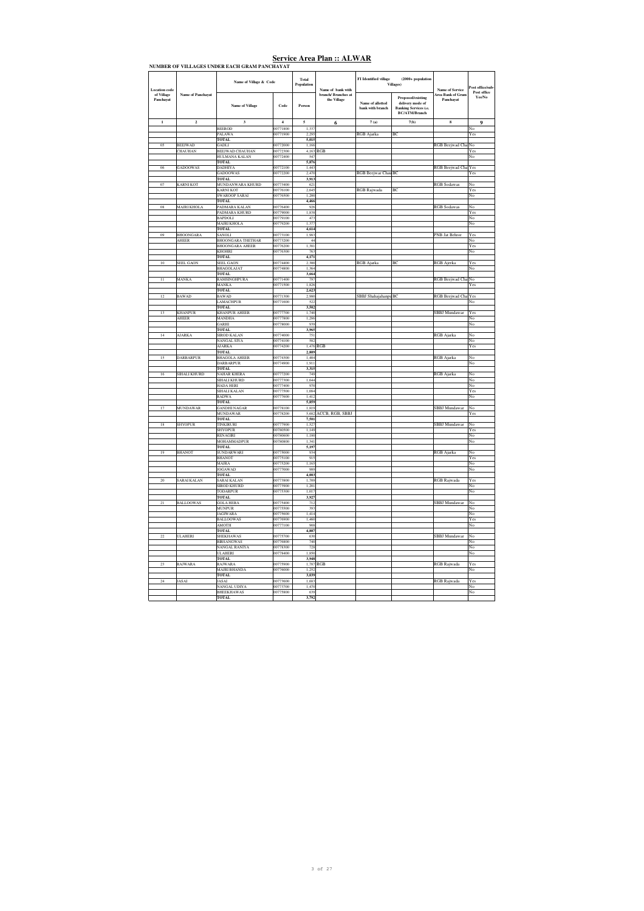# Service Area Plan :: ALWAR

**NUMBER OF VILLAGES UNDER EACH GRAM PANCHAYAT**

| Location code of Village Panchayat | Name of Panchayat | Name of Village & Code | | Total Population | Name of bank with branch/ Branches at the Village | FI Identified village (2000+ population Villages) | | Name of Service Area Bank of Gram Panchayat | Post office/sub-Post office Yes/No |
|---|---|---|---|---|---|---|---|---|---|
| | | Name of Village | Code | Person | | Name of allotted bank with branch | Proposed/existing delivery mode of Banking Services i.e. BC/ATM/Branch | | |
| 1 | 2 | 3 | 4 | 5 | 6 | 7 (a) | 7(b) | 8 | 9 |
| | | BEEROD | 00771800 | 1,337 | | | | | No |
| | | PALAWA | 00771900 | 2,295 | | RGB Ajarka | BC | | Yes |
| | | TOTAL | | 5,015 | | | | | |
| 05 | BEEJWAD CHAUHAN | GADLI | 00772000 | 1,166 | | | | RGB Beejwad Cha | No |
| | | BEEJWAD CHAUHAN | 00772300 | 4,163 | RGB | | | | Yes |
| | | HULMANA KALAN | 00772400 | 547 | | | | | No |
| | | TOTAL | | 5,876 | | | | | |
| 06 | GADOOWAS | DADHIYA | 00772100 | 1,443 | | | | RGB Beejwad Cha | Yes |
| | | GADOOWAS | 00772200 | 2,470 | | RGB Beejwar Chau | BC | | Yes |
| | | TOTAL | | 3,913 | | | | | |
| 07 | KARNI KOT | MUNDANWARA KHURD | 00773400 | 621 | | | | RGB Sodawas | No |
| | | KARNI KOT | 00776100 | 2,645 | | RGB Rajwada | BC | | Yes |
| | | SWAROOP SARAI | 00776500 | 1,200 | | | | | No |
| | | TOTAL | | 4,466 | | | | | |
| 08 | MAJRI KHOLA | PADMARA KALAN | 00776400 | 926 | | | | RGB Sodawas | No |
| | | PADMARA KHURD | 00779000 | 1,838 | | | | | Yes |
| | | BAPDOLI | 00779100 | 473 | | | | | No |
| | | MAJRI KHOLA | 00779200 | 1,377 | | | | | No |
| | | TOTAL | | 4,614 | | | | | |
| 09 | BHOONGARA AHEER | SANOLI | 00773100 | 1,983 | | | | PNB Jat Behror | Yes |
| | | BHOONGARA THETHAR | 00773200 | 44 | | | | | No |
| | | BHOONGARA AHEER | 00776200 | 1,381 | | | | | Yes |
| | | KHOHRI | 00776300 | 763 | | | | | No |
| | | TOTAL | | 4,171 | | | | | |
| 10 | SEEL GAON | SEEL GAON | 00774400 | 2,300 | | RGB Ajarka | BC | RGB Ajarka | Yes |
| | | BHAGOLAJAT | 00774800 | 1,364 | | | | | No |
| | | TOTAL | | 3,664 | | | | | |
| 11 | MANKA | RAMSINGHPURA | 00771400 | 797 | | | | RGB Beejwad Cha | No |
| | | MANKA | 00771500 | 1,826 | | | | | Yes |
| | | TOTAL | | 2,623 | | | | | |
| 12 | BAWAD | BAWAD | 00771300 | 2,980 | | SBBJ Shahajahanpu | BC | RGB Beejwad Cha | Yes |
| | | LAMACHPUR | 00771600 | 522 | | | | | No |
| | | TOTAL | | 3,502 | | | | | |
| 13 | KHANPUR AHEER | KHANPUR AHEER | 00777700 | 1,740 | | | | SBBJ Mundawar | Yes |
| | | MANDHA | 00777800 | 1,286 | | | | | No |
| | | GARHI | 00778000 | 939 | | | | | No |
| | | TOTAL | | 3,965 | | | | | |
| 14 | AJARKA | SIROD KALAN | 00774000 | 751 | | | | RGB Ajarka | No |
| | | NANGAL SIYA | 00774100 | 582 | | | | | No |
| | | AJARKA | 00774200 | 1,476 | RGB | | | | Yes |
| | | TOTAL | | 2,809 | | | | | |
| 15 | DARBARPUR | BHAGOLA AHEER | 00774300 | 1,404 | | | | RGB Ajarka | No |
| | | DARBARPUR | 00774900 | 1,911 | | | | | No |
| | | TOTAL | | 3,315 | | | | | |
| 16 | SIHALI KHURD | NAHAR KHERA | 00777200 | 749 | | | | RGB Ajarka | No |
| | | SIHALI KHURD | 00777300 | 1,644 | | | | | Yes |
| | | HADA HERI | 00777400 | 970 | | | | | No |
| | | SIHALI KALAN | 00777500 | 1,084 | | | | | Yes |
| | | RADWA | 00777600 | 1,412 | | | | | No |
| | | TOTAL | | 5,859 | | | | | |
| 17 | MUNDAWAR | GANDHI NAGAR | 00778100 | 1,819 | | | | SBBJ Mundawar | No |
| | | MUNDAWAR | 00778200 | 5,682 | ACCB, RGB, SBBJ | | | | Yes |
| | | TOTAL | | 7,501 | | | | | |
| 18 | SHYOPUR | TINKIRURI | 00777900 | 1,527 | | | | SBBJ Mundawar | No |
| | | SHYOPUR | 00780500 | 1,149 | | | | | Yes |
| | | RENAGIRI | 00780600 | 1,180 | | | | | No |
| | | MOHAMMADPUR | 00780800 | 1,341 | | | | | No |
| | | TOTAL | | 5,197 | | | | | |
| 19 | BHANOT | SUNDARWARI | 00775000 | 934 | | | | RGB Ajarka | No |
| | | BHANOT | 00775100 | 915 | | | | | Yes |
| | | MAJRA | 00775200 | 1,165 | | | | | No |
| | | JOGAWAD | 00777000 | 989 | | | | | No |
| | | TOTAL | | 4,003 | | | | | |
| 20 | SARAI KALAN | SARAI KALAN | 00773800 | 1,709 | | | | RGB Rajwada | Yes |
| | | SIROD KHURD | 00773900 | 1,201 | | | | | No |
| | | TODARPUR | 00775300 | 1,017 | | | | | No |
| | | TOTAL | | 3,927 | | | | | |
| 21 | BALLOOWAS | GOLA HERA | 00775400 | 712 | | | | SBBJ Mundawar | No |
| | | MUNPUR | 00775500 | 393 | | | | | No |
| | | JAGIWARA | 00775600 | 1,414 | | | | | No |
| | | BALLOOWAS | 00776900 | 1,460 | | | | | Yes |
| | | AMOTH | 00777100 | 908 | | | | | No |
| | | TOTAL | | 4,887 | | | | | |
| 22 | ULAHERI | SHEKHAWAS | 00775700 | 630 | | | | SBBJ Mundawar | No |
| | | BIRSANGWAS | 00776800 | 740 | | | | | No |
| | | NANGAL RANIYA | 00778300 | 728 | | | | | No |
| | | ULAHERI | 00778400 | 1,850 | | | | | No |
| | | TOTAL | | 3,948 | | | | | |
| 23 | RAJWARA | RAJWARA | 00775900 | 1,787 | RGB | | | RGB Rajwada | Yes |
| | | MAJRI BHANDA | 00776000 | 1,252 | | | | | No |
| | | TOTAL | | 3,039 | | | | | |
| 24 | JASAI | JASAI | 00773600 | 1,683 | | | | RGB Rajwada | Yes |
| | | NANGAL UDIYA | 00773700 | 1,470 | | | | | No |
| | | BHEEKHAWAS | 00775800 | 639 | | | | | No |
| | | TOTAL | | 3,792 | | | | | |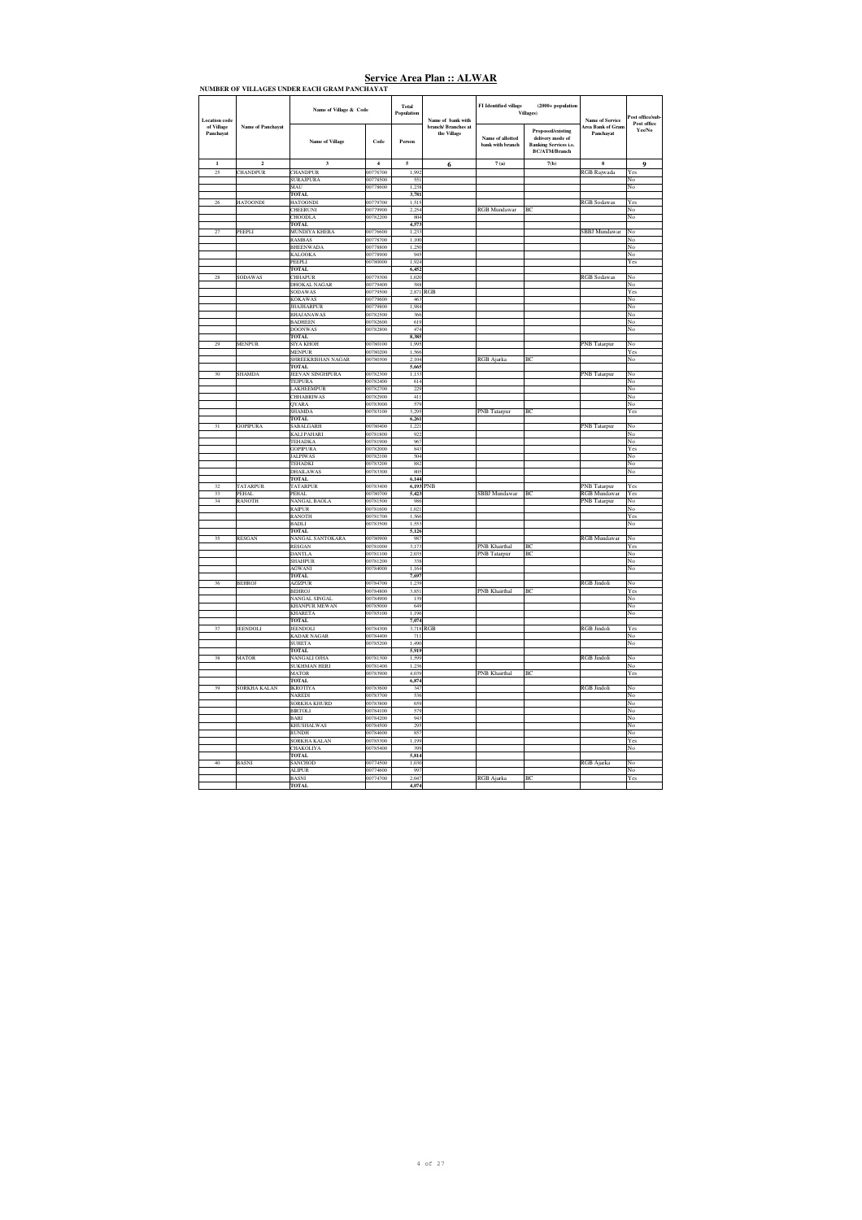# Service Area Plan :: ALWAR

**NUMBER OF VILLAGES UNDER EACH GRAM PANCHAYAT**

| Location code of Village Panchayat | Name of Panchayat | Name of Village & Code | | Total Population | Name of bank with branch/ Branches at the Village | FI Identified village (2000+ population Villages) | | Name of Service Area Bank of Gram Panchayat | Post office/sub-Post office Yes/No |
|---|---|---|---|---|---|---|---|---|---|
| | | Name of Village | Code | Person | | Name of allotted bank with branch | Proposed/existing delivery mode of Banking Services i.e. BC/ATM/Branch | | |
| 1 | 2 | 3 | 4 | 5 | 6 | 7 (a) | 7(b) | 8 | 9 |
| 25 | CHANDPUR | CHANDPUR | 00778700 | 1,992 | | | | RGB Rajwada | Yes |
| | | SURAJPURA | 00778500 | 551 | | | | | No |
| | | MAU | 00778600 | 1,238 | | | | | No |
| | | **TOTAL** | | **3,781** | | | | | |
| 26 | HATOONDI | HATOONDI | 00779700 | 1,515 | | | | RGB Sodawas | Yes |
| | | CHEERUNI | 00779900 | 2,254 | | RGB Mundawar | BC | | No |
| | | CHOODLA | 00782200 | 804 | | | | | No |
| | | **TOTAL** | | **4,573** | | | | | |
| 27 | PEEPLI | MUNDIYA KHERA | 00776600 | 1,233 | | | | SBBJ Mundawar | No |
| | | RAMBAS | 00778700 | 1,100 | | | | | No |
| | | BHEENWADA | 00778800 | 1,250 | | | | | No |
| | | KALOOKA | 00778900 | 945 | | | | | No |
| | | PEEPLI | 00780000 | 1,924 | | | | | Yes |
| | | **TOTAL** | | **6,452** | | | | | |
| 28 | SODAWAS | CHHAPUR | 00779300 | 1,020 | | | | RGB Sodawas | No |
| | | DHOKAL NAGAR | 00779400 | 588 | | | | | No |
| | | SODAWAS | 00779500 | 2,871 | RGB | | | | Yes |
| | | KOKAWAS | 00779600 | 463 | | | | | No |
| | | JHADARPUR | 00779800 | 1,984 | | | | | No |
| | | BHAJANAWAS | 00782500 | 366 | | | | | No |
| | | BADHEEN | 00782600 | 619 | | | | | No |
| | | DOONWAS | 00782800 | 474 | | | | | No |
| | | **TOTAL** | | **8,385** | | | | | |
| 29 | MENPUR | SIYA KHOH | 00780100 | 1,995 | | | | PNB Tatarpur | No |
| | | MENPUR | 00780200 | 1,566 | | | | | Yes |
| | | SHREEKRISHAN NAGAR | 00780300 | 2,104 | | RGB Ajarka | BC | | No |
| | | **TOTAL** | | **5,665** | | | | | |
| 30 | SHAMDA | JEEVAN SINGHPURA | 00782300 | 1,133 | | | | PNB Tatarpur | No |
| | | TEJPURA | 00782400 | 614 | | | | | No |
| | | LAKHEEMPUR | 00782700 | 229 | | | | | No |
| | | CHHABRIWAS | 00782900 | 412 | | | | | No |
| | | QYARA | 00783000 | 579 | | | | | No |
| | | SHAMDA | 00783100 | 3,293 | | PNB Tatarpur | BC | | Yes |
| | | **TOTAL** | | **6,261** | | | | | |
| 31 | GOPIPURA | SABALGARH | 00780400 | 1,221 | | | | PNB Tatarpur | No |
| | | KALI PAHARI | 00781800 | 922 | | | | | No |
| | | TEHADKA | 00781900 | 967 | | | | | No |
| | | GOPIPURA | 00782000 | 845 | | | | | Yes |
| | | JALPIWAS | 00782100 | 504 | | | | | No |
| | | TEHADKI | 00783200 | 882 | | | | | No |
| | | DHAILAWAS | 00783300 | 805 | | | | | No |
| | | **TOTAL** | | **6,144** | | | | | |
| 32 | TATARPUR | TATARPUR | 00783400 | 6,193 | PNB | | | PNB Tatarpur | Yes |
| 33 | PEHAL | PEHAL | 00780700 | 5,423 | | SBBJ Mundawar | BC | RGB Mundawar | Yes |
| 34 | RANOTH | NANGAL BAOLA | 00781500 | 986 | | | | PNB Tatarpur | No |
| | | RAIPUR | 00781600 | 1,021 | | | | | No |
| | | RANOTH | 00781700 | 1,566 | | | | | Yes |
| | | BADLI | 00783500 | 1,553 | | | | | No |
| | | **TOTAL** | | **5,126** | | | | | |
| 35 | RESGAN | NANGAL SANTOKARA | 00780900 | 987 | | | | RGB Mundawar | No |
| | | RESGAN | 00781000 | 3,173 | | PNB Khairthal | BC | | Yes |
| | | DANTLA | 00781100 | 2,035 | | PNB Tatarpur | BC | | No |
| | | SHAHPUR | 00781200 | 338 | | | | | No |
| | | AGWANI | 00784000 | 1,164 | | | | | No |
| | | **TOTAL** | | **7,697** | | | | | |
| 36 | BEHROJ | AZIZPUR | 00784700 | 1,239 | | | | RGB Jindoli | No |
| | | BEHROJ | 00784800 | 3,851 | | PNB Khairthal | BC | | Yes |
| | | NANGAL SINGAL | 00784900 | 139 | | | | | No |
| | | KHANPUR MEWAN | 00785000 | 649 | | | | | No |
| | | KHARETA | 00785100 | 1,196 | | | | | No |
| | | **TOTAL** | | **7,074** | | | | | |
| 37 | JEENDOLI | JEENDOLI | 00784300 | 3,718 | RGB | | | RGB Jindoli | Yes |
| | | KADAR NAGAR | 00784400 | 711 | | | | | No |
| | | SUHETA | 00785200 | 1,490 | | | | | No |
| | | **TOTAL** | | **5,919** | | | | | |
| 38 | MATOR | NANGALI OJHA | 00781300 | 1,599 | | | | RGB Jindoli | No |
| | | SUKHMAN HERI | 00781400 | 1,236 | | | | | No |
| | | MATOR | 00783900 | 4,039 | | PNB Khairthal | BC | | Yes |
| | | **TOTAL** | | **6,874** | | | | | |
| 39 | SORKHA KALAN | IKROTIYA | 00783600 | 347 | | | | RGB Jindoli | No |
| | | NAREDI | 00783700 | 536 | | | | | No |
| | | SORKHA KHURD | 00783800 | 659 | | | | | No |
| | | BIRTOLI | 00784100 | 579 | | | | | No |
| | | BARI | 00784200 | 943 | | | | | No |
| | | KHUSHALWAS | 00784500 | 293 | | | | | No |
| | | RUNDH | 00784600 | 857 | | | | | No |
| | | SORKHA KALAN | 00785300 | 1,199 | | | | | Yes |
| | | CHAKOLIYA | 00785400 | 399 | | | | | No |
| | | **TOTAL** | | **5,814** | | | | | |
| 40 | BASNI | SANCHOD | 00774500 | 1,030 | | | | RGB Ajarka | No |
| | | ALIPUR | 00774600 | 997 | | | | | No |
| | | BASNI | 00774700 | 2,047 | | RGB Ajarka | BC | | Yes |
| | | **TOTAL** | | **4,074** | | | | | |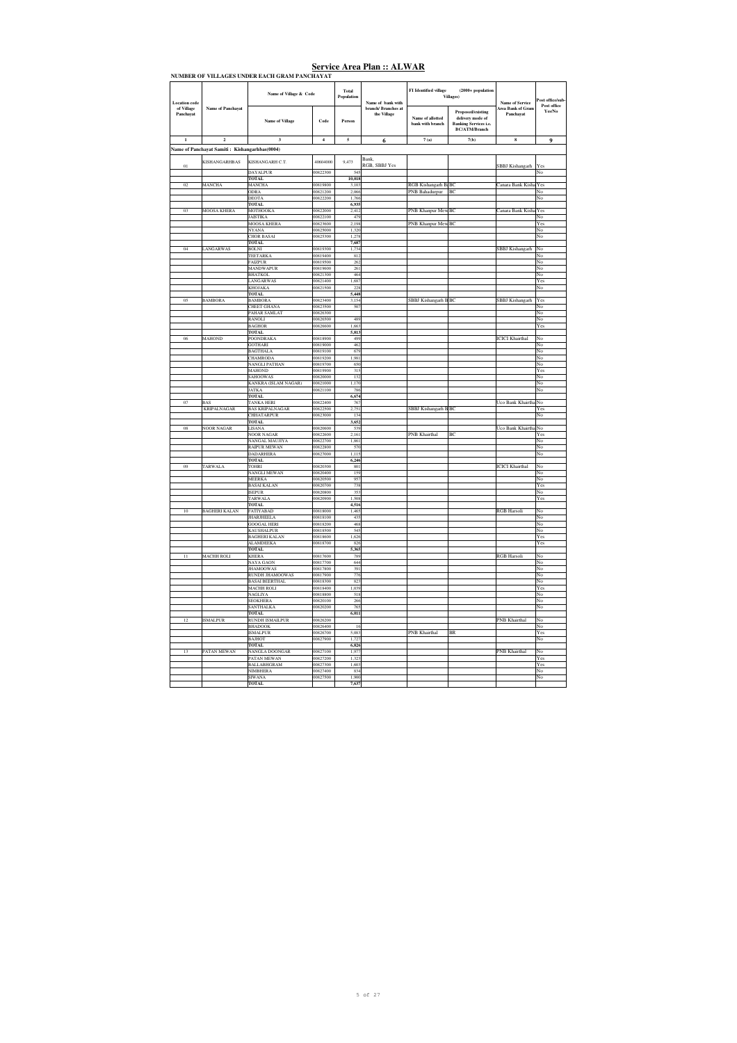# Service Area Plan :: ALWAR

**NUMBER OF VILLAGES UNDER EACH GRAM PANCHAYAT**

| Location code of Village Panchayat | Name of Panchayat | Name of Village & Code | | Total Population | Name of bank with branch/ Branches at the Village | FI Identified village (2000+ population Villages) | | Name of Service Area Bank of Gram Panchayat | Post office/sub-Post office Yes/No |
|---|---|---|---|---|---|---|---|---|---|
| | | Name of Village | Code | Person | | Name of allotted bank with branch | Proposed/existing delivery mode of Banking Services i.e. BC/ATM/Branch | | |
| 1 | 2 | 3 | 4 | 5 | 6 | 7 (a) | 7(b) | 8 | 9 |
| **Name of Panchayat Samiti : Kishangarhbas(0004)** | | | | | | | | | |
| 01 | KISHANGARHBAS | KISHANGARH C.T. | 40604000 | 9,473 | Bank, RGB, SBBJ Yes | | | SBBJ Kishangarh | Yes |
| | | DAYALPUR | 00622300 | 545 | | | | | No |
| | | TOTAL | | 10,018 | | | | | |
| 02 | MANCHA | MANCHA | 00619800 | 3,103 | | RGB Kishangarh Ba | BC | Canara Bank Kisha | Yes |
| | | ODRA | 00621200 | 2,066 | | PNB Bahadurpur | BC | | No |
| | | DEOTA | 00622200 | 1,766 | | | | | No |
| | | TOTAL | | 6,935 | | | | | |
| 03 | MOOSA KHERA | MOTHOOKA | 00622000 | 2,412 | | PNB Khanpur Mew | BC | Canara Bank Kisha | Yes |
| | | JAISTIKA | 00622100 | 479 | | | | | No |
| | | MOOSA KHERA | 00623600 | 2,198 | | PNB Khanpur Mew | BC | | Yes |
| | | NYANA | 00625000 | 1,320 | | | | | No |
| | | CHOR BASAI | 00625300 | 1,278 | | | | | No |
| | | TOTAL | | 7,687 | | | | | |
| 04 | LANGARWAS | BOLNI | 00619300 | 1,734 | | | | SBBJ Kishangarh | No |
| | | TEETARKA | 00619400 | 812 | | | | | No |
| | | FAIZPUR | 00619500 | 262 | | | | | No |
| | | MANDWAPUR | 00619600 | 261 | | | | | No |
| | | BHATKOL | 00621300 | 464 | | | | | No |
| | | LANGARWAS | 00621400 | 1,687 | | | | | Yes |
| | | KHOJAKA | 00621500 | 228 | | | | | No |
| | | TOTAL | | 5,448 | | | | | |
| 05 | BAMBORA | BAMBORA | 00623400 | 3,154 | | SBBJ Kishangarh B | BC | SBBJ Kishangarh | Yes |
| | | CHEET GHANA | 00623500 | 507 | | | | | No |
| | | PAHAR SAMLAT | 00626300 | | | | | | No |
| | | RANOLI | 00626500 | 489 | | | | | No |
| | | BAGHOR | 00626600 | 1,663 | | | | | Yes |
| | | TOTAL | | 5,813 | | | | | |
| 06 | MAHOND | POONDRAKA | 00618900 | 499 | | | | ICICI Khairthal | No |
| | | GOTHARI | 00619000 | 462 | | | | | No |
| | | BAGTHALA | 00619100 | 679 | | | | | No |
| | | CHAMRODA | 00619200 | 1,981 | | | | | No |
| | | NANGLI PATHAN | 00619700 | 650 | | | | | No |
| | | MAHOND | 00619900 | 315 | | | | | Yes |
| | | SAHOOWAS | 00620000 | 132 | | | | | No |
| | | KANKRA (ISLAM NAGAR) | 00621000 | 1,170 | | | | | No |
| | | JATKA | 00621100 | 786 | | | | | No |
| | | TOTAL | | 6,674 | | | | | |
| 07 | BAS KRIPALNAGAR | TANKA HERI | 00622400 | 767 | | | | Uco Bank Khairtha | No |
| | | BAS KRIPALNAGAR | 00622500 | 2,751 | | SBBJ Kishangarh B | BC | | Yes |
| | | CHHATARPUR | 00623000 | 134 | | | | | No |
| | | TOTAL | | 3,652 | | | | | |
| 08 | NOOR NAGAR | LISANA | 00620600 | 539 | | | | Uco Bank Khairtha | No |
| | | NOOR NAGAR | 00622600 | 2,161 | | PNB Khairthal | BC | | Yes |
| | | NANGAL MAUJIYA | 00622700 | 1,861 | | | | | No |
| | | RAJPUR MEWAN | 00622800 | 570 | | | | | No |
| | | DADARHERA | 00627000 | 1,115 | | | | | No |
| | | TOTAL | | 6,246 | | | | | |
| 09 | TARWALA | TOHRI | 00620300 | 801 | | | | ICICI Khairthal | No |
| | | NANGLI MEWAN | 00620400 | 159 | | | | | No |
| | | MEERKA | 00620500 | 957 | | | | | No |
| | | BASAI KALAN | 00620700 | 738 | | | | | Yes |
| | | ISEPUR | 00620800 | 353 | | | | | No |
| | | TARWALA | 00620900 | 1,508 | | | | | Yes |
| | | TOTAL | | 4,516 | | | | | |
| 10 | BAGHERI KALAN | FATIYABAD | 00618000 | 1,465 | | | | RGB Harsoli | No |
| | | JHARJHEELA | 00618100 | 435 | | | | | No |
| | | GOOGAL HERI | 00618200 | 468 | | | | | No |
| | | KAUSHALPUR | 00618500 | 545 | | | | | No |
| | | BAGHERI KALAN | 00618600 | 1,626 | | | | | Yes |
| | | ALAMDEEKA | 00618700 | 826 | | | | | Yes |
| | | TOTAL | | 5,365 | | | | | |
| 11 | MACHH ROLI | KHERA | 00617600 | 789 | | | | RGB Harsoli | No |
| | | NAYA GAON | 00617700 | 644 | | | | | No |
| | | JHAMOOWAS | 00617800 | 391 | | | | | No |
| | | RUNDH JHAMOOWAS | 00617900 | 776 | | | | | No |
| | | BASAI BEERTHAL | 00618300 | 823 | | | | | No |
| | | MACHH ROLI | 00618400 | 1,039 | | | | | Yes |
| | | NAGLIYA | 00618800 | 518 | | | | | No |
| | | SEOKHERA | 00620100 | 266 | | | | | No |
| | | SANTHALKA | 00620200 | 765 | | | | | No |
| | | TOTAL | | 6,011 | | | | | |
| 12 | ISMALPUR | RUNDH ISMAILPUR | 00626200 | | | | | PNB Khairthal | No |
| | | BHADOOK | 00626400 | 16 | | | | | No |
| | | ISMALPUR | 00626700 | 5,083 | | PNB Khairthal | BR | | Yes |
| | | BAJROT | 00627900 | 1,727 | | | | | No |
| | | TOTAL | | 6,826 | | | | | |
| 13 | PATAN MEWAN | NANGLA DOONGAR | 00627100 | 1,977 | | | | PNB Khairthal | No |
| | | PATAN MEWAN | 00627200 | 1,323 | | | | | Yes |
| | | BALLABHGRAM | 00627300 | 1,603 | | | | | Yes |
| | | NIMBHERA | 00627400 | 834 | | | | | No |
| | | SIWANA | 00627500 | 1,900 | | | | | No |
| | | TOTAL | | 7,637 | | | | | |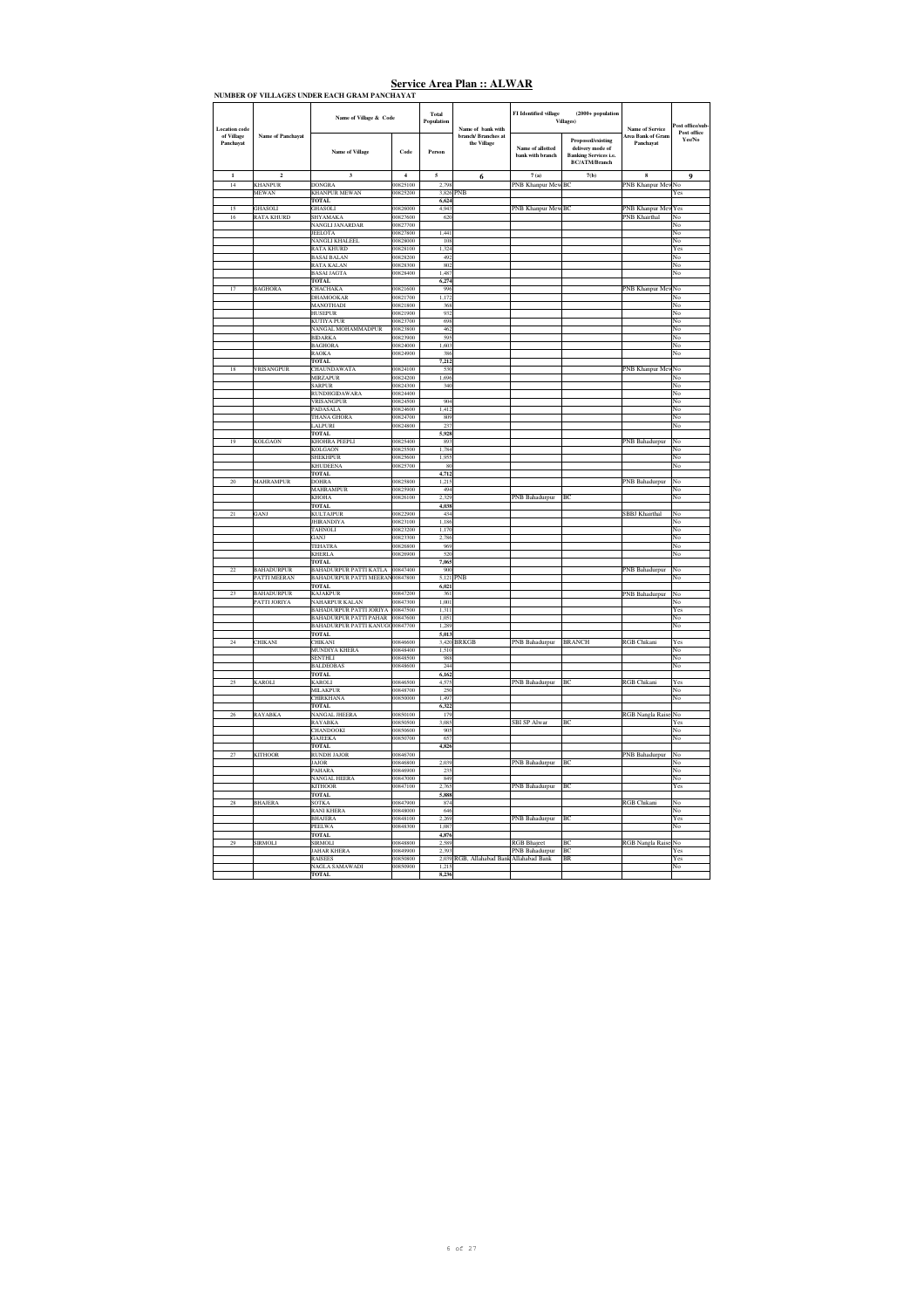# Service Area Plan :: ALWAR

**NUMBER OF VILLAGES UNDER EACH GRAM PANCHAYAT**

| Location code of Village Panchayat | Name of Panchayat | Name of Village & Code | | Total Population | Name of bank with branch/ Branches at the Village | FI Identified village (2000+ population Villages) | | Name of Service Area Bank of Gram Panchayat | Post office/sub-Post office Yes/No |
|---|---|---|---|---|---|---|---|---|---|
| | | Name of Village | Code | Person | | Name of allotted bank with branch | Proposed/existing delivery mode of Banking Services i.e. BC/ATM/Branch | | |
| 1 | 2 | 3 | 4 | 5 | 6 | 7 (a) | 7(b) | 8 | 9 |
| 14 | KHANPUR | DONGRA | 00625100 | 2,798 | | PNB Khanpur Mew | BC | PNB Khanpur Mew | No |
| | MEWAN | KHANPUR MEWAN | 00625200 | 3,826 | PNB | | | | Yes |
| | | TOTAL | | 6,624 | | | | | |
| 15 | GHASOLI | GHASOLI | 00626000 | 4,943 | | PNB Khanpur Mew | BC | PNB Khanpur Mew | Yes |
| 16 | RATA KHURD | SHYAMAKA | 00627600 | 620 | | | | PNB Khairthal | No |
| | | NANGLI JANARDAR | 00627700 | | | | | | No |
| | | JEELOTA | 00627800 | 1,441 | | | | | No |
| | | NANGLI KHALEEL | 00628000 | 108 | | | | | No |
| | | RATA KHURD | 00628100 | 1,324 | | | | | Yes |
| | | BASAI BALAN | 00628200 | 492 | | | | | No |
| | | RATA KALAN | 00628300 | 802 | | | | | No |
| | | BASAI JAGTA | 00628400 | 1,487 | | | | | No |
| | | TOTAL | | 6,274 | | | | | |
| 17 | BAGHORA | CHACHAKA | 00621600 | 996 | | | | PNB Khanpur Mew | No |
| | | DHAMOOKAR | 00621700 | 1,172 | | | | | No |
| | | MANOTHADI | 00621800 | 368 | | | | | No |
| | | HUSEPUR | 00621900 | 932 | | | | | No |
| | | KUTIYA PUR | 00623700 | 698 | | | | | No |
| | | NANGAL MOHAMMADPUR | 00623800 | 462 | | | | | No |
| | | BIDARKA | 00623900 | 595 | | | | | No |
| | | BAGHORA | 00624000 | 1,603 | | | | | No |
| | | RAOKA | 00624900 | 386 | | | | | No |
| | | TOTAL | | 7,212 | | | | | |
| 18 | VRISANGPUR | CHAUNDAWATA | 00624100 | 536 | | | | PNB Khanpur Mew | No |
| | | MIRZAPUR | 00624200 | 1,698 | | | | | No |
| | | SARPUR | 00624300 | 340 | | | | | No |
| | | RUNDHGIDAWARA | 00624400 | | | | | | No |
| | | VRISANGPUR | 00624500 | 904 | | | | | No |
| | | PADASALA | 00624600 | 1,412 | | | | | No |
| | | THANA GHORA | 00624700 | 809 | | | | | No |
| | | LALPURI | 00624800 | 237 | | | | | No |
| | | TOTAL | | 5,928 | | | | | |
| 19 | KOLGAON | KHOHRA PEEPLI | 00625400 | 893 | | | | PNB Bahadurpur | No |
| | | KOLGAON | 00625500 | 1,784 | | | | | No |
| | | SHEKHPUR | 00625600 | 1,955 | | | | | No |
| | | KHUDEENA | 00625700 | 80 | | | | | No |
| | | TOTAL | | 4,712 | | | | | |
| 20 | MAHRAMPUR | DOHRA | 00625800 | 1,215 | | | | PNB Bahadurpur | No |
| | | MAHRAMPUR | 00625900 | 494 | | | | | No |
| | | KHOHA | 00626100 | 2,329 | | PNB Bahadurpur | BC | | No |
| | | TOTAL | | 4,038 | | | | | |
| 21 | GANJ | KULTAJPUR | 00622900 | 434 | | | | SBBJ Khairthal | No |
| | | JHIRANDIYA | 00623100 | 1,186 | | | | | No |
| | | TAHNOLI | 00623200 | 1,170 | | | | | No |
| | | GANJ | 00623300 | 2,786 | | | | | No |
| | | TEHATRA | 00626800 | 969 | | | | | No |
| | | KHERLA | 00626900 | 520 | | | | | No |
| | | TOTAL | | 7,065 | | | | | |
| 22 | BAHADURPUR | BAHADURPUR PATTI KATLA | 00647400 | 900 | | | | PNB Bahadurpur | No |
| | PATTI MEERAN | BAHADURPUR PATTI MEERAN | 00647800 | 5,121 | PNB | | | | No |
| | | TOTAL | | 6,021 | | | | | |
| 23 | BAHADURPUR | KAJAKPUR | 00647200 | 961 | | | | PNB Bahadurpur | No |
| | PATTI JORIYA | NAHARPUR KALAN | 00647300 | 1,001 | | | | | No |
| | | BAHADURPUR PATTI JORIYA | 00647500 | 1,311 | | | | | Yes |
| | | BAHADURPUR PATTI PAHAR | 00647600 | 1,051 | | | | | No |
| | | BAHADURPUR PATTI KANUGO | 00647700 | 1,289 | | | | | No |
| | | TOTAL | | 5,013 | | | | | |
| 24 | CHIKANI | CHIKANI | 00646600 | 3,420 | BRKGB | PNB Bahadurpur | BRANCH | RGB Chikani | Yes |
| | | MUNDIYA KHERA | 00648400 | 1,510 | | | | | No |
| | | SENTHLI | 00648500 | 988 | | | | | No |
| | | BALDEOBAS | 00648600 | 244 | | | | | No |
| | | TOTAL | | 6,162 | | | | | |
| 25 | KAROLI | KAROLI | 00646500 | 4,575 | | PNB Bahadurpur | BC | RGB Chikani | Yes |
| | | MILAKPUR | 00648700 | 250 | | | | | No |
| | | CHIRKHANA | 00650000 | 1,497 | | | | | No |
| | | TOTAL | | 6,322 | | | | | |
| 26 | RAYABKA | NANGAL JHEERA | 00650100 | 179 | | | | RGB Nangla Raise | No |
| | | RAYABKA | 00650500 | 3,085 | | SBI SP Alwar | BC | | Yes |
| | | CHANDOOKI | 00650600 | 905 | | | | | No |
| | | GAJEEKA | 00650700 | 657 | | | | | No |
| | | TOTAL | | 4,826 | | | | | |
| 27 | KITHOOR | RUNDH JAJOR | 00646700 | | | | | PNB Bahadurpur | No |
| | | JAJOR | 00646800 | 2,039 | | PNB Bahadurpur | BC | | No |
| | | PAHARA | 00646900 | 235 | | | | | No |
| | | NANGAL HEERA | 00647000 | 849 | | | | | No |
| | | KITHOOR | 00647100 | 2,765 | | PNB Bahadurpur | BC | | Yes |
| | | TOTAL | | 5,888 | | | | | |
| 28 | BHAJERA | SOTKA | 00647900 | 874 | | | | RGB Chikani | No |
| | | RANI KHERA | 00648000 | 646 | | | | | No |
| | | BHAJERA | 00648100 | 2,269 | | PNB Bahadurpur | BC | | Yes |
| | | PEELWA | 00648300 | 1,087 | | | | | No |
| | | TOTAL | | 4,876 | | | | | |
| 29 | SIRMOLI | SIRMOLI | 00648800 | 2,369 | | RGB Bhajeet | BC | RGB Nangla Raise | No |
| | | JAHAR KHERA | 00649900 | 2,393 | | PNB Bahadurpur | BC | | Yes |
| | | RAISEES | 00650800 | 2,039 | RGB, Allahabad Bank | Allahabad Bank | BR | | Yes |
| | | NAGLA SAMAWADI | 00650900 | 1,215 | | | | | No |
| | | TOTAL | | 8,236 | | | | | |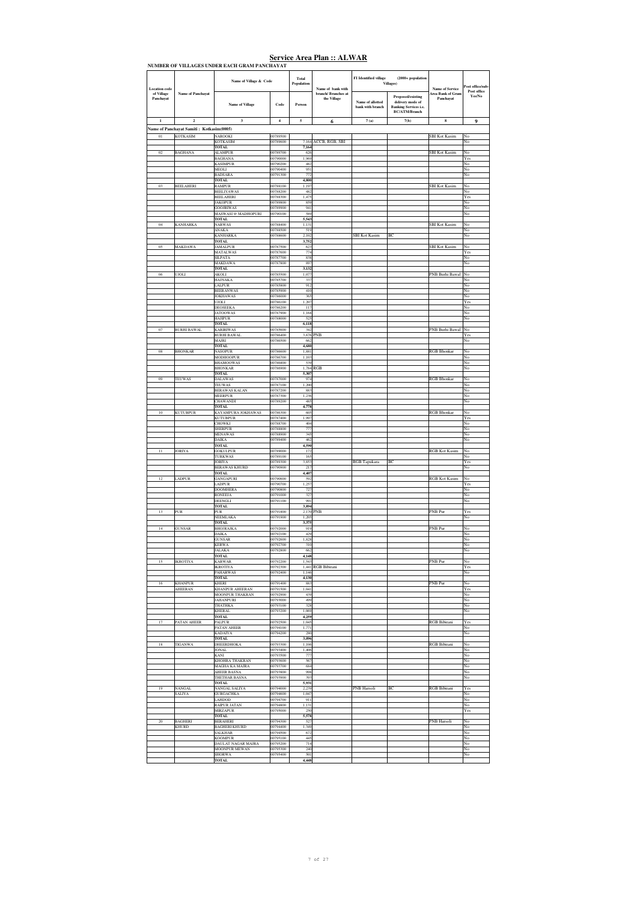# Service Area Plan :: ALWAR

**NUMBER OF VILLAGES UNDER EACH GRAM PANCHAYAT**

| Location code of Village Panchayat | Name of Panchayat | Name of Village & Code | | Total Population | Name of bank with branch/ Branches at the Village | FI Identified village (2000+ population Villages) | | Name of Service Area Bank of Gram Panchayat | Post office/sub-Post office Yes/No |
|---|---|---|---|---|---|---|---|---|---|
| | | Name of Village | Code | Person | | Name of allotted bank with branch | Proposed/existing delivery mode of Banking Services i.e. BC/ATM/Branch | | |
| 1 | 2 | 3 | 4 | 5 | 6 | 7 (a) | 7(b) | 8 | 9 |
| **Name of Panchayat Samiti : Kotkasim(0005)** | | | | | | | | | |
| 01 | KOTKASIM | NAROOKI | 00789500 | | | | | SBI Kot Kasim | No |
| | | KOTKASIM | 00789600 | 7,164 | ACCB, RGB, SBI | | | | No |
| | | **TOTAL** | | **7,164** | | | | | |
| 02 | BAGHANA | ALAMPUR | 00789700 | 626 | | | | SBI Kot Kasim | No |
| | | BAGHANA | 00790000 | 1,969 | | | | | Yes |
| | | KASIMPUR | 00790200 | 482 | | | | | No |
| | | MEOLI | 00790400 | 951 | | | | | No |
| | | BADSARA | 00791300 | 772 | | | | | No |
| | | **TOTAL** | | **4,800** | | | | | |
| 03 | BEELAHERI | RAMPUR | 00788100 | 1,197 | | | | SBI Kot Kasim | No |
| | | BEELIYAWAS | 00788200 | 482 | | | | | No |
| | | BEELAHERI | 00788300 | 1,475 | | | | | Yes |
| | | JAKOPUR | 00789800 | 859 | | | | | No |
| | | GOOJRIWAS | 00789900 | 941 | | | | | No |
| | | MASWASI @ MADHOPURI | 00790100 | 589 | | | | | No |
| | | **TOTAL** | | **5,543** | | | | | |
| 04 | KANHARKA | NARWAS | 00788400 | 1,131 | | | | SBI Kot Kasim | No |
| | | ANAKA | 00788500 | 519 | | | | | No |
| | | KANHARKA | 00788600 | 2,102 | | SBI Kot Kasim | BC | | No |
| | | **TOTAL** | | **3,752** | | | | | |
| 05 | MAKDAWA | JAMALPUR | 00787500 | 623 | | | | SBI Kot Kasim | No |
| | | MATALWAS | 00787600 | 774 | | | | | Yes |
| | | SILPATA | 00787700 | 838 | | | | | No |
| | | MAKDAWA | 00787800 | 897 | | | | | No |
| | | **TOTAL** | | **3,132** | | | | | |
| 06 | UJOLI | AKOLI | 00785500 | 1,077 | | | | PNB Burhi Bawal | No |
| | | HAJNAKA | 00785700 | 337 | | | | | No |
| | | LALPUR | 00785800 | 912 | | | | | No |
| | | BEERANWAS | 00785900 | 410 | | | | | No |
| | | JOKHAWAS | 00786000 | 363 | | | | | No |
| | | UJOLI | 00786100 | 1,207 | | | | | Yes |
| | | DEOSEEKA | 00786200 | 117 | | | | | No |
| | | JATOOWAS | 00787900 | 1,168 | | | | | No |
| | | HAJIPUR | 00788000 | 527 | | | | | No |
| | | **TOTAL** | | **6,118** | | | | | |
| 07 | BURHI BAWAL | KARIRIWAS | 00785600 | 342 | | | | PNB Burhi Bawal | No |
| | | BURHI BAWAL | 00786400 | 3,676 | PNB | | | | Yes |
| | | MAJRI | 00786500 | 662 | | | | | No |
| | | **TOTAL** | | **4,680** | | | | | |
| 08 | BHONKAR | NASOPUR | 00786600 | 1,881 | | | | RGB Bhonkar | No |
| | | MODHOOPUR | 00786700 | 1,103 | | | | | No |
| | | BHAMOOWAS | 00786800 | 539 | | | | | No |
| | | BHONKAR | 00786900 | 1,784 | RGB | | | | No |
| | | **TOTAL** | | **5,307** | | | | | |
| 09 | TEUWAS | DALAWAS | 00787000 | 974 | | | | RGB Bhonkar | No |
| | | TEUWAS | 00787100 | 1,200 | | | | | No |
| | | BERAWAS KALAN | 00787200 | 883 | | | | | No |
| | | MEERPUR | 00787300 | 1,236 | | | | | No |
| | | CHAWANDI | 00789200 | 485 | | | | | No |
| | | **TOTAL** | | **4,778** | | | | | |
| 10 | KUTUBPUR | KAYAMPURA JOKHAWAS | 00786300 | 605 | | | | RGB Bhonkar | No |
| | | KUTUBPUR | 00787400 | 1,997 | | | | | Yes |
| | | CHOWKI | 00788700 | 404 | | | | | No |
| | | SHERPUR | 00788800 | 777 | | | | | No |
| | | MENAWAS | 00788900 | 345 | | | | | No |
| | | DAIKA | 00789400 | 462 | | | | | No |
| | | **TOTAL** | | **4,590** | | | | | |
| 11 | JORIYA | GOKULPUR | 00789000 | 172 | | | | RGB Kot Kasim | No |
| | | TURKWAS | 00789100 | 165 | | | | | No |
| | | JORIYA | 00789300 | 3,853 | | RGB Tapukara | BC | | Yes |
| | | BERAWAS KHURD | 00790900 | 217 | | | | | No |
| | | **TOTAL** | | **4,407** | | | | | |
| 12 | LADPUR | GANGAPURI | 00790600 | 592 | | | | RGB Kot Kasim | No |
| | | LADPUR | 00790700 | 1,257 | | | | | Yes |
| | | DOOMHERA | 00790800 | 727 | | | | | No |
| | | RONEEJA | 00791000 | 327 | | | | | No |
| | | DEENGLI | 00791100 | 991 | | | | | No |
| | | **TOTAL** | | **3,894** | | | | | |
| 13 | PUR | PUR | 00791800 | 2,170 | PNB | | | PNB Pur | Yes |
| | | NEEMLAKA | 00791900 | 1,205 | | | | | No |
| | | **TOTAL** | | **3,375** | | | | | |
| 14 | GUNSAR | BHOJRAJKA | 00792000 | 919 | | | | PNB Pur | No |
| | | DAIKA | 00792100 | 429 | | | | | No |
| | | GUNSAR | 00792600 | 1,828 | | | | | No |
| | | KERWA | 00792700 | 310 | | | | | No |
| | | JALAKA | 00792800 | 662 | | | | | No |
| | | **TOTAL** | | **4,148** | | | | | |
| 15 | IKROTIYA | KARWAR | 00792200 | 1,543 | | | | PNB Pur | No |
| | | IKROTIYA | 00792300 | 1,441 | RGB Bibirani | | | | Yes |
| | | PAHARWAS | 00792400 | 1,146 | | | | | No |
| | | **TOTAL** | | **4,130** | | | | | |
| 16 | KHANPUR AHEERAN | KHERI | 00791400 | 883 | | | | PNB Pur | No |
| | | KHANPUR AHEERAN | 00791500 | 1,041 | | | | | Yes |
| | | MOONPUR THAKRAN | 00792900 | 439 | | | | | No |
| | | JAHANPURI | 00793000 | 499 | | | | | No |
| | | THATHKA | 00793100 | 328 | | | | | No |
| | | KHERAL | 00793200 | 1,069 | | | | | No |
| | | **TOTAL** | | **4,259** | | | | | |
| 17 | PATAN AHEER | PALPUR | 00792500 | 1,045 | | | | RGB Bibirani | Yes |
| | | PATAN AHEER | 00794100 | 1,771 | | | | | No |
| | | KADAIYA | 00794200 | 280 | | | | | No |
| | | **TOTAL** | | **3,096** | | | | | |
| 18 | TIGANWA | DHEERDHOKA | 00793300 | 1,106 | | | | RGB Bibirani | No |
| | | JONAL | 00793400 | 1,406 | | | | | No |
| | | KANI | 00793500 | 777 | | | | | No |
| | | KHOHRA THAKRAN | 00793600 | 567 | | | | | No |
| | | MAGHA KA MAJRA | 00793700 | 684 | | | | | No |
| | | AHEER BASNA | 00793800 | 998 | | | | | No |
| | | THETHAR BASNA | 00793900 | 393 | | | | | No |
| | | **TOTAL** | | **5,931** | | | | | |
| 19 | NANGAL SALIYA | NANGAL SALIYA | 00794000 | 2,239 | | PNB Harsoli | BC | RGB Bibirani | Yes |
| | | GURGACHKA | 00794600 | 1,047 | | | | | No |
| | | LAHDOD | 00794700 | 911 | | | | | No |
| | | RAIPUR JATAN | 00794800 | 1,131 | | | | | No |
| | | MIRZAPUR | 00795000 | 250 | | | | | Yes |
| | | **TOTAL** | | **5,578** | | | | | |
| 20 | BAGHERI KHURD | BERAHERI | 00794300 | 527 | | | | PNB Harsoli | No |
| | | BAGHERI KHURD | 00794400 | 1,349 | | | | | No |
| | | SALKHAR | 00794500 | 672 | | | | | No |
| | | KOOMPUR | 00795100 | 445 | | | | | No |
| | | DAULAT NAGAR MAJRA | 00795200 | 714 | | | | | No |
| | | MOONPUR MEWAN | 00795300 | 240 | | | | | No |
| | | SHORWA | 00795400 | 501 | | | | | No |
| | | **TOTAL** | | **4,448** | | | | | |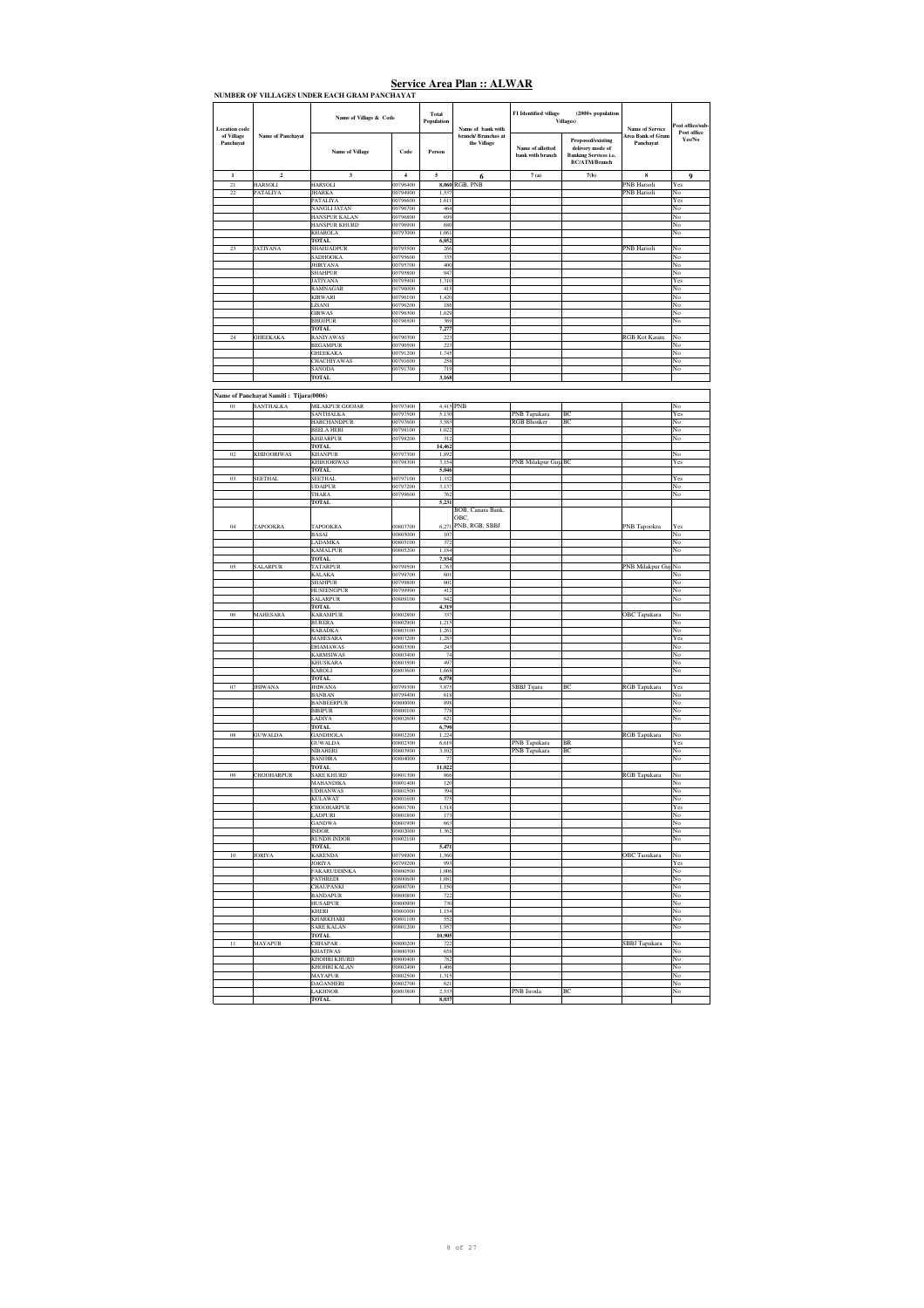# Service Area Plan :: ALWAR

**NUMBER OF VILLAGES UNDER EACH GRAM PANCHAYAT**

| Location code of Village Panchayat | Name of Panchayat | Name of Village & Code | | Total Population | Name of bank with branch/ Branches at the Village | FI Identified village (2000+ population Villages) | | Name of Service Area Bank of Gram Panchayat | Post office/sub-Post office Yes/No |
|---|---|---|---|---|---|---|---|---|---|
| | | Name of Village | Code | Person | | Name of allotted bank with branch | Proposed/existing delivery mode of Banking Services i.e. BC/ATM/Branch | | |
| 1 | 2 | 3 | 4 | 5 | 6 | 7 (a) | 7(b) | 8 | 9 |
| 21 | HARSOLI | HARSOLI | 00796400 | 8,060 | RGB, PNB | | | PNB Harsoli | Yes |
| 22 | PATALIYA | JHARKA | 00794900 | 1,537 | | | | PNB Harsoli | No |
| | | PATALIYA | 00796600 | 1,611 | | | | | Yes |
| | | NANGLI JATAN | 00796700 | 464 | | | | | No |
| | | HANSPUR KALAN | 00796800 | 699 | | | | | No |
| | | HANSPUR KHURD | 00796900 | 680 | | | | | No |
| | | KHAROLA | 00797000 | 1,061 | | | | | No |
| | | TOTAL | | 6,052 | | | | | |
| 23 | JATIYANA | SHAHJADPUR | 00795500 | 266 | | | | PNB Harsoli | No |
| | | SADHOOKA | 00795600 | 335 | | | | | No |
| | | JHIRYANA | 00795700 | 400 | | | | | No |
| | | SHAHPUR | 00795800 | 947 | | | | | No |
| | | JATIYANA | 00795900 | 1,310 | | | | | Yes |
| | | RAMNAGAR | 00796000 | 415 | | | | | No |
| | | KIRWARI | 00796100 | 1,420 | | | | | No |
| | | LISANI | 00796200 | 186 | | | | | No |
| | | GIRWAS | 00796300 | 1,629 | | | | | No |
| | | BHOJPUR | 00796500 | 369 | | | | | No |
| | | TOTAL | | 7,277 | | | | | |
| 24 | GHEEKAKA | RANIYAWAS | 00790300 | 223 | | | | RGB Kot Kasim | No |
| | | BEGAMPUR | 00790500 | 223 | | | | | No |
| | | GHEEKAKA | 00791200 | 1,745 | | | | | No |
| | | CHACHIYAWAS | 00791600 | 258 | | | | | No |
| | | SANODA | 00791700 | 719 | | | | | No |
| | | TOTAL | | 3,168 | | | | | |

**Name of Panchayat Samiti : Tijara(0006)**

| Location code of Village Panchayat | Name of Panchayat | Name of Village | Code | Person | Name of bank with branch/ Branches at the Village | Name of allotted bank with branch | Proposed/existing delivery mode | Name of Service Area Bank of Gram Panchayat | Post office/sub-Post office Yes/No |
|---|---|---|---|---|---|---|---|---|---|
| 01 | SANTHALKA | MILAKPUR GOOJAR | 00797400 | 4,415 | PNB | | | | No |
| | | SANTHALKA | 00797500 | 5,130 | | PNB Tapukara | BC | | Yes |
| | | HARCHANDPUR | 00797600 | 3,583 | | RGB Bhunker | BC | | No |
| | | BEELA HERI | 00798100 | 1,022 | | | | | No |
| | | KHIJARPUR | 00798200 | 312 | | | | | No |
| | | TOTAL | | 14,462 | | | | | |
| 02 | KHIJOORIWAS | KHANPUR | 00797300 | 1,892 | | | | | No |
| | | KHIJOORIWAS | 00798300 | 3,154 | | PNB Milakpur Guj | BC | | Yes |
| | | TOTAL | | 5,046 | | | | | |
| 03 | SEETHAL | SEETHAL | 00797100 | 1,332 | | | | | Yes |
| | | UDAIPUR | 00797200 | 3,137 | | | | | No |
| | | THARA | 00799600 | 762 | | | | | No |
| | | TOTAL | | 5,231 | | | | | |
| 04 | TAPOOKRA | TAPOOKRA | 00803700 | 6,271 | BOB, Canara Bank, OBC, PNB, RGB, SBBJ | | | PNB Tapookra | Yes |
| | | BASAI | 00805000 | 107 | | | | | No |
| | | LADAMKA | 00805100 | 372 | | | | | No |
| | | KAMALPUR | 00805200 | 1,184 | | | | | No |
| | | TOTAL | | 7,934 | | | | | |
| 05 | SALARPUR | TATARPUR | 00799500 | 1,763 | | | | PNB Milakpur Guj | No |
| | | KALAKA | 00799700 | 601 | | | | | No |
| | | SHAHPUR | 00799800 | 601 | | | | | No |
| | | HUSEENGPUR | 00799900 | 412 | | | | | No |
| | | SALARPUR | 00809100 | 942 | | | | | No |
| | | TOTAL | | 4,319 | | | | | |
| 06 | MAHESARA | KARAMPUR | 00802600 | 337 | | | | OBC Tapukara | No |
| | | BUREIRA | 00802900 | 1,215 | | | | | No |
| | | RABADKA | 00803100 | 1,261 | | | | | No |
| | | MAHESARA | 00803200 | 1,283 | | | | | Yes |
| | | DHAMAWAS | 00803300 | 243 | | | | | No |
| | | KARMSIWAS | 00803400 | 74 | | | | | No |
| | | KHUSKARA | 00803500 | 497 | | | | | No |
| | | KAROLI | 00803600 | 1,668 | | | | | No |
| | | TOTAL | | 6,578 | | | | | |
| 07 | JHIWANA | JHIWANA | 00799300 | 3,875 | | SBBJ Tijara | BC | RGB Tapukara | Yes |
| | | BANBAN | 00799400 | 618 | | | | | No |
| | | BANBEERPUR | 00800000 | 898 | | | | | No |
| | | BIBIPUR | 00800100 | 778 | | | | | No |
| | | LADIYA | 00802600 | 621 | | | | | No |
| | | TOTAL | | 6,790 | | | | | |
| 08 | GUWALDA | GANDHOLA | 00802200 | 1,224 | | | | RGB Tapukara | No |
| | | GUWALDA | 00802300 | 6,619 | | PNB Tapukara | BR | | Yes |
| | | NIBAHERI | 00803900 | 3,102 | | PNB Tapukara | BC | | No |
| | | BANIHRA | 00804000 | 77 | | | | | No |
| | | TOTAL | | 11,022 | | | | | |
| 09 | CHOOHARPUR | SARE KHURD | 00801300 | 866 | | | | RGB Tapukara | No |
| | | MAHANDIKA | 00801400 | 120 | | | | | No |
| | | UDHANWAS | 00801500 | 394 | | | | | No |
| | | KULAWAT | 00801600 | 375 | | | | | No |
| | | CHOOHARPUR | 00801700 | 1,518 | | | | | Yes |
| | | LADPURI | 00801800 | 173 | | | | | No |
| | | GANDWA | 00801900 | 663 | | | | | No |
| | | INDOR | 00802000 | 1,362 | | | | | No |
| | | RUNDH INDOR | 00802100 | | | | | | No |
| | | TOTAL | | 5,471 | | | | | |
| 10 | JORIYA | KARENDA | 00799900 | 1,560 | | | | OBC Tazukara | No |
| | | JORIYA | 00799200 | 993 | | | | | Yes |
| | | FAKARUDDINKA | 00800500 | 1,006 | | | | | No |
| | | PATHREDI | 00800600 | 1,081 | | | | | No |
| | | CHAUPANKI | 00800700 | 1,150 | | | | | No |
| | | BANDAPUR | 00800800 | 722 | | | | | No |
| | | HUSAIPUR | 00800900 | 730 | | | | | No |
| | | KHERI | 00801000 | 1,154 | | | | | No |
| | | KHARKHARI | 00801100 | 552 | | | | | No |
| | | SARE KALAN | 00801200 | 1,957 | | | | | No |
| | | TOTAL | | 10,905 | | | | | |
| 11 | MAYAPUR | CHHAPAR | 00800200 | 722 | | | | SBBJ Tapukara | No |
| | | KHATIWAS | 00800300 | 658 | | | | | No |
| | | KHOHRI KHURD | 00800400 | 782 | | | | | No |
| | | KHOHRI KALAN | 00802400 | 1,406 | | | | | No |
| | | MAYAPUR | 00802500 | 1,315 | | | | | No |
| | | DAGANHERI | 00802700 | 621 | | | | | No |
| | | LAKHNOR | 00803800 | 2,533 | | PNB Isroda | BC | | No |
| | | TOTAL | | 8,037 | | | | | |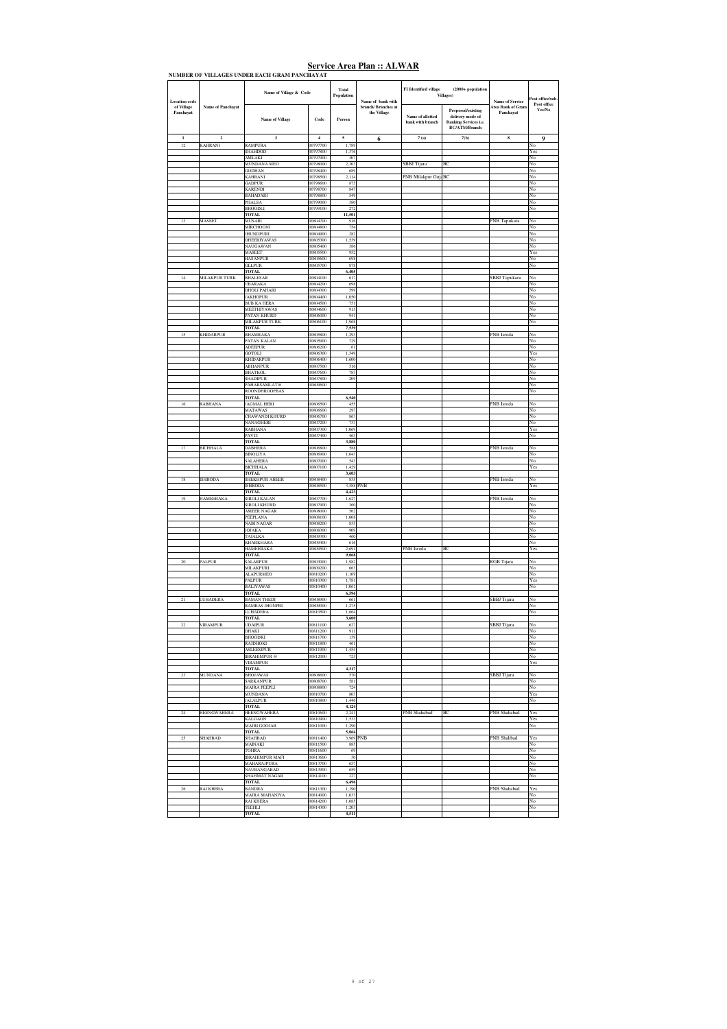# Service Area Plan :: ALWAR

**NUMBER OF VILLAGES UNDER EACH GRAM PANCHAYAT**

| Location code of Village Panchayat | Name of Panchayat | Name of Village & Code | | Total Population | Name of bank with branch/ Branches at the Village | FI Identified village (2000+ population Villages) | | Name of Service Area Bank of Gram Panchayat | Post office/sub-Post office Yes/No |
|---|---|---|---|---|---|---|---|---|---|
| | | Name of Village | Code | Person | | Name of allotted bank with branch | Proposed/existing delivery mode of Banking Services i.e. BC/ATM/Branch | | |
| 1 | 2 | 3 | 4 | 5 | 6 | 7 (a) | 7(b) | 8 | 9 |
| 12 | KAHRANI | RAMPURA | 00797700 | 1,789 | | | | | No |
| | | SHAHDOD | 00797800 | 1,378 | | | | | Yes |
| | | AMLAKI | 00797900 | 307 | | | | | No |
| | | MUNDANA MEO | 00798000 | 2,303 | | SBBJ Tijara | BC | | No |
| | | GODHAN | 00798400 | 689 | | | | | No |
| | | KAHRANI | 00798500 | 2,114 | | PNB Milakpur Guj | BC | | No |
| | | GADPUR | 00798600 | 875 | | | | | No |
| | | KARENDI | 00798700 | 847 | | | | | No |
| | | BAHADARI | 00798800 | 549 | | | | | No |
| | | PHALSA | 00799000 | 380 | | | | | No |
| | | BHOODLI | 00799100 | 272 | | | | | No |
| | | **TOTAL** | | **11,501** | | | | | |
| 13 | MASEET | MUSARI | 00804700 | 916 | | | | PNB Tapukara | No |
| | | MIRCHOONI | 00804800 | 754 | | | | | No |
| | | JHUNDPURI | 00804900 | 282 | | | | | No |
| | | DHEERIYAWAS | 00805300 | 1,539 | | | | | No |
| | | NAUGAWAN | 00805400 | 386 | | | | | No |
| | | MASEET | 00805500 | 952 | | | | | Yes |
| | | HASANPUR | 00805600 | 698 | | | | | No |
| | | GELPUR | 00805700 | 878 | | | | | No |
| | | **TOTAL** | | **6,405** | | | | | |
| 14 | MILAKPUR TURK | BHALESAR | 00804100 | 617 | | | | SBBJ Tapukara | No |
| | | UBARAKA | 00804200 | 698 | | | | | No |
| | | DHOLI PAHARI | 00804300 | 599 | | | | | No |
| | | JAKHOPUR | 00804400 | 1,050 | | | | | No |
| | | BUB KA HERA | 00804500 | 751 | | | | | No |
| | | MEETHIYAWAS | 00804600 | 915 | | | | | No |
| | | PATAN KHURD | 00806000 | 941 | | | | | No |
| | | MILAKPUR TURK | 00806100 | 1,968 | | | | | No |
| | | **TOTAL** | | **7,539** | | | | | |
| 15 | KHIDARPUR | BHAMRAKA | 00805800 | 1,293 | | | | PNB Isroda | No |
| | | PATAN KALAN | 00805900 | 729 | | | | | No |
| | | ADEEPUR | 00806200 | 61 | | | | | No |
| | | GOTOLI | 00806300 | 1,349 | | | | | Yes |
| | | KHIDARPUR | 00806400 | 1,600 | | | | | No |
| | | ABHANPUR | 00807500 | 516 | | | | | No |
| | | BHATKOL | 00807600 | 783 | | | | | No |
| | | SHADIPUR | 00807800 | 209 | | | | | No |
| | | PAHARSAMLAT@ | 00809600 | | | | | | No |
| | | ROONDHROOPBAS | | | | | | | No |
| | | **TOTAL** | | **6,540** | | | | | |
| 16 | RABHANA | JAGMAL HERI | 00806500 | 455 | | | | PNB Isroda | No |
| | | MATAWAS | 00806600 | 297 | | | | | No |
| | | CHAWANDI KHURD | 00806700 | 863 | | | | | No |
| | | NANAGHERI | 00807200 | 753 | | | | | No |
| | | RABHANA | 00807300 | 1,069 | | | | | Yes |
| | | PAVTI | 00807400 | 463 | | | | | No |
| | | **TOTAL** | | **3,880** | | | | | |
| 17 | BICHHALA | DABHERA | 00806800 | 588 | | | | PNB Isroda | No |
| | | BINOLIYA | 00806900 | 1,043 | | | | | No |
| | | SALAHERA | 00807000 | 543 | | | | | No |
| | | BICHHALA | 00807100 | 1,429 | | | | | Yes |
| | | **TOTAL** | | **3,603** | | | | | |
| 18 | ISHRODA | SHEKHPUR AHEER | 00808400 | 835 | | | | PNB Isroda | No |
| | | ISHRODA | 00808500 | 3,588 | PNB | | | | Yes |
| | | **TOTAL** | | **4,423** | | | | | |
| 19 | HAMEERAKA | SIROLI KALAN | 00807700 | 1,627 | | | | PNB Isroda | No |
| | | SIROLI KHURD | 00807900 | 360 | | | | | No |
| | | AMEER NAGAR | 00808000 | 562 | | | | | No |
| | | PEEPLANA | 00808100 | 1,008 | | | | | No |
| | | NABI NAGAR | 00808200 | 835 | | | | | No |
| | | JOJAKA | 00808300 | 909 | | | | | No |
| | | TAJALKA | 00809300 | 460 | | | | | No |
| | | KHARKHARA | 00809400 | 616 | | | | | No |
| | | HAMEERAKA | 00809500 | 2,691 | | PNB Isroda | BC | | Yes |
| | | **TOTAL** | | **9,068** | | | | | |
| 20 | PALPUR | SALARPUR | 00803000 | 1,982 | | | | RGB Tijara | No |
| | | MILAKPURI | 00809200 | 663 | | | | | No |
| | | ALAPURMEO | 00810200 | 1,109 | | | | | No |
| | | PALPUR | 00810300 | 1,781 | | | | | Yes |
| | | BALIYAWAS | 00810400 | 1,061 | | | | | No |
| | | **TOTAL** | | **6,596** | | | | | |
| 21 | LUHADERA | BAMAN THEDI | 00808900 | 661 | | | | SBBJ Tijara | No |
| | | RAMBAS JHONPRI | 00809000 | 1,275 | | | | | No |
| | | LUHADERA | 00810500 | 1,664 | | | | | No |
| | | **TOTAL** | | **3,600** | | | | | |
| 22 | VIRAMPUR | UDAIPUR | 00811100 | 627 | | | | SBBJ Tijara | No |
| | | DHAKI | 00811200 | 911 | | | | | No |
| | | BHOODKI | 00811700 | 139 | | | | | No |
| | | RAIDHOKI | 00811800 | 461 | | | | | No |
| | | ASLEEMPUR | 00811900 | 1,454 | | | | | No |
| | | IBRAHIMPUR @ | 00812000 | 725 | | | | | No |
| | | VIRAMPUR | | | | | | | Yes |
| | | **TOTAL** | | **4,317** | | | | | |
| 23 | MUNDANA | BHOJAWAS | 00808600 | 570 | | | | SBBJ Tijara | No |
| | | SARKANPUR | 00808700 | 581 | | | | | No |
| | | MAJRA PEEPLI | 00808800 | 724 | | | | | No |
| | | MUNDANA | 00810700 | 803 | | | | | Yes |
| | | JALALPUR | 00810800 | 1,446 | | | | | No |
| | | **TOTAL** | | **4,124** | | | | | |
| 24 | HEENGWAHERA | HEENGWAHERA | 00810600 | 2,241 | | PNB Shahabad | BC | PNB Shahabad | Yes |
| | | KALGAON | 00810900 | 1,533 | | | | | Yes |
| | | MAJRI GOOJAR | 00811000 | 1,290 | | | | | No |
| | | **TOTAL** | | **5,064** | | | | | |
| 25 | SHAHBAD | SHAHBAD | 00811400 | 3,969 | PNB | | | PNB Shahbad | Yes |
| | | MAINAKI | 00811500 | 885 | | | | | No |
| | | TOHRA | 00811600 | 69 | | | | | No |
| | | IBRAHIMPUR MAFI | 00813600 | 80 | | | | | No |
| | | MAHARAJPURA | 00813700 | 657 | | | | | No |
| | | NAURANGABAD | 00813900 | 659 | | | | | No |
| | | SHAHMAT NAGAR | 00814100 | 227 | | | | | No |
| | | **TOTAL** | | **6,496** | | | | | |
| 26 | RAI KHERA | BANDRA | 00811300 | 1,190 | | | | PNB Shahabad | Yes |
| | | MAJRA MAHANIYA | 00814000 | 1,033 | | | | | No |
| | | RAI KHERA | 00814200 | 1,085 | | | | | No |
| | | TEEHLI | 00814300 | 1,203 | | | | | No |
| | | **TOTAL** | | **4,511** | | | | | |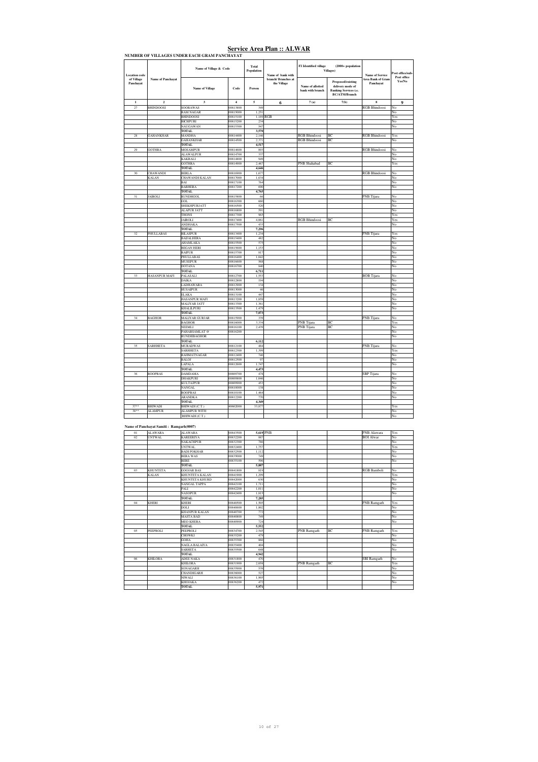# Service Area Plan :: ALWAR

**NUMBER OF VILLAGES UNDER EACH GRAM PANCHAYAT**

| Location code of Village Panchayat | Name of Panchayat | Name of Village & Code | | Total Population | Name of bank with branch/ Branches at the Village | FI Identified village (2000+ population Villages) | | Name of Service Area Bank of Gram Panchayat | Post office/sub-Post office Yes/No |
|---|---|---|---|---|---|---|---|---|---|
| | | Name of Village | Code | Person | | Name of allotted bank with branch | Proposed/existing delivery mode of Banking Services i.e. BC/ATM/Branch | | |
| 1 | 2 | 3 | 4 | 5 | 6 | 7 (a) | 7(b) | 8 | 9 |
| 27 | BHINDOOSI | SOORAWAS | 00813800 | 349 | | | | RGB Bhindoosi | No |
| | | RAM NAGAR | 00815000 | 1,251 | | | | | No |
| | | BHINDOOSI | 00815100 | 1,189 | RGB | | | | Yes |
| | | BICHPURI | 00815200 | 234 | | | | | No |
| | | NAUGAWAN | 00815300 | 547 | | | | | No |
| | | TOTAL | | 3,570 | | | | | |
| 28 | GAHANKHAR | MANDHA | 00814400 | 2,146 | | RGB Bhindoosi | BC | RGB Bhindoosi | Yes |
| | | GAHANKHAR | 00814500 | 2,371 | | RGB Bhindoosi | BC | | No |
| | | TOTAL | | 4,517 | | | | | |
| 29 | GOTHRA | MOSAMPUR | 00814600 | 893 | | | | RGB Bhindoosi | No |
| | | ALAWALPUR | 00814700 | 337 | | | | | No |
| | | KAKRALI | 00814800 | 949 | | | | | No |
| | | GOTHRA | 00814900 | 2,467 | | PNB Shahabad | BC | | Yes |
| | | TOTAL | | 4,646 | | | | | |
| 30 | CHAWANDI KALAN | BERLA | 00816900 | 1,677 | | | | RGB Bhindoosi | No |
| | | CHAWANDI KALAN | 00817000 | 1,634 | | | | | No |
| | | BAI | 00817100 | 764 | | | | | No |
| | | BARHERA | 00817200 | 690 | | | | | No |
| | | TOTAL | | 4,765 | | | | | |
| 31 | JAIROLI | RUNDHGOL | 00815800 | 66 | | | | PNB Tijara | No |
| | | GOL | 00816300 | 660 | | | | | No |
| | | SHEKHPURJATT | 00816500 | 520 | | | | | No |
| | | ALAPUR JATT | 00816800 | 591 | | | | | No |
| | | THONS | 00817300 | 965 | | | | | Yes |
| | | JAIROLI | 00817400 | 4,061 | | RGB Bhindoosi | BC | | Yes |
| | | ANDHAKA | 00817500 | 433 | | | | | No |
| | | TOTAL | | 7,296 | | | | | |
| 32 | PHULLABAS | BILASPUR | 00813400 | 1,234 | | | | PNB Tijara | Yes |
| | | BADALHERA | 00815400 | 482 | | | | | No |
| | | AHAMLAKA | 00815500 | 575 | | | | | No |
| | | BEGAN HERI | 00815600 | 1,153 | | | | | No |
| | | RAIPUR | 00815700 | 817 | | | | | No |
| | | PHULLABAS | 00816400 | 1,042 | | | | | No |
| | | MUSEPUR | 00816600 | 568 | | | | | No |
| | | DOTANA | 00816700 | 840 | | | | | No |
| | | TOTAL | | 6,711 | | | | | |
| 33 | HASANPUR MAFI | PALASALI | 00812700 | 1,553 | | | | BOB Tijara | No |
| | | DAIKA | 00812800 | 194 | | | | | No |
| | | LADHAWARA | 00812900 | 134 | | | | | No |
| | | HUSAIPUR | 00813000 | 46 | | | | | No |
| | | ELAKA | 00813100 | 447 | | | | | No |
| | | HASANPUR MAFI | 00813200 | 1,859 | | | | | No |
| | | MALIYAR JATT | 00813300 | 1,361 | | | | | No |
| | | KHALILPURI | 00813500 | 1,479 | | | | | No |
| | | TOTAL | | 7,073 | | | | | |
| 34 | BAGHOR | MALIYAR GURJAR | 00815900 | 339 | | | | PNB Tijara | No |
| | | BAGHOR | 00816000 | 3,334 | | PNB Tijara | BC | | Yes |
| | | NEEMLI | 00816100 | 2,439 | | PNB Tijara | BC | | No |
| | | PAHARSAMLAT @ | 00816200 | | | | | | No |
| | | RUNDHBAGHOR | | | | | | | No |
| | | TOTAL | | 6,112 | | | | | |
| 35 | SARHHETA | MURADWAS | 00812100 | 484 | | | | PNB Tijara | No |
| | | SARHHETA | 00812300 | 1,399 | | | | | Yes |
| | | RAHMATNAGAR | 00812400 | 746 | | | | | No |
| | | BALOJ | 00812500 | 97 | | | | | No |
| | | LAPALA | 00812600 | 1,747 | | | | | No |
| | | TOTAL | | 4,473 | | | | | |
| 36 | ROOPBAS | DAMDAMA | 00809700 | 478 | | | | SBP Tijara | No |
| | | DHAKPURI | 00809800 | 1,046 | | | | | No |
| | | KULTAJPUR | 00809900 | 453 | | | | | No |
| | | NANGAL | 00810000 | 138 | | | | | No |
| | | ROOPBAS | 00810100 | 1,464 | | | | | No |
| | | ARANDKA | 00812200 | 770 | | | | | No |
| | | TOTAL | | 4,349 | | | | | |
| 37** | BHIWADI | BHIWADI (C.T.) | 40602000 | 33,877 | | | | | Yes |
| 38** | ALAMPUR | ALAMPUR WITH | | | | | | | No |
| | | BHIWADI (C.T.) | | | | | | | No |

**Name of Panchayat Samiti : Ramgarh(0007)**

| Location code of Village Panchayat | Name of Panchayat | Name of Village | Code | Person | Name of bank with branch/ Branches at the Village | Name of allotted bank with branch | Proposed/existing delivery mode | Name of Service Area Bank of Gram Panchayat | Post office/sub-Post office Yes/No |
|---|---|---|---|---|---|---|---|---|---|
| 01 | ALAWARA | ALAWARA | 00843900 | 5,619 | PNB | | | PNB Alawara | Yes |
| 02 | UNTWAL | KAREERIYA | 00832200 | 887 | | | | BOI Alwar | No |
| | | NAKACHPUR | 00832300 | 786 | | | | | No |
| | | UNTWAL | 00832400 | 1,757 | | | | | Yes |
| | | BADI POKHAR | 00832500 | 1,112 | | | | | No |
| | | BERA WAS | 00835000 | 749 | | | | | No |
| | | BERE | 00835100 | 596 | | | | | No |
| | | TOTAL | | 5,887 | | | | | |
| 03 | KHUNTETA KALAN | GOOJAR BAS | 00841800 | 819 | | | | RGB Bamboli | No |
| | | KHUNTETA KALAN | 00841900 | 1,299 | | | | | Yes |
| | | KHUNTETA KHURD | 00842000 | 630 | | | | | No |
| | | NANGAL TAPPA | 00842100 | 1,711 | | | | | No |
| | | PALI | 00842200 | 1,011 | | | | | No |
| | | NASOPUR | 00842400 | 1,815 | | | | | No |
| | | TOTAL | | 7,285 | | | | | |
| 04 | KHERI | KHERI | 00840500 | 1,505 | | | | PNB Ramgarh | Yes |
| | | DOLI | 00840600 | 1,802 | | | | | No |
| | | KHANPUR KALAN | 00840700 | 772 | | | | | No |
| | | MASTA BAD | 00840800 | 749 | | | | | No |
| | | MEO KHERA | 00840900 | 724 | | | | | No |
| | | TOTAL | | 5,552 | | | | | |
| 05 | PEEPROLI | PEEPROLI | 00834700 | 2,545 | | PNB Ramgarh | BC | PNB Ramgarh | Yes |
| | | CHOWKI | 00835200 | 479 | | | | | No |
| | | GOHA | 00835300 | 866 | | | | | No |
| | | NAGLA BALAIYA | 00835400 | 404 | | | | | No |
| | | SARHETA | 00835500 | 648 | | | | | No |
| | | TOTAL | | 4,942 | | | | | |
| 06 | KHILORA | ADEE NAKA | 00831800 | 470 | | | | SBI Ramgarh | No |
| | | KHILORA | 00831900 | 2,058 | | PNB Ramgarh | BC | | Yes |
| | | SONAGARH | 00835900 | 539 | | | | | No |
| | | CHANDIGARH | 00836000 | 527 | | | | | No |
| | | NIWALI | 00836100 | 1,905 | | | | | No |
| | | KHOJAKA | 00836200 | 472 | | | | | No |
| | | TOTAL | | 5,971 | | | | | |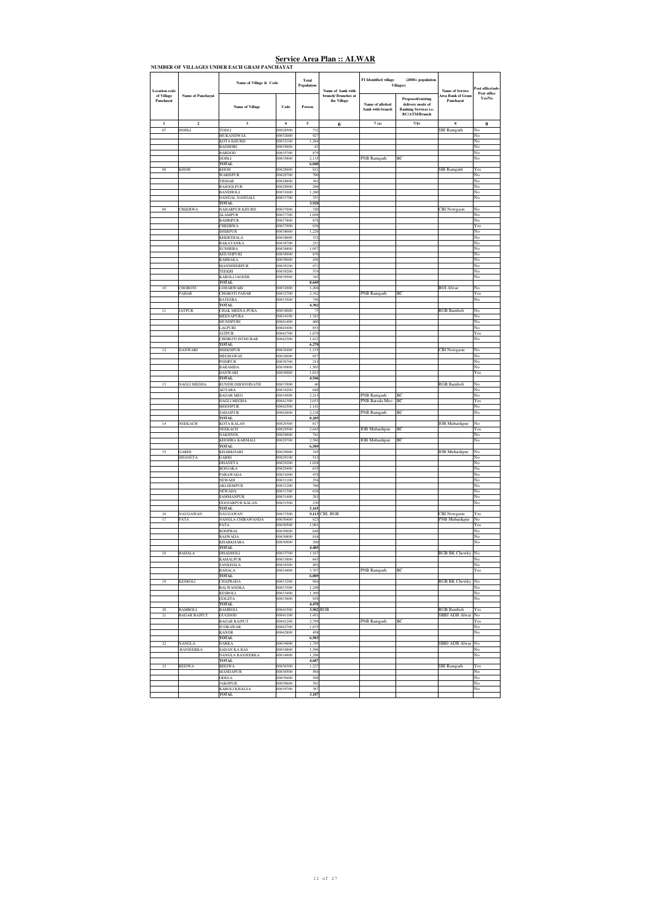# Service Area Plan :: ALWAR

**NUMBER OF VILLAGES UNDER EACH GRAM PANCHAYAT**

| Location code of Village Panchayat | Name of Panchayat | Name of Village & Code | | Total Population | Name of bank with branch/ Branches at the Village | FI Identified village (2000+ population Villages) | | Name of Service Area Bank of Gram Panchayat | Post office/sub-Post office Yes/No |
|---|---|---|---|---|---|---|---|---|---|
| | | Name of Village | Code | Person | | Name of allotted bank with branch | Proposed/existing delivery mode of Banking Services i.e. BC/ATM/Branch | | |
| 1 | 2 | 3 | 4 | 5 | 6 | 7 (a) | 7(b) | 8 | 9 |
| 07 | DOHLI | TODLI | 00628500 | 732 | | | | SBI Ramgarh | No |
| | | MUKANDWAS | 00632000 | 927 | | | | | No |
| | | KOTA KHURD | 00632100 | 1,284 | | | | | No |
| | | BAGHORI | 00635600 | 83 | | | | | No |
| | | BARDOD | 00635700 | 879 | | | | | No |
| | | DOHLI | 00635800 | 2,135 | | PNB Ramgarh | BC | | No |
| | | TOTAL | | 6,040 | | | | | |
| 08 | KHOH | KHOH | 00628600 | 821 | | | | SBI Ramgarh | Yes |
| | | WARISPUR | 00628700 | 790 | | | | | No |
| | | TIJMAR | 00628800 | 382 | | | | | No |
| | | RASOOLPUR | 00628900 | 296 | | | | | No |
| | | BANDHOLI | 00631600 | 1,280 | | | | | No |
| | | NANGAL NANGALI | 00631700 | 351 | | | | | No |
| | | TOTAL | | 3,920 | | | | | |
| 09 | CHEERWA | NAHARPUR KHURD | 00637600 | 320 | | | | CBI Nowgaon | No |
| | | ALAMPUR | 00637700 | 1,058 | | | | | No |
| | | BAHRIPUR | 00637800 | 878 | | | | | No |
| | | CHEERWA | 00637900 | 836 | | | | | Yes |
| | | SHERPUR | 00638000 | 1,228 | | | | | No |
| | | KHERTHALA | 00638600 | 332 | | | | | No |
| | | BAKAYANKA | 00638700 | 251 | | | | | No |
| | | SUNHERA | 00638800 | 1,057 | | | | | No |
| | | KHUSHPURI | 00638900 | 870 | | | | | No |
| | | RABBAKA | 00639000 | 436 | | | | | No |
| | | MANSHEERPUR | 00639100 | 471 | | | | | No |
| | | TEEKRI | 00639200 | 574 | | | | | No |
| | | KAROLI JAGEER | 00639500 | 342 | | | | | No |
| | | TOTAL | | 8,649 | | | | | |
| 10 | CHOROTI PAHAR | LOHARWARI | 00632600 | 1,204 | | | | BOI Alwar | No |
| | | CHOROTI PAHAR | 00632700 | 2,342 | | PNB Ramgarh | BC | | Yes |
| | | BATESRA | 00633500 | 756 | | | | | No |
| | | TOTAL | | 4,302 | | | | | |
| 11 | JATPUR | CHAK MEENA PURA | 00634000 | 73 | | | | RGB Bamboli | No |
| | | MEENAPURA | 00634100 | 1,383 | | | | | No |
| | | MUNDPURI | 00641400 | 460 | | | | | No |
| | | LALPURI | 00641600 | 653 | | | | | No |
| | | JATPUR | 00641700 | 1,879 | | | | | Yes |
| | | CHOROTI ISTMURAR | 00642300 | 1,822 | | | | | No |
| | | TOTAL | | 6,270 | | | | | |
| 12 | DANWARI | SHEKHPUR | 00636400 | 1,155 | | | | CBI Nowgaon | No |
| | | MEGHAWAS | 00636600 | 657 | | | | | No |
| | | PODIPUR | 00636700 | 214 | | | | | No |
| | | BARAMDA | 00636800 | 1,505 | | | | | No |
| | | DANWARI | 00636900 | 1,015 | | | | | Yes |
| | | TOTAL | | 4,546 | | | | | |
| 13 | NAGLI MEGHA | RUNDH DHOONINATH | 00633900 | 40 | | | | RGB Bamboli | No |
| | | AGYARA | 00634200 | 648 | | | | | No |
| | | BAGAR MEO | 00634500 | 2,215 | | PNB Ramgarh | BC | | No |
| | | NAGLI MEGHA | 00641300 | 2,033 | | PNB Baroda Meo | BC | | Yes |
| | | MOONPUR | 00642500 | 1,141 | | | | | No |
| | | SAHAJPUR | 00642600 | 2,128 | | PNB Ramgarh | BC | | No |
| | | TOTAL | | 8,205 | | | | | |
| 14 | NEEKACH | KOTA KALAN | 00629300 | 617 | | | | IOB Mubarikpur | No |
| | | NEEKACH | 00629500 | 2,645 | | IOB Mubarikpur | BC | | Yes |
| | | NAKHNOL | 00629600 | 741 | | | | | No |
| | | KHOHRA KARMALI | 00629700 | 2,586 | | IOB Mubarikpur | BC | | No |
| | | TOTAL | | 6,589 | | | | | |
| 15 | GARHI DHANETA | KHARKHARI | 00629000 | 345 | | | | IOB Mubarikpur | No |
| | | GARHI | 00629100 | 515 | | | | | No |
| | | DHANETA | 00629200 | 1,028 | | | | | No |
| | | BOOJAKA | 00629400 | 635 | | | | | No |
| | | PARAWADA | 00631000 | 479 | | | | | No |
| | | NEWADI | 00631100 | 254 | | | | | No |
| | | AKLEEMPUR | 00631200 | 760 | | | | | No |
| | | NEWADA | 00631300 | 636 | | | | | No |
| | | SAMMANPUR | 00631400 | 283 | | | | | No |
| | | GOOJARPUR KALAN | 00631500 | 230 | | | | | No |
| | | TOTAL | | 5,165 | | | | | |
| 16 | NAUGAWAN | NAUGAWAN | 00637500 | 9,113 | CBI, RGB | | | CBI Nowgaon | Yes |
| 17 | PATA | NANGLA CHIRAWANDA | 00630400 | 823 | | | | PNB Mubarikpur | No |
| | | PATA | 00630500 | 1,901 | | | | | Yes |
| | | ROOPBAS | 00630600 | 649 | | | | | No |
| | | RASWADA | 00630800 | 816 | | | | | No |
| | | KHARKHARA | 00630900 | 296 | | | | | No |
| | | TOTAL | | 4,485 | | | | | |
| 18 | BAHALA | DHADHOLI | 00633700 | 1,167 | | | | RGB BK Chowky | No |
| | | KAMALPUR | 00633800 | 643 | | | | | No |
| | | SANKHALA | 00634300 | 492 | | | | | No |
| | | BAHALA | 00634400 | 3,707 | | PNB Ramgarh | BC | | Yes |
| | | TOTAL | | 6,009 | | | | | |
| 19 | KESROLI | CHAPRADA | 00633200 | 984 | | | | RGB BK Chowky | No |
| | | BALWANDKA | 00633300 | 1,248 | | | | | No |
| | | KESROLI | 00633400 | 1,309 | | | | | No |
| | | GOLETA | 00633600 | 929 | | | | | No |
| | | TOTAL | | 4,470 | | | | | |
| 20 | BAMBOLI | BAMBOLI | 00641500 | 3,902 | RGB | | | RGB Bamboli | Yes |
| 21 | BAGAR RAJPUT | GUGDOD | 00641100 | 1,451 | | | | SBBJ ADB Alwar | No |
| | | BAGAR RAJPUT | 00641200 | 2,799 | | PNB Ramgarh | BC | | Yes |
| | | JUGRAWAR | 00642700 | 1,875 | | | | | No |
| | | KANOR | 00642800 | 458 | | | | | No |
| | | TOTAL | | 6,583 | | | | | |
| 22 | NANGLA BANJEERKA | NARKA | 00634600 | 1,795 | | | | SBBJ ADB Alwar | No |
| | | SADAN KA BAS | 00634800 | 1,596 | | | | | No |
| | | NANGLA BANJEERKA | 00634900 | 1,296 | | | | | No |
| | | TOTAL | | 4,687 | | | | | |
| 23 | BEEJWA | BEEJWA | 00636300 | 1,227 | | | | SBI Ramgarh | Yes |
| | | MANDAPUR | 00636500 | 584 | | | | | No |
| | | ODELA | 00639400 | 598 | | | | | No |
| | | JAKOPUR | 00639600 | 391 | | | | | No |
| | | KAROLI KHALSA | 00639700 | 387 | | | | | No |
| | | TOTAL | | 3,187 | | | | | |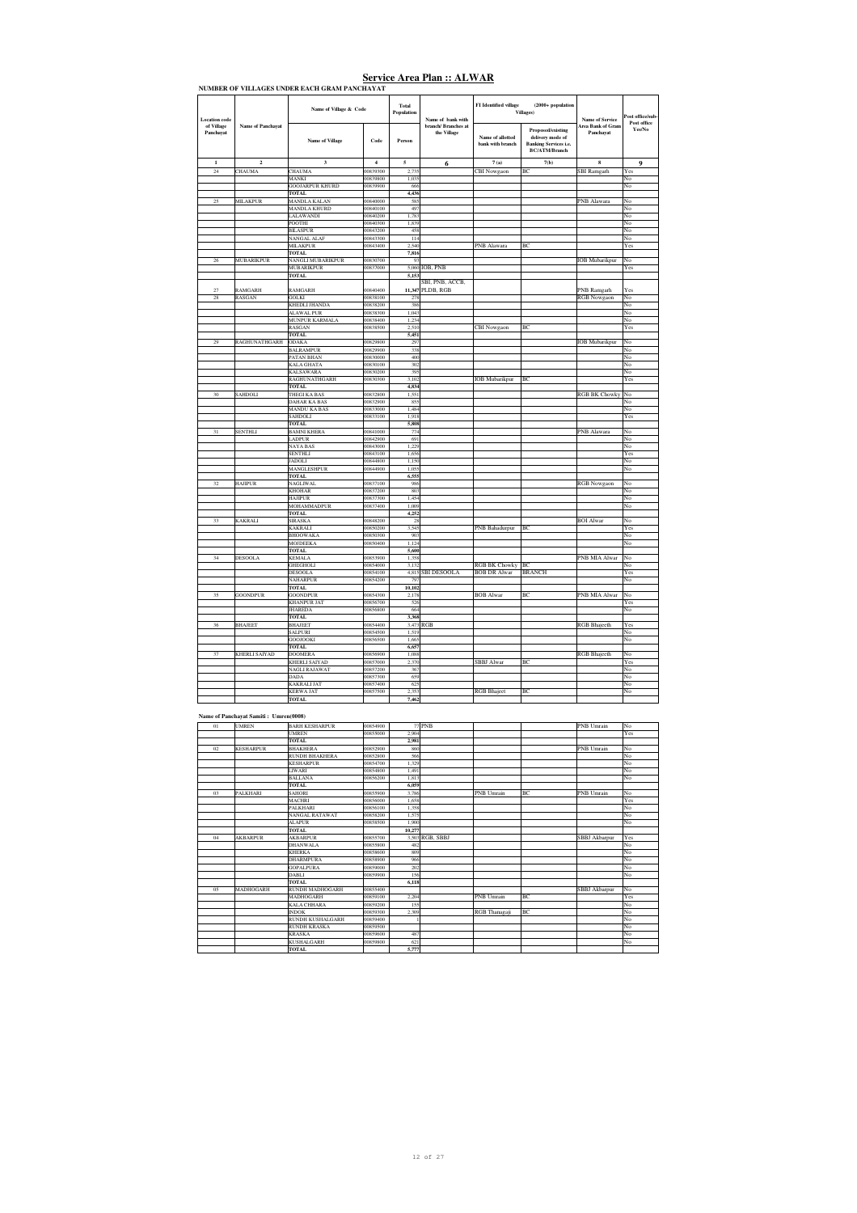# Service Area Plan :: ALWAR

**NUMBER OF VILLAGES UNDER EACH GRAM PANCHAYAT**

| Location code of Village Panchayat | Name of Panchayat | Name of Village & Code | | Total Population | Name of bank with branch/ Branches at the Village | FI Identified village (2000+ population Villages) | | Name of Service Area Bank of Gram Panchayat | Post office/sub-Post office Yes/No |
|---|---|---|---|---|---|---|---|---|---|
| | | Name of Village | Code | Person | | Name of allotted bank with branch | Proposed/existing delivery mode of Banking Services i.e. BC/ATM/Branch | | |
| 1 | 2 | 3 | 4 | 5 | 6 | 7(a) | 7(b) | 8 | 9 |
| 24 | CHAUMA | CHAUMA | 00839300 | 2,735 | | CBI Nowgaon | BC | SBI Ramgarh | Yes |
| | | HANKI | 00839800 | 1,035 | | | | | No |
| | | GOOJARPUR KHURD | 00839900 | 666 | | | | | No |
| | | TOTAL | | 4,436 | | | | | |
| 25 | MILAKPUR | MANDLA KALAN | 00840000 | 583 | | | | PNB Alawara | No |
| | | MANDLA KHURD | 00840100 | 497 | | | | | No |
| | | LALAWANDI | 00840200 | 1,783 | | | | | No |
| | | POOTHI | 00840300 | 1,839 | | | | | No |
| | | BILASPUR | 00843200 | 458 | | | | | No |
| | | NANGAL ALAF | 00843300 | 114 | | | | | No |
| | | MILAKPUR | 00843400 | 2,540 | | PNB Alawara | BC | | Yes |
| | | TOTAL | | 7,816 | | | | | |
| 26 | MUBARIKPUR | NANGLI MUBARIKPUR | 00830700 | 93 | | | | IOB Mubarikpur | No |
| | | MUBARIKPUR | 00837000 | 5,060 | IOB, PNB | | | | Yes |
| | | TOTAL | | 5,153 | | | | | |
| 27 | RAMGARH | RAMGARH | 00840400 | 11,347 | SBI, PNB, ACCB, PLDB, RGB | | | PNB Ramgarh | Yes |
| 28 | RASGAN | GOLKI | 00838100 | 278 | | | | RGB Nowgaon | No |
| | | KHEDLI IHANDA | 00838200 | 386 | | | | | No |
| | | ALAWAL PUR | 00838300 | 1,043 | | | | | No |
| | | MUNPUR KARMALA | 00838400 | 1,234 | | | | | No |
| | | RASGAN | 00838500 | 2,510 | | CBI Nowgaon | BC | | Yes |
| | | TOTAL | | 5,451 | | | | | |
| 29 | RAGHUNATHGARH | ODAKA | 00828800 | 297 | | | | IOB Mubarikpur | No |
| | | BALRAMPUR | 00829900 | 338 | | | | | No |
| | | PATAN BHAN | 00830000 | 400 | | | | | No |
| | | KALA GHATA | 00830100 | 302 | | | | | No |
| | | KALSAWARA | 00830200 | 395 | | | | | No |
| | | RAGHUNATHGARH | 00830300 | 3,102 | | IOB Mubarikpur | BC | | Yes |
| | | TOTAL | | 4,834 | | | | | |
| 30 | SAHDOLI | THEGI KA BAS | 00832800 | 1,551 | | | | RGB BK Chowky | No |
| | | DAHAR KA BAS | 00832900 | 855 | | | | | No |
| | | MANDU KA BAS | 00833000 | 1,484 | | | | | No |
| | | SAHDOLI | 00833100 | 1,918 | | | | | Yes |
| | | TOTAL | | 5,808 | | | | | |
| 31 | SENTHLI | BAMNI KHERA | 00840000 | 774 | | | | PNB Alawara | No |
| | | LADPUR | 00842900 | 691 | | | | | No |
| | | NAYA BAS | 00843000 | 1,229 | | | | | No |
| | | SENTHLI | 00843100 | 1,656 | | | | | Yes |
| | | JADOLI | 00844800 | 1,150 | | | | | No |
| | | MANGLESHPUR | 00844900 | 1,055 | | | | | No |
| | | TOTAL | | 6,555 | | | | | |
| 32 | HAJIPUR | NAGLIWAL | 00837100 | 986 | | | | RGB Nowgaon | No |
| | | KHOHAR | 00837200 | 803 | | | | | No |
| | | HAJIPUR | 00837300 | 1,454 | | | | | No |
| | | MOHAMMADPUR | 00837400 | 1,009 | | | | | No |
| | | TOTAL | | 4,252 | | | | | |
| 33 | KAKRALI | SIRASKA | 00848200 | 24 | | | | BOI Alwar | No |
| | | KAKRALI | 00850200 | 3,545 | | PNB Bahadurpur | BC | | Yes |
| | | BHOOWAKA | 00850300 | 903 | | | | | No |
| | | MOIDEEKA | 00850400 | 1,124 | | | | | No |
| | | TOTAL | | 5,600 | | | | | |
| 34 | DESOOLA | KEMALA | 00853900 | 1,358 | | | | PNB MIA Alwar | No |
| | | GHEGHOLI | 00854000 | 3,132 | | RGB BK Chowky | BC | | No |
| | | DESOOLA | 00854100 | 4,815 | SBI DESOOLA | BOB DR Alwar | BRANCH | | Yes |
| | | NAHARPUR | 00854200 | 797 | | | | | No |
| | | TOTAL | | 10,102 | | | | | |
| 35 | GOONDPUR | GOONDPUR | 00854300 | 2,178 | | BOB Alwar | BC | PNB MIA Alwar | No |
| | | KHANPUR JAT | 00856700 | 526 | | | | | Yes |
| | | JHAREDA | 00856800 | 664 | | | | | No |
| | | TOTAL | | 3,368 | | | | | |
| 36 | BHAJEET | BHAJEET | 00854400 | 3,473 | RGB | | | RGB Bhajeeth | Yes |
| | | SALPURI | 00854500 | 1,519 | | | | | No |
| | | GOOJOOKI | 00856500 | 1,665 | | | | | No |
| | | TOTAL | | 6,657 | | | | | |
| 37 | KHERLI SAIYAD | DOOMERA | 00856900 | 1,088 | | | | RGB Bhajeeth | No |
| | | KHERLI SAIYAD | 00857000 | 2,370 | | SBBJ Alwar | BC | | Yes |
| | | NAGLI RAJAWAT | 00857200 | 367 | | | | | No |
| | | DADA | 00857300 | 659 | | | | | No |
| | | KAKRALI JAT | 00857400 | 625 | | | | | No |
| | | KERWA JAT | 00857500 | 2,353 | | RGB Bhajeet | BC | | No |
| | | TOTAL | | 7,462 | | | | | |

**Name of Panchayat Samiti : Umren(0008)**

| Location code of Village Panchayat | Name of Panchayat | Name of Village | Code | Person | Name of bank with branch/ Branches at the Village | Name of allotted bank with branch | Proposed/existing delivery mode | Name of Service Area Bank of Gram Panchayat | Post office/sub-Post office Yes/No |
|---|---|---|---|---|---|---|---|---|---|
| 01 | UMREN | BARH KESHARPUR | 00854900 | 77 | PNB | | | PNB Umrain | No |
| | | UMREN | 00855000 | 2,904 | | | | | Yes |
| | | TOTAL | | 2,981 | | | | | |
| 02 | KESHARPUR | BHAKHERA | 00852900 | 860 | | | | PNB Umrain | No |
| | | RUNDH BHAKHERA | 00852800 | 566 | | | | | No |
| | | KESHARPUR | 00854700 | 1,329 | | | | | No |
| | | LIWARI | 00854800 | 1,491 | | | | | No |
| | | BALLANA | 00856200 | 1,813 | | | | | No |
| | | TOTAL | | 6,059 | | | | | |
| 03 | PALKHARI | SAHORI | 00855900 | 3,786 | | PNB Umrain | BC | PNB Umrain | No |
| | | MACHRI | 00856000 | 1,658 | | | | | Yes |
| | | PALKHARI | 00856100 | 1,358 | | | | | No |
| | | NANGAL RATAWAT | 00858200 | 1,575 | | | | | No |
| | | ALAPUR | 00858500 | 1,900 | | | | | No |
| | | TOTAL | | 10,277 | | | | | |
| 04 | AKBARPUR | AKBARPUR | 00855700 | 3,503 | RGB, SBBJ | | | SBBJ Akbarpur | Yes |
| | | DHANWALA | 00855800 | 482 | | | | | No |
| | | KHERKA | 00858600 | 809 | | | | | No |
| | | DHARMPURA | 00858900 | 966 | | | | | No |
| | | GOPALPURA | 00859000 | 202 | | | | | No |
| | | DABLI | 00859900 | 156 | | | | | No |
| | | TOTAL | | 6,118 | | | | | |
| 05 | MADHOGARH | RUNDH MADHOGARH | 00855400 | | | | | SBBJ Akbarpur | No |
| | | MADHOGARH | 00859100 | 2,204 | | PNB Umrain | BC | | Yes |
| | | KALA CHHARA | 00859200 | 155 | | | | | No |
| | | INDOK | 00859300 | 2,309 | | RGB Thanagazi | BC | | No |
| | | RUNDH KUSHALGARH | 00859400 | 1 | | | | | No |
| | | RUNDH KRASKA | 00859500 | | | | | | No |
| | | KRASKA | 00859600 | 487 | | | | | No |
| | | KUSHALGARH | 00859800 | 621 | | | | | No |
| | | TOTAL | | 5,777 | | | | | |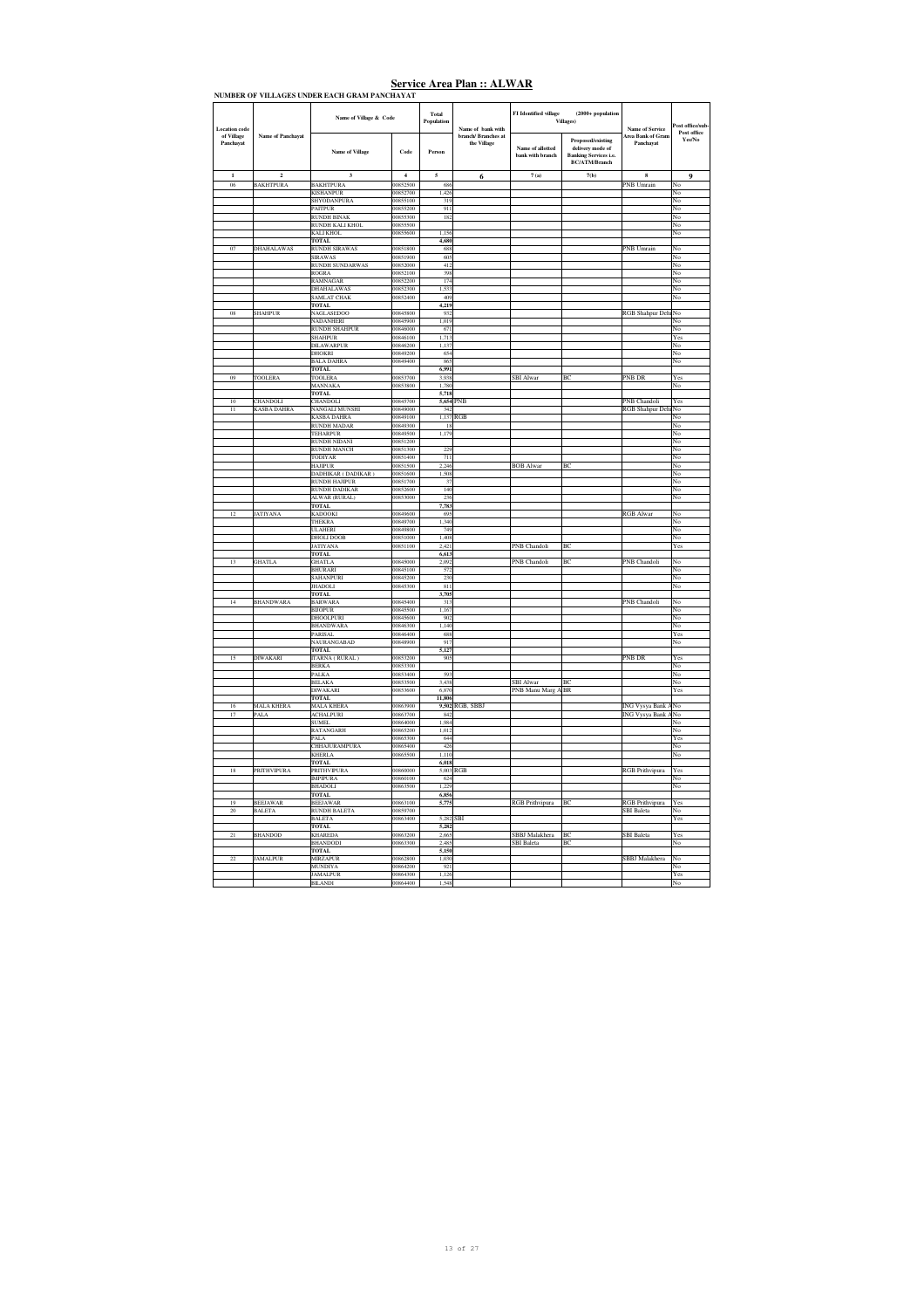# Service Area Plan :: ALWAR

**NUMBER OF VILLAGES UNDER EACH GRAM PANCHAYAT**

| Location code of Village Panchayat | Name of Panchayat | Name of Village & Code | | Total Population | Name of bank with branch/ Branches at the Village | FI Identified village (2000+ population Villages) | | Name of Service Area Bank of Gram Panchayat | Post office/sub-Post office Yes/No |
|---|---|---|---|---|---|---|---|---|---|
| | | Name of Village | Code | Person | | Name of allotted bank with branch | Proposed/existing delivery mode of Banking Services i.e. BC/ATM/Branch | | |
| 1 | 2 | 3 | 4 | 5 | 6 | 7(a) | 7(b) | 8 | 9 |
| 06 | BAKHTPURA | BAKHTPURA | 00852500 | 686 | | | | PNB Umrain | No |
| | | KISHANPUR | 00852700 | 1,426 | | | | | No |
| | | SHYODANPURA | 00855100 | 319 | | | | | No |
| | | PAITPUR | 00855200 | 911 | | | | | No |
| | | RUNDH BINAK | 00855300 | 182 | | | | | No |
| | | RUNDH KALI KHOL | 00855500 | | | | | | No |
| | | KALI KHOL | 00855600 | 1,156 | | | | | No |
| | | TOTAL | | 4,680 | | | | | |
| 07 | DHAHALAWAS | RUNDH SIRAWAS | 00851800 | 688 | | | | PNB Umrain | No |
| | | SIRAWAS | 00851900 | 603 | | | | | No |
| | | RUNDH SUNDARWAS | 00852000 | 412 | | | | | No |
| | | ROGRA | 00852100 | 398 | | | | | No |
| | | RAMNAGAR | 00852200 | 174 | | | | | No |
| | | DHAHALAWAS | 00852300 | 1,535 | | | | | No |
| | | SAMLAT CHAK | 00852400 | 409 | | | | | No |
| | | TOTAL | | 4,219 | | | | | |
| 08 | SHAHPUR | NAGLASEDOO | 00845800 | 932 | | | | RGB Shahpur Deh | No |
| | | NADANHERI | 00845900 | 1,019 | | | | | No |
| | | RUNDH SHAHPUR | 00846000 | 671 | | | | | No |
| | | SHAHPUR | 00846100 | 1,713 | | | | | Yes |
| | | DILAWARPUR | 00846200 | 1,137 | | | | | No |
| | | DHOKRI | 00849200 | 654 | | | | | No |
| | | BALA DAHRA | 00849400 | 865 | | | | | No |
| | | TOTAL | | 6,991 | | | | | |
| 09 | TOOLERA | TOOLERA | 00853700 | 3,938 | | SBI Alwar | BC | PNB DR | Yes |
| | | MANNAKA | 00853800 | 1,780 | | | | | No |
| | | TOTAL | | 5,718 | | | | | |
| 10 | CHANDOLI | CHANDOLI | 00845700 | 5,054 | PNB | | | PNB Chandoli | Yes |
| 11 | KASBA DAHRA | NANGALI MUNSHI | 00849000 | 542 | | | | RGB Shahpur Deh | No |
| | | KASBA DAHRA | 00849100 | 1,137 | RGB | | | | No |
| | | RUNDH MADAR | 00849300 | 18 | | | | | No |
| | | TEHARPUR | 00849500 | 1,179 | | | | | No |
| | | RUNDH NIDANI | 00851200 | | | | | | No |
| | | RUNDH MANCH | 00851300 | 229 | | | | | No |
| | | TODIYAR | 00851400 | 711 | | | | | No |
| | | HAJIPUR | 00851500 | 2,246 | | BOB Alwar | BC | | No |
| | | DADHIKAR ( DADIKAR ) | 00851600 | 1,508 | | | | | No |
| | | RUNDH HAJIPUR | 00851700 | 57 | | | | | No |
| | | RUNDH DADIKAR | 00852600 | 140 | | | | | No |
| | | ALWAR (RURAL) | 00853000 | 256 | | | | | No |
| | | TOTAL | | 7,783 | | | | | |
| 12 | JATIYANA | KADOOKI | 00849600 | 695 | | | | RGB Alwar | No |
| | | THEKRA | 00849700 | 1,340 | | | | | No |
| | | ULAHERI | 00849800 | 749 | | | | | No |
| | | DHOLI DOOB | 00851000 | 1,408 | | | | | No |
| | | JATIYANA | 00851100 | 2,421 | | PNB Chandoli | BC | | Yes |
| | | TOTAL | | 6,613 | | | | | |
| 13 | GHATLA | GHATLA | 00845000 | 2,092 | | PNB Chandoli | BC | PNB Chandoli | No |
| | | BHURARI | 00845100 | 572 | | | | | No |
| | | SAHANPURI | 00845200 | 230 | | | | | No |
| | | JHADOLI | 00845300 | 811 | | | | | No |
| | | TOTAL | | 3,705 | | | | | |
| 14 | BHANDWARA | BARWARA | 00845400 | 313 | | | | PNB Chandoli | No |
| | | BIJOPUR | 00845500 | 1,167 | | | | | No |
| | | DHOOLPURI | 00845600 | 902 | | | | | No |
| | | BHANDWARA | 00846300 | 1,140 | | | | | No |
| | | PARISAL | 00846400 | 688 | | | | | Yes |
| | | NAURANGABAD | 00848900 | 917 | | | | | No |
| | | TOTAL | | 5,127 | | | | | |
| 15 | DIWAKARI | ITARNA ( RURAL ) | 00853200 | 905 | | | | PNB DR | Yes |
| | | BERKA | 00853300 | | | | | | No |
| | | PALKA | 00853400 | 593 | | | | | No |
| | | BELAKA | 00853500 | 3,438 | | SBI Alwar | BC | | No |
| | | DIWAKARI | 00853600 | 6,870 | | PNB Manu Marg A | BR | | Yes |
| | | TOTAL | | 11,806 | | | | | |
| 16 | MALA KHERA | MALA KHERA | 00863900 | 9,502 | RGB, SBBJ | | | ING Vysya Bank A | No |
| 17 | PALA | ACHALPURI | 00863700 | 842 | | | | ING Vysya Bank A | No |
| | | SUMEL | 00864000 | 1,984 | | | | | No |
| | | RATANGARH | 00865200 | 1,012 | | | | | No |
| | | PALA | 00865300 | 644 | | | | | Yes |
| | | CHHAJURAMPURA | 00865400 | 426 | | | | | No |
| | | KHERLA | 00865500 | 1,110 | | | | | No |
| | | TOTAL | | 6,018 | | | | | |
| 18 | PRITHVIPURA | PRITHVIPURA | 00860000 | 5,003 | RGB | | | RGB Prithvipura | Yes |
| | | IMPIPURA | 00860100 | 624 | | | | | No |
| | | BHADOLI | 00863500 | 1,229 | | | | | No |
| | | TOTAL | | 6,856 | | | | | |
| 19 | BEEJAWAR | BEEJAWAR | 00863100 | 5,775 | | RGB Prithvipura | BC | RGB Prithvipura | Yes |
| 20 | BALETA | RUNDH BALETA | 00859700 | | | | | SBI Baleta | No |
| | | BALETA | 00863400 | 5,282 | SBI | | | | Yes |
| | | TOTAL | | 5,282 | | | | | |
| 21 | BHANDOD | KHAREDA | 00863200 | 2,665 | | SBBJ Malakhera | BC | SBI Baleta | Yes |
| | | BHANDODI | 00863300 | 2,485 | | SBI Baleta | BC | | No |
| | | TOTAL | | 5,150 | | | | | |
| 22 | JAMALPUR | MIRZAPUR | 00862800 | 1,030 | | | | SBBJ Malakhera | No |
| | | MUNDIYA | 00864200 | 921 | | | | | No |
| | | JAMALPUR | 00864300 | 1,126 | | | | | Yes |
| | | BILANDI | 00864400 | 1,548 | | | | | No |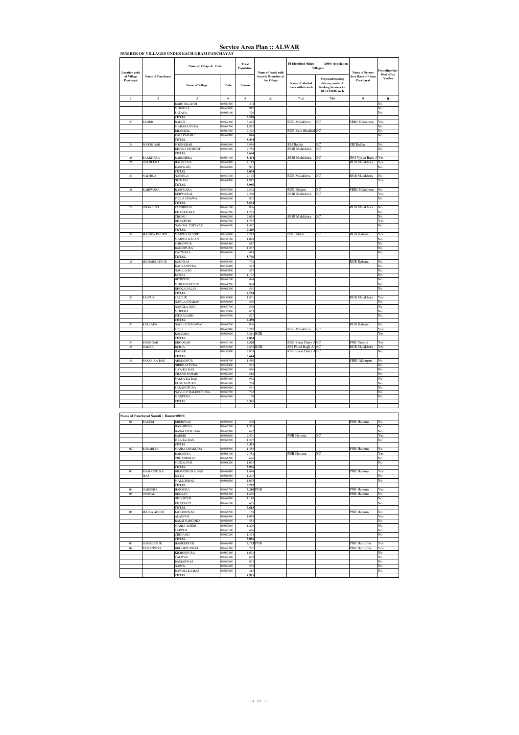# Service Area Plan :: ALWAR

**NUMBER OF VILLAGES UNDER EACH GRAM PANCHAYAT**

| Location code of Village Panchayat | Name of Panchayat | Name of Village & Code | | Total Population | Name of bank with branch/ Branches at the Village | FI Identified village (2000+ population Villages) | | Name of Service Area Bank of Gram Panchayat | Post office/sub-Post office Yes/No |
|---|---|---|---|---|---|---|---|---|---|
| | | Name of Village | Code | Person | | Name of allotted bank with branch | Proposed/existing delivery mode of Banking Services i.e. BC/ATM/Branch | | |
| 1 | 2 | 3 | 4 | 5 | 6 | 7 (a) | 7(b) | 8 | 9 |
| | | BARH BILANDI | 00864500 | 304 | | | | | No |
| | | MOURIYA | 00865000 | 912 | | | | | No |
| | | SATANA | 00865100 | 729 | | | | | No |
| | | TOTAL | | 6,570 | | | | | |
| 23 | BADER | BADER | 00862300 | 3,425 | | RGB Malakhera | BC | SBBJ Malakhera | Yes |
| | | MAHARAJPURA | 00864700 | 1,852 | | | | | No |
| | | BHARKOL | 00864800 | 2,323 | | RGB Bara Bhadkol | BC | | No |
| | | KALI PAHARI | 00864900 | 844 | | | | | No |
| | | TOTAL | | 8,444 | | | | | |
| 24 | POONKHAR | POONKHAR | 00863600 | 3,936 | | SBI Baleta | BC | SBI Baleta | No |
| | | KHERLI PICHNOT | 00863800 | 2,758 | | SBBJ Malakhera | BC | | No |
| | | TOTAL | | 6,694 | | | | | |
| 25 | BARKHERA | BARKHERA | 00864100 | 5,494 | | SBBJ Malakhera | BC | ING Vysya Bank A | Yes |
| 26 | HALDEENA | HALDEENA | 00861800 | 4,113 | | | | RGB Malakhera | Yes |
| | | KAIRWARI | 00862000 | 921 | | | | | No |
| | | TOTAL | | 5,034 | | | | | |
| 27 | NAITHLA | NAITHLA | 00857100 | 2,173 | | RGB Malakhera | BC | RGB Malakhera | No |
| | | NITHARI | 00861900 | 1,812 | | | | | Yes |
| | | TOTAL | | 3,985 | | | | | |
| 28 | KAIRWARA | KAIRWARA | 00857600 | 2,542 | | RGB Bhageet | BC | SBBJ Malakhera | No |
| | | KERWAWAL | 00862400 | 2,250 | | SBBJ Malakhera | BC | | Yes |
| | | PEELA DHAWA | 00862600 | 802 | | | | | No |
| | | TOTAL | | 5,594 | | | | | |
| 29 | DHAKPURI | PATHRODA | 00862100 | 836 | | | | RGB Malakhera | No |
| | | KHARKHARA | 00862200 | 1,275 | | | | | No |
| | | CHOMU | 00862500 | 2,079 | | SBBJ Malakhera | BC | | No |
| | | DHAKPURI | 00862700 | 1,767 | | | | | Yes |
| | | NANGAL TODIYAR | 00864600 | 1,472 | | | | | No |
| | | TOTAL | | 7,429 | | | | | |
| 30 | MAHWA KHURD | MAHWA KHURD | 00858000 | 2,243 | | BOB Alwar | BC | RGB Kalsara | Yes |
| | | MAHWA KALAN | 00858100 | 1,028 | | | | | No |
| | | SOHANPUR | 00861400 | 817 | | | | | No |
| | | BANDIPURA | 00861500 | 1,267 | | | | | No |
| | | RATWAKA | 00861600 | 443 | | | | | No |
| | | TOTAL | | 5,798 | | | | | |
| 31 | MOHABBATPUR | ROOPBAS | 00858300 | 742 | | | | RGB Kalsara | No |
| | | KALYANPURA | 00858400 | 383 | | | | | No |
| | | NAGLI SAD | 00860900 | 557 | | | | | No |
| | | JATOLI | 00861000 | 1,193 | | | | | No |
| | | BICHPURI | 00861100 | 484 | | | | | No |
| | | MOHABBATPUR | 00861200 | 884 | | | | | No |
| | | DHOLA PALAS | 00861300 | 541 | | | | | No |
| | | TOTAL | | 4,784 | | | | | |
| 32 | SALPUR | SALPUR | 00856400 | 1,831 | | | | RGB Malakhera | Yes |
| | | NAGLA CHARAN | 00856600 | 599 | | | | | No |
| | | NANGLA JOGI | 00857300 | 540 | | | | | No |
| | | MOREDA | 00857800 | 653 | | | | | No |
| | | INDRAGARH | 00857900 | 827 | | | | | No |
| | | TOTAL | | 4,450 | | | | | |
| 33 | KALSARA | NAGLI JHAMAWAT | 00861700 | 806 | | | | RGB Kalsara | No |
| | | LEELI | 00862900 | 3,247 | | RGB Malakhera | BC | | Yes |
| | | KALSARA | 00863000 | 3,811 | RGB | | | | Yes |
| | | TOTAL | | 7,864 | | | | | |
| 34 | BHOOGAR | BHOOGAR | 00853100 | 6,528 | | RGB Saras Dairy A | BC | PNB Umrain | Yes |
| 35 | DADAR | BURJA | 00854600 | 2,835 | RGB | SBI Phool Bagh Al | BC | RGB Malakhera | Yes |
| | | DADAR | 00856300 | 2,809 | | RGB Saras Dairy A | BC | | No |
| | | TOTAL | | 5,644 | | | | | |
| 36 | PARSA KA BAS | AHMADPUR | 00858700 | 1,458 | | | | SBBJ Akbarpur | No |
| | | NIRBHAYPURA | 00858800 | 293 | | | | | No |
| | | SIYA KA BAS | 00860200 | 456 | | | | | No |
| | | CHAND PAHARI | 00860300 | 516 | | | | | No |
| | | PARSA KA BAS | 00860400 | 932 | | | | | No |
| | | KUSHALPURA | 00860500 | 264 | | | | | No |
| | | SARANGPURA | 00860600 | 541 | | | | | No |
| | | NAVLI @ BALDEOPURA | 00860700 | 792 | | | | | No |
| | | MANPURA | 00860800 | 139 | | | | | No |
| | | TOTAL | | 5,391 | | | | | |

**Name of Panchayat Samiti : Bansur(0009)**

| Location code of Village Panchayat | Name of Panchayat | Name of Village | Code | Person | Name of bank with branch/ Branches at the Village | Name of allotted bank with branch | Proposed/existing delivery mode of Banking Services i.e. BC/ATM/Branch | Name of Service Area Bank of Gram Panchayat | Post office/sub-Post office Yes/No |
|---|---|---|---|---|---|---|---|---|---|
| 01 | BABERI | BHERIWAS | 00865600 | 500 | | | | PNB Harsora | No |
| | | DANGIWAS | 00865700 | 1,365 | | | | | No |
| | | BASAI CHAUHAN | 00865800 | 692 | | | | | No |
| | | BABERI | 00866000 | 2,471 | | PNB Harsora | BC | | Yes |
| | | ISRA KA BAS | 00868300 | 1,347 | | | | | No |
| | | TOTAL | | 6,375 | | | | | |
| 02 | BABARIYA | MAJRA DHAKODA | 00865900 | 1,455 | | | | PNB Harsora | No |
| | | BABARIYA | 00866100 | 2,752 | | PNB Harsora | BC | | Yes |
| | | CHHABRIWAS | 00866200 | 626 | | | | | No |
| | | MUGALPUR | 00868200 | 1,073 | | | | | No |
| | | TOTAL | | 5,906 | | | | | |
| 03 | BHAGGOO KA BAS | BHAGGOO KA BAS | 00866400 | 1,444 | | | | PNB Harsora | Yes |
| | | RAYLI | 00866500 | 1,203 | | | | | No |
| | | MALLOOBAS | 00866600 | 1,075 | | | | | No |
| | | TOTAL | | 3,722 | | | | | |
| 04 | HARSORA | HARSORA | 00867700 | 5,210 | PNB | | | PNB Harsora | Yes |
| 05 | DEOSAN | DEOSAN | 00866300 | 1,829 | | | | PNB Harsora | No |
| | | DHEERPUR | 00868000 | 1,119 | | | | | No |
| | | KHATAUTI | 00868100 | 665 | | | | | No |
| | | TOTAL | | 3,613 | | | | | |
| 06 | MAJRA AHEER | JAGGOOWAS | 00866700 | 158 | | | | PNB Harsora | No |
| | | ALANPUR | 00866800 | 1,059 | | | | | Yes |
| | | BASAI NAROOKA | 00866900 | 553 | | | | | No |
| | | MAJRA AHEER | 00867000 | 1,296 | | | | | No |
| | | LADPUR | 00867100 | 676 | | | | | No |
| | | CHHIPARI | 00867200 | 1,324 | | | | | No |
| | | TOTAL | | 5,066 | | | | | |
| 07 | HAMEERPUR | HAMEERPUR | 00869400 | 6,173 | PNB | | | PNB Hamirpur | Yes |
| 08 | BAMANWAS | BHOORIYAWAS | 00867300 | 771 | | | | PNB Hamirpur | Yes |
| | | KISHORPURA | 00867400 | 1,693 | | | | | No |
| | | TALWAS | 00867500 | 652 | | | | | No |
| | | BAMANWAS | 00867600 | 993 | | | | | No |
| | | NAROL | 00867800 | 563 | | | | | No |
| | | BAWALI KA BAS | 00867900 | 313 | | | | | No |
| | | TOTAL | | 4,985 | | | | | |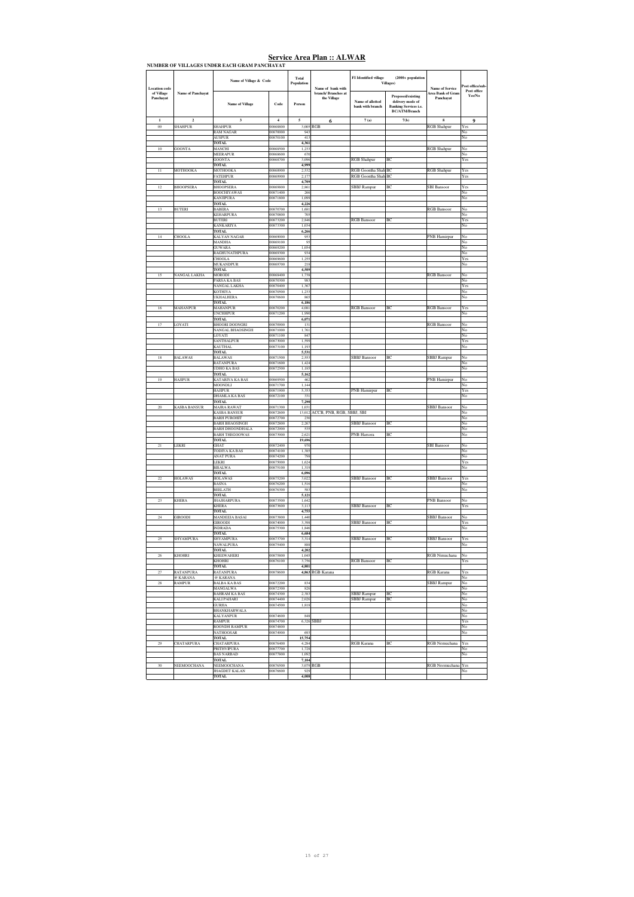# Service Area Plan :: ALWAR

**NUMBER OF VILLAGES UNDER EACH GRAM PANCHAYAT**

| Location code of Village Panchayat | Name of Panchayat | Name of Village & Code | | Total Population | Name of bank with branch/ Branches at the Village | FI Identified village (2000+ population Villages) | | Name of Service Area Bank of Gram Panchayat | Post office/sub-Post office Yes/No |
|---|---|---|---|---|---|---|---|---|---|
| | | Name of Village | Code | Person | | Name of allotted bank with branch | Proposed/existing delivery mode of Banking Services i.e. BC/ATM/Branch | | |
| 1 | 2 | 3 | 4 | 5 | 6 | 7 (a) | 7(b) | 8 | 9 |
| 09 | SHAHPUR | SHAHPUR | 00868800 | 3,005 | RGB | | | RGB Shahpur | Yes |
| | | RAM NAGAR | 00870000 | 943 | | | | | No |
| | | AUSPUR | 00870100 | 413 | | | | | No |
| | | TOTAL | | 4,361 | | | | | |
| 10 | GOONTA | MANCHI | 00868500 | 1,233 | | | | RGB Shahpur | No |
| | | MEERAPUR | 00868600 | 670 | | | | | No |
| | | GOONTA | 00868700 | 3,096 | | RGB Shahpur | BC | | Yes |
| | | TOTAL | | 4,999 | | | | | |
| 11 | MOTHOOKA | MOTHOOKA | 00868900 | 2,532 | | RGB Goontha Shah | BC | RGB Shahpur | Yes |
| | | FATEHPUR | 00869900 | 2,177 | | RGB Goontha Shah | BC | | Yes |
| | | TOTAL | | 4,709 | | | | | |
| 12 | BHOOPSERA | BHOOPSERA | 00869800 | 2,861 | | SBBJ Rampur | BC | SBI Bansoor | Yes |
| | | BOOCHYAWAS | 00871400 | 266 | | | | | No |
| | | KANJIPURA | 00871800 | 1,099 | | | | | No |
| | | TOTAL | | 4,226 | | | | | |
| 13 | BUTERI | BABERA | 00870700 | 1,681 | | | | RGB Bansoor | No |
| | | KEHARPURA | 00870800 | 705 | | | | | No |
| | | BUTERI | 00873200 | 2,846 | | RGB Bansoor | BC | | Yes |
| | | KANKARIYA | 00873300 | 1,034 | | | | | No |
| | | TOTAL | | 6,266 | | | | | |
| 14 | CHOOLA | KALYAN NAGAR | 00869000 | 953 | | | | PNB Hamirpur | No |
| | | MANDHA | 00869100 | 95 | | | | | No |
| | | GUWARA | 00869200 | 1,054 | | | | | No |
| | | RAGHUNATHPURA | 00869300 | 934 | | | | | No |
| | | CHOOLA | 00869600 | 1,255 | | | | | Yes |
| | | MUKANDPUR | 00869700 | 218 | | | | | No |
| | | TOTAL | | 4,509 | | | | | |
| 15 | NANGAL LAKHA | MORODI | 00868400 | 1,738 | | | | RGB Bansoor | No |
| | | PARSA KA BAS | 00870300 | 983 | | | | | No |
| | | NANGAL LAKHA | 00870400 | 1,367 | | | | | Yes |
| | | KOTHIYA | 00870500 | 1,233 | | | | | No |
| | | UKHALHERA | 00870600 | 865 | | | | | No |
| | | TOTAL | | 6,186 | | | | | |
| 16 | MAHANPUR | MAHANPUR | 00870200 | 4,081 | | RGB Bansoor | BC | RGB Bansoor | Yes |
| | | UNCHHPUR | 00871200 | 1,990 | | | | | No |
| | | TOTAL | | 6,071 | | | | | |
| 17 | LOYATI | BHOORI DOONGRI | 00870900 | 131 | | | | RGB Bansoor | No |
| | | NANGAL BHAOSINGH | 00871000 | 1,761 | | | | | No |
| | | LOYATI | 00871100 | 847 | | | | | No |
| | | SANTHALPUR | 00873000 | 1,599 | | | | | Yes |
| | | KAUTHAL | 00873100 | 1,193 | | | | | No |
| | | TOTAL | | 5,531 | | | | | |
| 18 | BALAWAS | BALAWAS | 00871500 | 2,553 | | SBBJ Bansoor | BC | SBBJ Rampur | No |
| | | RATANPURA | 00871600 | 1,424 | | | | | No |
| | | UDHO KA BAS | 00872500 | 1,185 | | | | | No |
| | | TOTAL | | 5,162 | | | | | |
| 19 | HAJIPUR | KATARIYA KA BAS | 00869500 | 462 | | | | PNB Hamirpur | No |
| | | MOONDLI | 00871700 | 1,144 | | | | | No |
| | | HAJIPUR | 00871900 | 5,353 | | PNB Hamirpur | BC | | Yes |
| | | DHAMLA KA BAS | 00872100 | 331 | | | | | No |
| | | TOTAL | | 7,290 | | | | | |
| 20 | KASBA BANSUR | MAJRA RAWAT | 00871300 | 1,031 | | | | SBBJ Bansoor | No |
| | | KASBA BANSUR | 00872600 | 13,012 | ACCB, PNB, RGB, SBBJ, SBI | | | | No |
| | | BARH PUROHIT | 00872700 | 230 | | | | | No |
| | | BARH BHAOSINGH | 00872800 | 2,267 | | SBBJ Bansoor | BC | | No |
| | | BARH DHOONDHALA | 00872900 | 535 | | | | | No |
| | | BARH THEGOOWAS | 00873900 | 2,621 | | PNB Harsora | BC | | No |
| | | TOTAL | | 19,696 | | | | | |
| 21 | LEKRI | GHAT | 00872400 | 970 | | | | SBI Bansoor | No |
| | | TODIYA KA BAS | 00874100 | 1,385 | | | | | No |
| | | ANAT PURA | 00874200 | 798 | | | | | No |
| | | LEKRI | 00875000 | 1,624 | | | | | Yes |
| | | BISALWA | 00875100 | 1,319 | | | | | No |
| | | TOTAL | | 6,096 | | | | | |
| 22 | HOLAWAS | HOLAWAS | 00875200 | 3,022 | | SBBJ Bansoor | BC | SBBJ Bansoor | Yes |
| | | BASNA | 00876200 | 1,516 | | | | | No |
| | | BEELATH | 00876300 | 583 | | | | | No |
| | | TOTAL | | 5,121 | | | | | |
| 23 | KHERA | JHAJHARPURA | 00873500 | 1,642 | | | | PNB Bansoor | No |
| | | KHERA | 00873600 | 3,113 | | SBBJ Bansoor | BC | | Yes |
| | | TOTAL | | 4,755 | | | | | |
| 24 | GIROODI | MANDEEJA BASAI | 00873800 | 1,440 | | | | SBBJ Bansoor | No |
| | | GIROODI | 00874000 | 3,398 | | SBBJ Bansoor | BC | | Yes |
| | | INDRADA | 00875300 | 1,846 | | | | | No |
| | | TOTAL | | 6,684 | | | | | |
| 25 | SHYAMPURA | SHYAMPURA | 00873700 | 3,314 | | SBBJ Bansoor | BC | SBBJ Bansoor | Yes |
| | | NAWALPURA | 00875400 | 888 | | | | | No |
| | | TOTAL | | 4,202 | | | | | |
| 26 | KHOHRI | KHEEWAHERI | 00875800 | 1,045 | | | | RGB Nimuchana | No |
| | | KHOHRI | 00876100 | 3,756 | | RGB Bansoor | BC | | Yes |
| | | TOTAL | | 4,801 | | | | | |
| 27 | RATANPURA @ KARANA | RATANPURA @ KARANA | 00876600 | 4,863 | RGB Karana | | | RGB Karana | Yes |
| | | | | | | | | | No |
| 28 | RAMPUR | BALBA KA BAS | 00872200 | 834 | | | | SBBJ Rampur | No |
| | | MANGALWA | 00872300 | 826 | | | | | No |
| | | BAHRAM KA BAS | 00874300 | 2,383 | | SBBJ Rampur | BC | | No |
| | | KALI PAHARI | 00874400 | 2,028 | | SBBJ Rampur | BC | | No |
| | | GURHA | 00874500 | 1,818 | | | | | No |
| | | BHANKHARWALA | | | | | | | No |
| | | KALYANPUR | 00874600 | 848 | | | | | No |
| | | RAMPUR | 00874700 | 6,326 | SBBJ | | | | Yes |
| | | ROONDH RAMPUR | 00874800 | | | | | | No |
| | | NATHOOSAR | 00874900 | 693 | | | | | No |
| | | TOTAL | | 15,754 | | | | | |
| 29 | CHATARPURA | CHATARPURA | 00876400 | 4,284 | | RGB Karana | BC | RGB Neemuchana | Yes |
| | | PRITHVIPURA | 00877700 | 1,728 | | | | | No |
| | | BAS NARBAD | 00877800 | 1,092 | | | | | No |
| | | TOTAL | | 7,104 | | | | | |
| 30 | NEEMOOCHANA | NEEMOOCHANA | 00876500 | 3,079 | RGB | | | RGB Neemuchana | Yes |
| | | JHAGDET KALAN | 00876600 | 929 | | | | | No |
| | | TOTAL | | 4,008 | | | | | |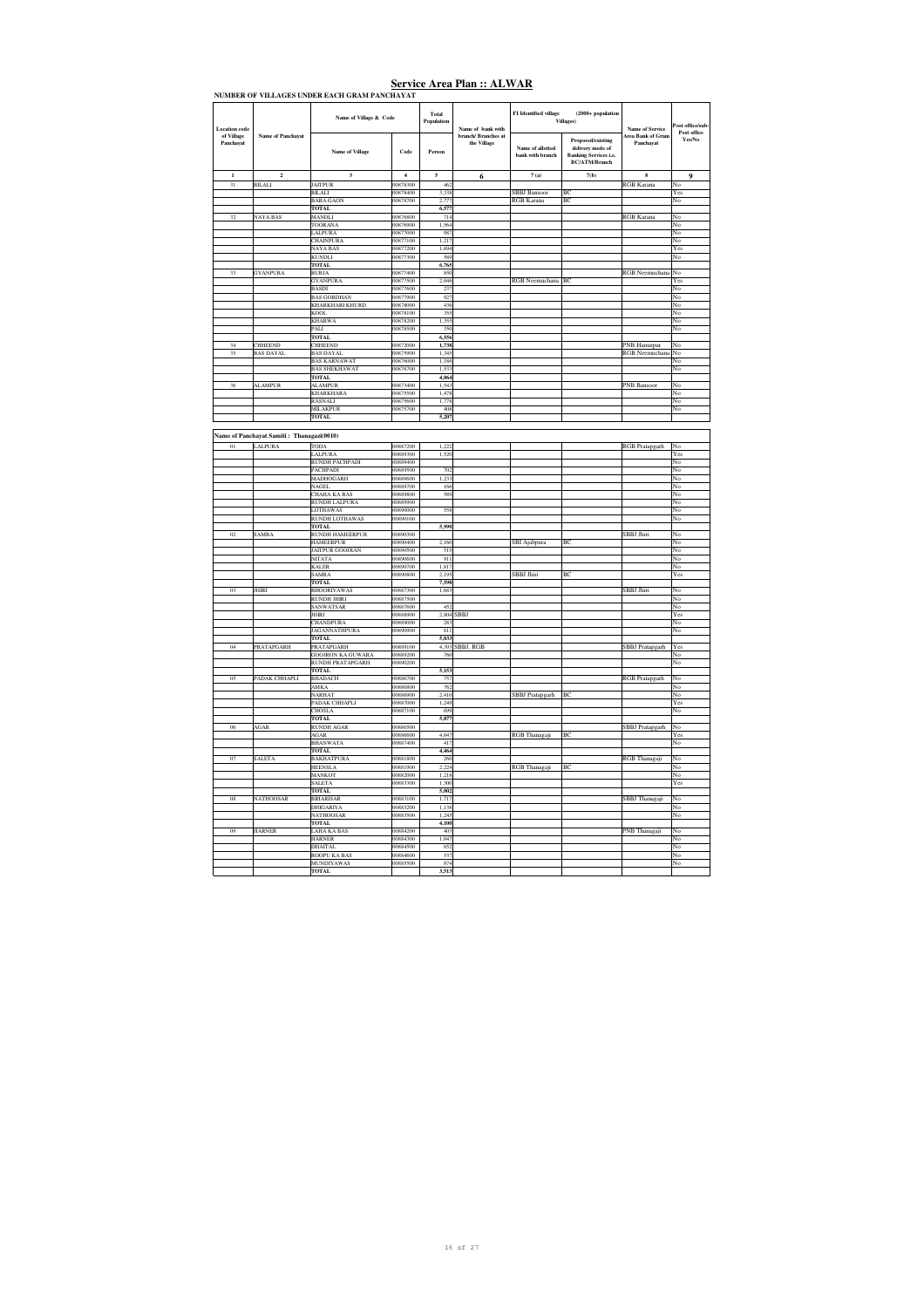# Service Area Plan :: ALWAR

**NUMBER OF VILLAGES UNDER EACH GRAM PANCHAYAT**

| Location code of Village Panchayat | Name of Panchayat | Name of Village & Code | | Total Population | Name of bank with branch/ Branches at the Village | FI Identified village (2000+ population Villages) | | Name of Service Area Bank of Gram Panchayat | Post office/sub-Post office Yes/No |
|---|---|---|---|---|---|---|---|---|---|
| | | Name of Village | Code | Person | | Name of allotted bank with branch | Proposed/existing delivery mode of Banking Services i.e. BC/ATM/Branch | | |
| 1 | 2 | 3 | 4 | 5 | 6 | 7(a) | 7(b) | 8 | 9 |
| 31 | BILALI | JAITPUR | 00678300 | 462 | | | | RGB Karana | No |
| | | BILALI | 00678400 | 3,338 | | SBBJ Bansoor | BC | | Yes |
| | | BARA GAON | 00678700 | 2,777 | | RGB Karana | BC | | No |
| | | TOTAL | | 6,577 | | | | | |
| 32 | NAYA BAS | MANDLI | 00676800 | 714 | | | | RGB Karana | No |
| | | TOORANA | 00676900 | 1,564 | | | | | No |
| | | LALPURA | 00677000 | 987 | | | | | No |
| | | CHAINPURA | 00677100 | 1,217 | | | | | No |
| | | NAYA BAS | 00677200 | 1,694 | | | | | Yes |
| | | KUNDLI | 00677300 | 589 | | | | | No |
| | | TOTAL | | 6,765 | | | | | |
| 33 | GYANPURA | BURJA | 00677400 | 850 | | | | RGB Neemuchana | No |
| | | GYANPURA | 00677500 | 2,046 | | RGB Neemuchana | BC | | Yes |
| | | BASDI | 00677600 | 237 | | | | | No |
| | | BAS GORDHAN | 00677900 | 927 | | | | | No |
| | | KHARKHARI KHURD | 00678000 | 436 | | | | | No |
| | | KOOL | 00678100 | 355 | | | | | No |
| | | KHARWA | 00678200 | 1,355 | | | | | No |
| | | PALI | 00678500 | 350 | | | | | No |
| | | TOTAL | | 6,556 | | | | | |
| 34 | CHHEEND | CHHEEND | 00672000 | 1,738 | | | | PNB Hamirpur | No |
| 35 | BAS DAYAL | BAS DAYAL | 00675900 | 1,345 | | | | RGB Neemuchana | No |
| | | BAS KARNAWAT | 00676000 | 1,186 | | | | | No |
| | | BAS SHEKHAWAT | 00676700 | 1,533 | | | | | No |
| | | TOTAL | | 4,064 | | | | | |
| 36 | ALAMPUR | ALAMPUR | 00673400 | 1,543 | | | | PNB Bansoor | No |
| | | KHARKHARA | 00675500 | 1,478 | | | | | No |
| | | RASNALI | 00675600 | 1,778 | | | | | No |
| | | MILAKPUR | 00675700 | 408 | | | | | No |
| | | TOTAL | | 5,207 | | | | | |

**Name of Panchayat Samiti : Thanagazi(0010)**

| Location code of Village Panchayat | Name of Panchayat | Name of Village | Code | Person | Name of bank with branch/ Branches at the Village | Name of allotted bank with branch | Proposed/existing delivery mode | Name of Service Area Bank of Gram Panchayat | Post office/sub-Post office Yes/No |
|---|---|---|---|---|---|---|---|---|---|
| 01 | LALPURA | TODA | 00887200 | 1,222 | | | | RGB Pratapgarh | No |
| | | LALPURA | 00889300 | 1,520 | | | | | Yes |
| | | RUNDH PACHPADI | 00889400 | | | | | | No |
| | | PACHPADI | 00889500 | 702 | | | | | No |
| | | MADHOGARH | 00889600 | 1,233 | | | | | No |
| | | NAGEL | 00889700 | 166 | | | | | No |
| | | CHAHA KA BAS | 00889800 | 589 | | | | | No |
| | | RUNDH LALPURA | 00889900 | | | | | | No |
| | | LOTHAWAS | 00890000 | 558 | | | | | No |
| | | RUNDH LOTHAWAS | 00890100 | | | | | | No |
| | | TOTAL | | 5,990 | | | | | |
| 02 | SAMRA | RUNDH HAMEERPUR | 00890300 | | | | | SBBJ Jhiri | No |
| | | HAMEERPUR | 00890400 | 2,160 | | SBI Ajabpura | BC | | No |
| | | JAITPUR GOOJRAN | 00890500 | 515 | | | | | No |
| | | NITATA | 00890600 | 911 | | | | | No |
| | | KALER | 00890700 | 1,817 | | | | | No |
| | | SAMRA | 00890800 | 2,195 | | SBBJ Jhiri | BC | | Yes |
| | | TOTAL | | 7,598 | | | | | |
| 03 | JHIRI | BHOORIYAWAS | 00887300 | 1,683 | | | | SBBJ Jhiri | No |
| | | RUNDH JHIRI | 00887500 | | | | | | No |
| | | SANWATSAR | 00887600 | 452 | | | | | No |
| | | JHIRI | 00888900 | 2,804 | SBBJ | | | | Yes |
| | | CHANDPURA | 00889000 | 283 | | | | | No |
| | | JAGANNATHPURA | 00890900 | 611 | | | | | No |
| | | TOTAL | | 5,833 | | | | | |
| 04 | PRATAPGARH | PRATAPGARH | 00889100 | 4,393 | SBBJ, RGB | | | SBBJ Pratapgarh | Yes |
| | | GOOJRON KA GUWARA | 00889200 | 760 | | | | | No |
| | | RUNDH PRATAPGARH | 00890200 | | | | | | No |
| | | TOTAL | | 5,153 | | | | | |
| 05 | PADAK CHHAPLI | BHADACH | 00886700 | 757 | | | | RGB Pratapgarh | No |
| | | AMKA | 00886800 | 762 | | | | | No |
| | | NARHAT | 00886900 | 2,410 | | SBBJ Pratapgarh | BC | | No |
| | | PADAK CHHAPLI | 00887000 | 1,249 | | | | | Yes |
| | | CHOSLA | 00887100 | 699 | | | | | No |
| | | TOTAL | | 5,877 | | | | | |
| 06 | AGAR | RUNDH AGAR | 00886500 | | | | | SBBJ Pratapgarh | No |
| | | AGAR | 00886600 | 4,047 | | RGB Thanagaji | BC | | Yes |
| | | BHANWATA | 00887400 | 417 | | | | | No |
| | | TOTAL | | 4,464 | | | | | |
| 07 | SALETA | BAKHATPURA | 00881800 | 260 | | | | RGB Thanagaji | No |
| | | HEENSLA | 00881900 | 2,224 | | RGB Thanagaji | BC | | No |
| | | MANKOT | 00882000 | 1,218 | | | | | No |
| | | SALETA | 00883300 | 1,300 | | | | | Yes |
| | | TOTAL | | 5,002 | | | | | |
| 08 | NATHOOSAR | BHARISAR | 00883100 | 1,717 | | | | SBBJ Thanagaji | No |
| | | DHIGARIYA | 00883200 | 1,138 | | | | | No |
| | | NATHOOSAR | 00883500 | 1,245 | | | | | No |
| | | TOTAL | | 4,100 | | | | | |
| 09 | HARNER | LAHA KA BAS | 00884200 | 403 | | | | PNB Thanagaji | No |
| | | HARNER | 00884300 | 1,047 | | | | | No |
| | | DHAITAL | 00884500 | 652 | | | | | No |
| | | ROOPU KA BAS | 00884600 | 537 | | | | | No |
| | | MUNDIYAWAS | 00885500 | 874 | | | | | No |
| | | TOTAL | | 3,513 | | | | | |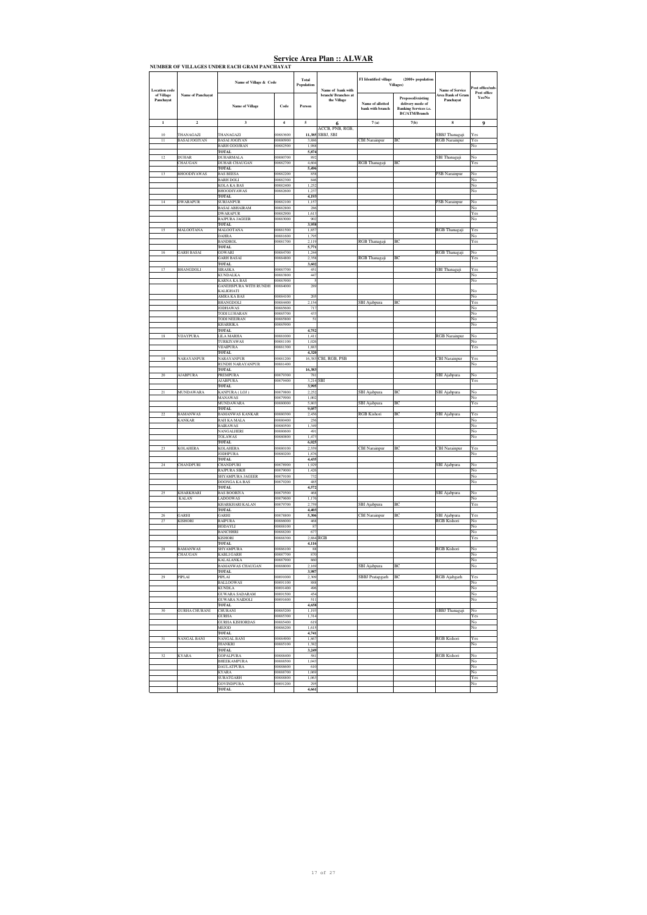# Service Area Plan :: ALWAR

**NUMBER OF VILLAGES UNDER EACH GRAM PANCHAYAT**

| Location code of Village Panchayat | Name of Panchayat | Name of Village & Code | | Total Population | Name of bank with branch/ Branches at the Village | FI Identified village (2000+ population Villages) | | Name of Service Area Bank of Gram Panchayat | Post office/sub-Post office Yes/No |
|---|---|---|---|---|---|---|---|---|---|
| | | Name of Village | Code | Person | | Name of allotted bank with branch | Proposed/existing delivery mode of Banking Services i.e. BC/ATM/Branch | | |
| 1 | 2 | 3 | 4 | 5 | 6 | 7 (a) | 7(b) | 8 | 9 |
| 10 | THANAGAZI | THANAGAZI | 00883600 | 11,385 | ACCB, PNB, RGB, SBBJ, SBI | | | SBBJ Thanagaji | Yes |
| 11 | BASAI JOGIYAN | BASAI JOGIYAN | 00880900 | 3,886 | | CBI Narainpur | BC | RGB Narainpur | Yes |
| | | BARH GOOJRAN | 00882500 | 1,988 | | | | | No |
| | | TOTAL | | 5,874 | | | | | |
| 12 | DUHAR CHAUGAN | DUHARMALA | 00880700 | 892 | | | | SBI Thanagaji | No |
| | | DUHAR CHAUGAN | 00882700 | 4,604 | | RGB Thanagaji | BC | | Yes |
| | | TOTAL | | 5,496 | | | | | |
| 13 | BHOODIYAWAS | BAS BEESA | 00882200 | 858 | | | | PSB Narainpur | No |
| | | BARH DOLI | 00882300 | 846 | | | | | No |
| | | KOLA KA BAS | 00882400 | 1,252 | | | | | No |
| | | BHOODIYAWAS | 00882600 | 1,237 | | | | | No |
| | | TOTAL | | 4,193 | | | | | |
| 14 | DWARAPUR | SURJANPUR | 00882100 | 1,157 | | | | PSB Narainpur | No |
| | | BASAI ABHAIRAM | 00882800 | 286 | | | | | No |
| | | DWARAPUR | 00882900 | 1,613 | | | | | Yes |
| | | RAJPURA JAGEER | 00883000 | 902 | | | | | No |
| | | TOTAL | | 3,958 | | | | | |
| 15 | MALOOTANA | MALOOTANA | 00881500 | 1,857 | | | | RGB Thanagaji | Yes |
| | | DABRA | 00881600 | 1,795 | | | | | No |
| | | BANDROL | 00881700 | 2,119 | | RGB Thanagaji | BC | | Yes |
| | | TOTAL | | 5,771 | | | | | |
| 16 | GARH BASAI | GOWARI | 00884700 | 1,244 | | | | RGB Thanagaji | No |
| | | GARH BASAI | 00884800 | 2,358 | | RGB Thanagaji | BC | | Yes |
| | | TOTAL | | 3,602 | | | | | |
| 17 | BHANGDOLI | SIRASKA | 00883700 | 451 | | | | SBI Thanagaji | Yes |
| | | KUNDALKA | 00883800 | 447 | | | | | No |
| | | KARNA KA BAS | 00883900 | 5 | | | | | No |
| | | GANEHSPURA WITH RUNDH KALIGHATI | 00884000 | 289 | | | | | No |
| | | AMRA KA BAS | 00884100 | 205 | | | | | No |
| | | BHANGDOLI | 00884400 | 2,154 | | SBI Ajabpura | BC | | Yes |
| | | JODHAWAS | 00885600 | 717 | | | | | No |
| | | TODI LUHARAN | 00885700 | 433 | | | | | No |
| | | TODI NEEJRAN | 00885800 | 51 | | | | | No |
| | | KHARRIKA | 00885900 | | | | | | No |
| | | TOTAL | | 4,752 | | | | | |
| 18 | VIJAYPURA | LILA MARHA | 00881000 | 1,411 | | | | RGB Narainpur | No |
| | | TURKIYAWAS | 00881100 | 1,026 | | | | | No |
| | | VIJAIPURA | 00881300 | 1,883 | | | | | Yes |
| | | TOTAL | | 4,320 | | | | | |
| 19 | NARAYANPUR | NARAYANPUR | 00881200 | 16,383 | CBI, RGB, PSB | | | CBI Narainpur | Yes |
| | | RUNDH NARAYANPUR | 00881400 | | | | | | No |
| | | TOTAL | | 16,383 | | | | | |
| 20 | AJABPURA | PREMPURA | 00879300 | 781 | | | | SBI Ajabpura | No |
| | | AJABPURA | 00879400 | 3,214 | SBI | | | | Yes |
| | | TOTAL | | 3,995 | | | | | |
| 21 | MUNDAWARA | KANPURA ( LOJ ) | 00879800 | 2,252 | | SBI Ajabpura | BC | SBI Ajabpura | No |
| | | MANAWAS | 00879900 | 1,002 | | | | | No |
| | | MUNDAWARA | 00880000 | 5,803 | | SBI Ajabpura | BC | | Yes |
| | | TOTAL | | 9,057 | | | | | |
| 22 | BAMANWAS KANKAR | BAMANWAS KANKAR | 00880300 | 2,456 | | RGB Kishori | BC | SBI Ajabpura | Yes |
| | | RAH KA MALA | 00880400 | 256 | | | | | No |
| | | BAIRAWAS | 00880500 | 1,349 | | | | | No |
| | | NANGALHERI | 00880600 | 491 | | | | | No |
| | | TOLAWAS | 00880800 | 1,473 | | | | | No |
| | | TOTAL | | 6,025 | | | | | |
| 23 | KOLAHERA | KOLAHERA | 00880100 | 2,559 | | CBI Narainpur | BC | CBI Narainpur | Yes |
| | | JODHPURA | 00880200 | 1,876 | | | | | No |
| | | TOTAL | | 4,435 | | | | | |
| 24 | CHANDPURI | CHANDPURI | 00878900 | 1,929 | | | | SBI Ajabpura | No |
| | | RAJPURA SIKH | 00879000 | 1,426 | | | | | No |
| | | SHYAMPURA JAGEER | 00879100 | 732 | | | | | No |
| | | DOONGA KA BAS | 00879200 | 485 | | | | | No |
| | | TOTAL | | 4,572 | | | | | |
| 25 | KHARKHARI KALAN | BAS BOORIYA | 00879500 | 468 | | | | SBI Ajabpura | No |
| | | LADOOWAS | 00879600 | 1,176 | | | | | No |
| | | KHARKHARI KALAN | 00879700 | 2,759 | | SBI Ajabpura | BC | | Yes |
| | | TOTAL | | 4,403 | | | | | |
| 26 | GARHI | GARHI | 00878800 | 5,306 | | CBI Narainpur | BC | SBI Ajabpura | Yes |
| 27 | KISHORI | RAIPURA | 00886000 | 468 | | | | RGB Kishori | No |
| | | HODAYLI | 00888100 | 87 | | | | | No |
| | | BANCHHRI | 00888200 | 677 | | | | | No |
| | | KISHORI | 00888300 | 2,884 | RGB | | | | Yes |
| | | TOTAL | | 4,116 | | | | | |
| 28 | BAMANWAS CHAUGAN | SHYAMPURA | 00886100 | 88 | | | | RGB Kishori | No |
| | | KABLI GARH | 00887700 | 870 | | | | | No |
| | | KALALANKA | 00887900 | 860 | | | | | No |
| | | BAMANWAS CHAUGAN | 00888000 | 2,169 | | SBI Ajabpura | BC | | No |
| | | TOTAL | | 3,987 | | | | | |
| 29 | PIPLAI | PIPLAI | 00891000 | 2,309 | | SBBJ Pratapgarh | BC | RGB Ajabgarh | Yes |
| | | BALLOOWAS | 00891100 | 888 | | | | | No |
| | | KUNDLA | 00891400 | 496 | | | | | No |
| | | GUWARA SADARAM | 00891500 | 454 | | | | | No |
| | | GUWARA NAIDOLI | 00891600 | 511 | | | | | No |
| | | TOTAL | | 4,658 | | | | | |
| 30 | GURHA CHURANI | CHURANI | 00885200 | 1,193 | | | | SBBJ Thanagaji | No |
| | | GURHA | 00885300 | 1,314 | | | | | Yes |
| | | GURHA KISHORDAS | 00885400 | 619 | | | | | No |
| | | MEJOD | 00886200 | 1,615 | | | | | No |
| | | TOTAL | | 4,741 | | | | | |
| 31 | NANGAL BANI | NANGAL BANI | 00884900 | 1,867 | | | | RGB Kishori | Yes |
| | | JHANKRI | 00885100 | 1,382 | | | | | No |
| | | TOTAL | | 3,249 | | | | | |
| 32 | KYARA | GOPALPURA | 00888400 | 581 | | | | RGB Kishori | No |
| | | BHEEKAMPURA | 00888500 | 1,043 | | | | | No |
| | | DAULATPURA | 00888600 | 610 | | | | | No |
| | | KYARA | 00888700 | 1,069 | | | | | No |
| | | SURATGARH | 00888800 | 1,063 | | | | | Yes |
| | | GOVINDPURA | 00891200 | 295 | | | | | No |
| | | TOTAL | | 4,661 | | | | | |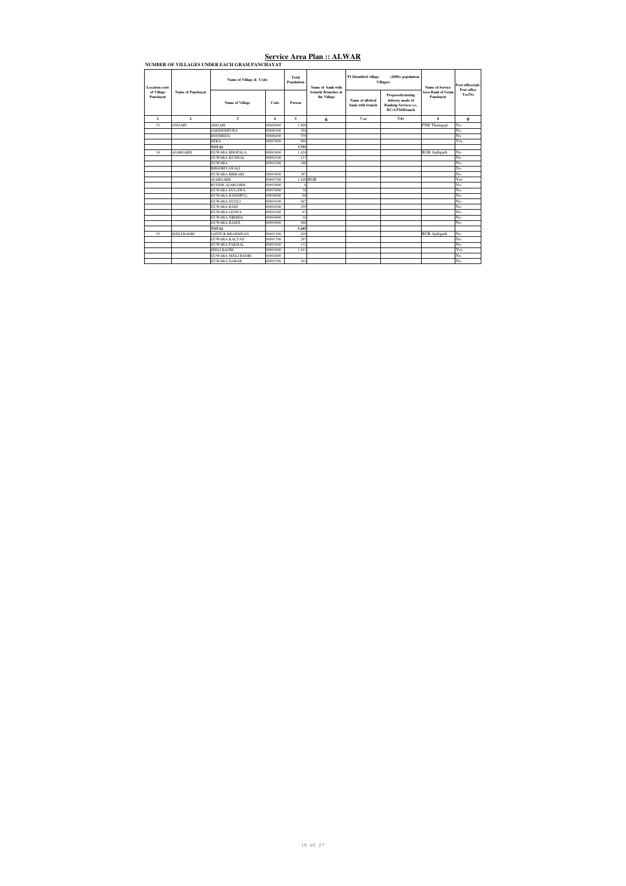# Service Area Plan :: ALWAR

**NUMBER OF VILLAGES UNDER EACH GRAM PANCHAYAT**

| Location code of Village Panchayat | Name of Panchayat | Name of Village & Code | | Total Population | Name of bank with branch/ Branches at the Village | FI Identified village (2000+ population Villages) | | Name of Service Area Bank of Gram Panchayat | Post office/sub-Post office Yes/No |
|---|---|---|---|---|---|---|---|---|---|
| | | Name of Village | Code | Person | | Name of allotted bank with branch | Proposed/existing delivery mode of Banking Services i.e. BC/ATM/Branch | | |
| 1 | 2 | 3 | 4 | 5 | 6 | 7(a) | 7(b) | 8 | 9 |
| 33 | ANGARI | ANGARI | 00885000 | 1,898 | | | | PNB Thanagaji | No |
| | | JAISINGHPURA | 00886300 | 394 | | | | | No |
| | | DOOMEDA | 00886400 | 539 | | | | | No |
| | | DERA | 00887800 | 960 | | | | | Yes |
| | | TOTAL | | 3,791 | | | | | |
| 34 | AJABGARH | GUWARA BHOPALA | 00883400 | 1,424 | | | | RGB Ajabgarh | No |
| | | GUWARA KUNDAL | 00892100 | 113 | | | | | No |
| | | GUWARA | 00892200 | 340 | | | | | No |
| | | BHOORIYAWALI | | | | | | | No |
| | | GUWARA BIRKARI | 00893600 | 387 | | | | | No |
| | | AJABGARH | 00893700 | 1,420 | RGB | | | | Yes |
| | | RUNDH AJABGARH | 00893800 | 8 | | | | | No |
| | | GUWARA DULAWA | 00893900 | 36 | | | | | No |
| | | GUWARA BANDIPUL | 00894000 | 68 | | | | | No |
| | | GUWARA GUGLI | 00894100 | 487 | | | | | No |
| | | GUWARA RADI | 00894200 | 259 | | | | | No |
| | | GUWARA LESWA | 00894300 | 67 | | | | | No |
| | | GUWARA NIRBHA | 00894400 | 16 | | | | | No |
| | | GUWARA RAMJI | 00894500 | 560 | | | | | No |
| | | TOTAL | | 5,185 | | | | | |
| 35 | SEELI BAORI | JAITPUR BRAHMNAN | 00891300 | 829 | | | | RGB Ajabgarh | No |
| | | GUWARA KALYAN | 00891700 | 297 | | | | | No |
| | | GUWARA PAKHAL | 00891800 | 132 | | | | | No |
| | | SEELI BAORI | 00891900 | 1,411 | | | | | Yes |
| | | GUWARA SEELI BAORI | 00892000 | | | | | | No |
| | | GUWARA DABAR | 00892300 | 163 | | | | | No |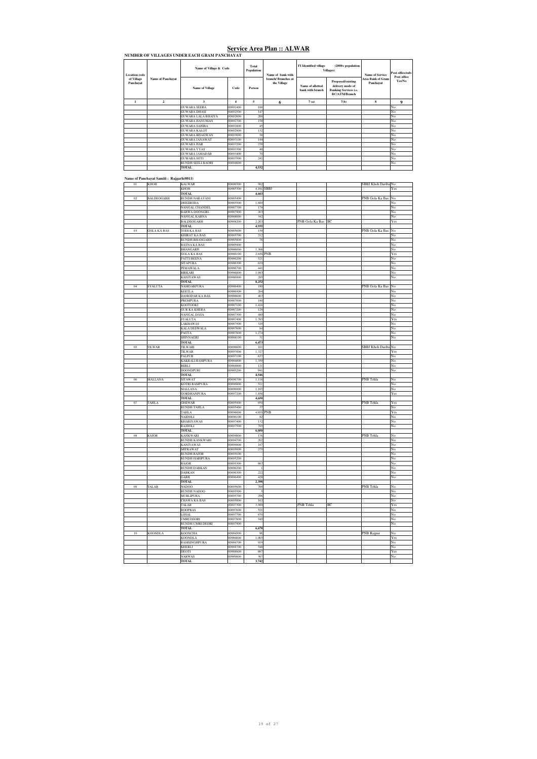# Service Area Plan :: ALWAR

**NUMBER OF VILLAGES UNDER EACH GRAM PANCHAYAT**

| Location code of Village Panchayat | Name of Panchayat | Name of Village & Code | | Total Population | Name of bank with branch/ Branches at the Village | FI Identified village (2000+ population Villages) | | Name of Service Area Bank of Gram Panchayat | Post office/sub-Post office Yes/No |
|---|---|---|---|---|---|---|---|---|---|
| | | Name of Village | Code | Person | | Name of allotted bank with branch | Proposed/existing delivery mode of Banking Services i.e. BC/ATM/Branch | | |
| 1 | 2 | 3 | 4 | 5 | 6 | 7 (a) | 7(b) | 8 | 9 |
| | | GUWARA SEERA | 00892400 | 188 | | | | | No |
| | | GUWARA DHASI | 00892500 | 147 | | | | | No |
| | | GUWARA LALA BHAIYA | 00892600 | 209 | | | | | No |
| | | GUWARA HANUMAN | 00892700 | 158 | | | | | No |
| | | GUWARA SAHIBA | 00892800 | 45 | | | | | No |
| | | GUWARA KALOT | 00892900 | 132 | | | | | No |
| | | GUWARA BHAGWAN | 00893000 | 56 | | | | | No |
| | | GUWARA JANAWAT | 00893100 | 144 | | | | | No |
| | | GUWARA HAR | 00893200 | 270 | | | | | No |
| | | GUWARA VYAS | 00893300 | 40 | | | | | No |
| | | GUWARA JAMADAR | 00893400 | 70 | | | | | No |
| | | GUWARA SOTI | 00893500 | 241 | | | | | No |
| | | RUNDH SEELI BAORI | 00894600 | | | | | | No |
| | | TOTAL | | 4,532 | | | | | |

**Name of Panchayat Samiti : Rajgarh(0011)**

| Location code of Village Panchayat | Name of Panchayat | Name of Village | Code | Person | Name of bank with branch/ Branches at the Village | Name of allotted bank with branch | Proposed/existing delivery mode | Name of Service Area Bank of Gram Panchayat | Post office/sub-Post office Yes/No |
|---|---|---|---|---|---|---|---|---|---|
| 01 | KHOH | KALWAR | 00896500 | 502 | | | | SBBJ Khoh Dariba | No |
| | | KHOH | 00905300 | 4,101 | SBBJ | | | | Yes |
| | | TOTAL | | 4,603 | | | | | |
| 02 | BALDEOGARH | RUNDH NARAYANI | 00905400 | | | | | PNB Gola Ka Bas | No |
| | | DHEERODA | 00905500 | 1,889 | | | | | No |
| | | NANGAL CHANDEL | 00907700 | 178 | | | | | No |
| | | BARWA DOONGRI | 00907900 | 263 | | | | | No |
| | | NANGAL KARNA | 00908000 | 342 | | | | | No |
| | | BALDEOGARH | 00908200 | 2,263 | | PNB Gola Ka Bas | BC | | Yes |
| | | TOTAL | | 4,935 | | | | | |
| 03 | GOLA KA BAS | TODI KA BAS | 00905600 | 159 | | | | PNB Gola Ka Bas | No |
| | | KHIRAT KA BAS | 00905700 | 212 | | | | | No |
| | | RUNDH BHANGARH | 00905800 | 76 | | | | | No |
| | | RATNA KA BAS | 00905900 | | | | | | No |
| | | BHANGARH | 00906000 | 1,306 | | | | | No |
| | | GOLA KA BAS | 00906100 | 2,650 | PNB | | | | Yes |
| | | PATTI BEENA | 00906200 | 521 | | | | | No |
| | | SITAPURA | 00906300 | 619 | | | | | No |
| | | PEMAWALA | 00906700 | 441 | | | | | No |
| | | BIRKARI | 00906800 | 1,983 | | | | | No |
| | | KANIYAWAS | 00906900 | 285 | | | | | No |
| | | TOTAL | | 8,252 | | | | | |
| 04 | SYALUTA | NAMDARPURA | 00906400 | 180 | | | | PNB Gola Ka Bas | No |
| | | KEETLA | 00906500 | 204 | | | | | No |
| | | DAMODAR KA BAS | 00906600 | 463 | | | | | No |
| | | PREMPURA | 00907000 | 180 | | | | | No |
| | | KOOTOOKI | 00907100 | 1,416 | | | | | No |
| | | GUR KA KHERA | 00907200 | 129 | | | | | No |
| | | NANGAL DASA | 00907300 | 480 | | | | | No |
| | | SYALUTA | 00907400 | 1,703 | | | | | Yes |
| | | LAKHAWAS | 00907500 | 329 | | | | | No |
| | | KALA DEEWALA | 00907600 | 84 | | | | | No |
| | | PAOTA | 00907800 | 1,274 | | | | | No |
| | | SHIVNAGRI | 00908100 | 31 | | | | | No |
| | | TOTAL | | 6,473 | | | | | |
| 05 | TILWAR | TILWARI | 00896600 | 161 | | | | SBBJ Khoh Dariba | No |
| | | TILWAR | 00897000 | 1,327 | | | | | Yes |
| | | PALPUR | 00897100 | 637 | | | | | No |
| | | KAKRALI RAMPURA | 00904800 | 1,359 | | | | | No |
| | | BERLI | 00904900 | 121 | | | | | No |
| | | DOONDPURI | 00905200 | 941 | | | | | No |
| | | TOTAL | | 4,546 | | | | | |
| 06 | MALLANA | SITAWAT | 00896700 | 1,118 | | | | PNB Tehla | No |
| | | KOTRI RAMPURA | 00896800 | 511 | | | | | No |
| | | MALLANA | 00896900 | 1,165 | | | | | No |
| | | GORDHANPURA | 00897200 | 1,856 | | | | | Yes |
| | | TOTAL | | 4,650 | | | | | |
| 07 | TAHLA | GHEWAR | 00895900 | 959 | | | | PNB Tehla | Yes |
| | | RUNDH TAHLA | 00895400 | 37 | | | | | No |
| | | TAHLA | 00898000 | 4,055 | PNB | | | | Yes |
| | | NAIDOLI | 00896100 | 82 | | | | | No |
| | | KHARIYAWAS | 00897400 | 132 | | | | | No |
| | | RAIDOLI | 00897500 | 785 | | | | | No |
| | | TOTAL | | 6,050 | | | | | |
| 08 | RAJOR | KANKWARI | 00894800 | 176 | | | | PNB Tehla | No |
| | | RUNDH KANKWARI | 00894700 | 262 | | | | | No |
| | | KANIYAWAS | 00894900 | 167 | | | | | No |
| | | MITRAWAT | 00895000 | 275 | | | | | No |
| | | RUNDH RAJOR | 00895100 | | | | | | No |
| | | RUNDH HARIPURA | 00895200 | | | | | | No |
| | | RAJOR | 00895300 | 867 | | | | | No |
| | | RUNDH DABKAN | 00896200 | 1 | | | | | No |
| | | DABKAN | 00896300 | 222 | | | | | No |
| | | GARH | 00896400 | 428 | | | | | No |
| | | TOTAL | | 2,398 | | | | | |
| 09 | TALAB | NADOO | 00895600 | 709 | | | | PNB Tehla | No |
| | | RUNDH NADOO | 00895500 | 5 | | | | | No |
| | | MURLIPURA | 00895700 | 298 | | | | | No |
| | | CHAWA KA BAS | 00895800 | 163 | | | | | No |
| | | TALAB | 00897300 | 3,569 | | PNB Tehla | BC | | Yes |
| | | ROOPBAS | 00897600 | 521 | | | | | No |
| | | LOSAL | 00897700 | 870 | | | | | No |
| | | UMRI DEORI | 00897800 | 545 | | | | | No |
| | | RUNDH UMRI DEORI | 00897900 | | | | | | No |
| | | TOTAL | | 6,678 | | | | | |
| 10 | KOONDLA | KOONCHA | 00904500 | 96 | | | | PNB Rajpur | No |
| | | KOONDLA | 00904600 | 1,065 | | | | | Yes |
| | | RAMSINGHPURA | 00904700 | 919 | | | | | No |
| | | KHERLI | 00908700 | 548 | | | | | No |
| | | DEOTI | 00908800 | 807 | | | | | Yes |
| | | NARWAS | 00909800 | 307 | | | | | No |
| | | TOTAL | | 3,742 | | | | | |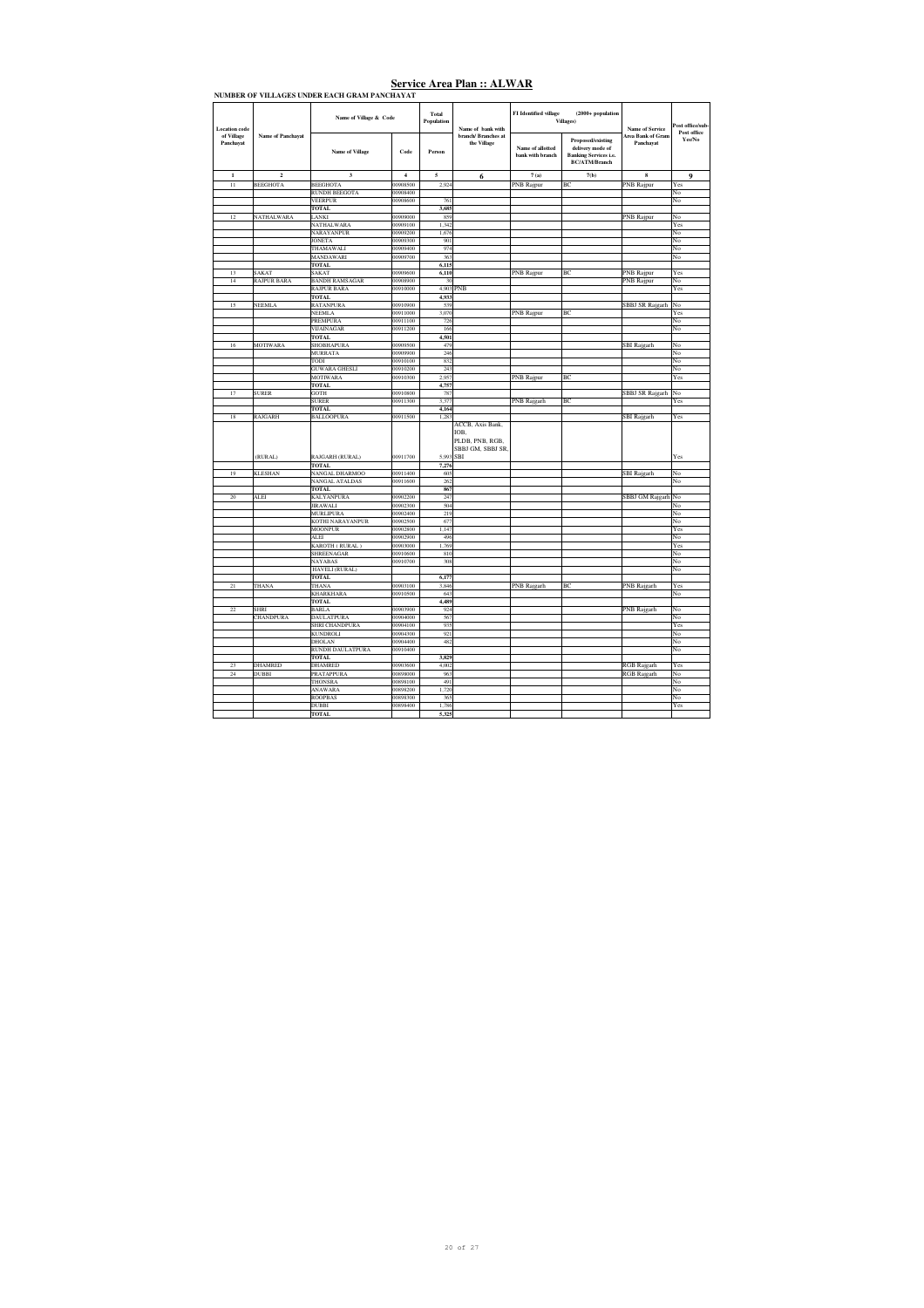# Service Area Plan :: ALWAR

**NUMBER OF VILLAGES UNDER EACH GRAM PANCHAYAT**

| Location code of Village Panchayat | Name of Panchayat | Name of Village & Code | | Total Population | Name of bank with branch/ Branches at the Village | FI Identified village (2000+ population Villages) | | Name of Service Area Bank of Gram Panchayat | Post office/sub-Post office Yes/No |
|---|---|---|---|---|---|---|---|---|---|
| | | Name of Village | Code | Person | | Name of allotted bank with branch | Proposed/existing delivery mode of Banking Services i.e. BC/ATM/Branch | | |
| 1 | 2 | 3 | 4 | 5 | 6 | 7(a) | 7(b) | 8 | 9 |
| 11 | BEEGHOTA | BEEGHOTA | 009008500 | 2,924 | | PNB Rajpur | BC | PNB Rajpur | Yes |
| | | RUNDH BEEGOTA | 009008400 | | | | | | No |
| | | VEERPUR | 009008600 | 761 | | | | | No |
| | | TOTAL | | 3,685 | | | | | |
| 12 | NATHALWARA | LANKI | 009009000 | 859 | | | | PNB Rajpur | No |
| | | NATHALWARA | 009009100 | 1,342 | | | | | Yes |
| | | NARAYANPUR | 009009200 | 1,676 | | | | | No |
| | | JONETA | 009009300 | 901 | | | | | No |
| | | THAMAWALI | 009009400 | 974 | | | | | No |
| | | MANDAWARI | 009009700 | 363 | | | | | No |
| | | TOTAL | | 6,115 | | | | | |
| 13 | SAKAT | SAKAT | 009009600 | 6,110 | | PNB Rajpur | BC | PNB Rajpur | Yes |
| 14 | RAJPUR BARA | BANDH RAMSAGAR | 009009500 | 30 | | | | PNB Rajpur | No |
| | | RAJPUR BARA | 009010000 | 4,903 | PNB | | | | Yes |
| | | TOTAL | | 4,933 | | | | | |
| 15 | NEEMLA | RATANPURA | 009010900 | 539 | | | | SBBJ SR Rajgarh | No |
| | | NEEMLA | 009011000 | 3,070 | | PNB Rajpur | BC | | Yes |
| | | PREMPURA | 009011100 | 726 | | | | | No |
| | | VIJAINAGAR | 009011200 | 166 | | | | | No |
| | | TOTAL | | 4,501 | | | | | |
| 16 | MOTIWARA | SHOBHAPURA | 009009500 | 479 | | | | SBI Rajgarh | No |
| | | MURRATA | 009009900 | 246 | | | | | No |
| | | TODI | 009010100 | 832 | | | | | No |
| | | GUWARA GHESLI | 009010200 | 243 | | | | | No |
| | | MOTIWARA | 009010300 | 2,957 | | PNB Rajpur | BC | | Yes |
| | | TOTAL | | 4,757 | | | | | |
| 17 | SURER | GOTH | 009010800 | 787 | | | | SBBJ SR Rajgarh | No |
| | | SURER | 009011300 | 3,377 | | PNB Rajgarh | BC | | Yes |
| | | TOTAL | | 4,164 | | | | | |
| 18 | RAJGARH | BALLOOPURA | 009011500 | 1,283 | | | | SBI Rajgarh | Yes |
| | (RURAL) | RAJGARH (RURAL) | 009011700 | 5,993 | ACCB, Axis Bank, IOB, PLDB, PNB, RGB, SBBJ GM, SBBJ SR, SBI | | | | Yes |
| | | TOTAL | | 7,276 | | | | | |
| 19 | KLESHAN | NANGAL DHARMOO | 009011400 | 605 | | | | SBI Rajgarh | No |
| | | NANGAL ATALDAS | 009011600 | 262 | | | | | No |
| | | TOTAL | | 867 | | | | | |
| 20 | ALEI | KALYANPURA | 009002200 | 247 | | | | SBBJ GM Rajgarh | No |
| | | JIRAWALI | 009002300 | 504 | | | | | No |
| | | MURLIPURA | 009002400 | 219 | | | | | No |
| | | KOTHI NARAYANPUR | 009002500 | 677 | | | | | No |
| | | MOONPUR | 009002600 | 1,147 | | | | | Yes |
| | | ALEI | 009002900 | 496 | | | | | No |
| | | KAROTH ( RURAL ) | 009003000 | 1,769 | | | | | Yes |
| | | SHREENAGAR | 009010600 | 810 | | | | | No |
| | | NAYABAS | 009010700 | 308 | | | | | No |
| | | HAVELI (RURAL) | | | | | | | No |
| | | TOTAL | | 6,177 | | | | | |
| 21 | THANA | THANA | 009003100 | 3,846 | | PNB Rajgarh | BC | PNB Rajgarh | Yes |
| | | KHARKHARA | 009010500 | 643 | | | | | No |
| | | TOTAL | | 4,489 | | | | | |
| 22 | SHRI CHANDPURA | BARLA | 009003900 | 924 | | | | PNB Rajgarh | No |
| | | DAULATPURA | 009004000 | 567 | | | | | No |
| | | SHRI CHANDPURA | 009004100 | 935 | | | | | Yes |
| | | KUNDROLI | 009004300 | 921 | | | | | No |
| | | DHOLAN | 009004400 | 482 | | | | | No |
| | | RUNDH DAULATPURA | 009010400 | | | | | | No |
| | | TOTAL | | 3,829 | | | | | |
| 23 | DHAMRED | DHAMRED | 009003600 | 4,002 | | | | RGB Rajgarh | Yes |
| 24 | DUBBI | PRATAPPURA | 008098000 | 963 | | | | RGB Rajgarh | No |
| | | THONSRA | 008098100 | 491 | | | | | No |
| | | ANAWARA | 008098200 | 1,720 | | | | | No |
| | | ROOPBAS | 008098300 | 365 | | | | | No |
| | | DUBBI | 008098400 | 1,786 | | | | | Yes |
| | | TOTAL | | 5,325 | | | | | |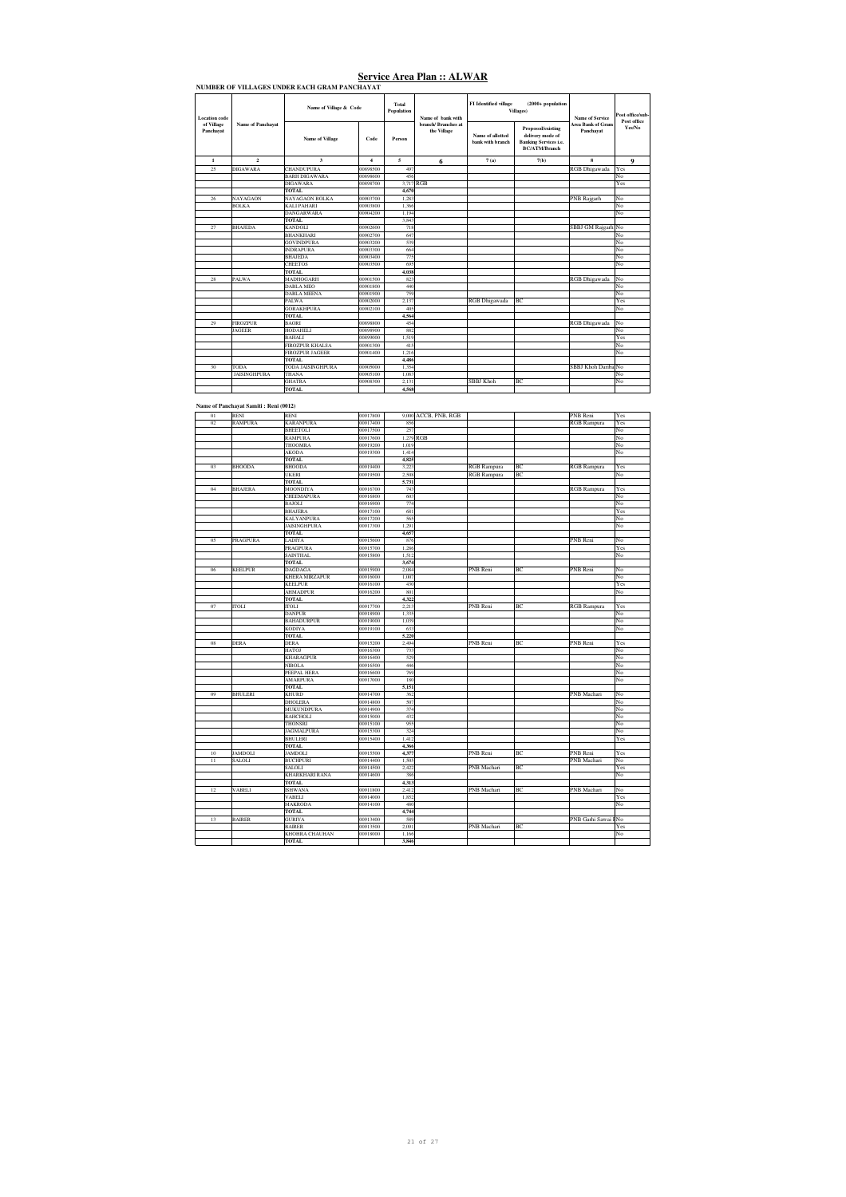# Service Area Plan :: ALWAR

**NUMBER OF VILLAGES UNDER EACH GRAM PANCHAYAT**

| Location code of Village Panchayat | Name of Panchayat | Name of Village & Code | | Total Population | Name of bank with branch/ Branches at the Village | FI Identified village (2000+ population Villages) | | Name of Service Area Bank of Gram Panchayat | Post office/sub-Post office Yes/No |
|---|---|---|---|---|---|---|---|---|---|
| | | Name of Village | Code | Person | | Name of allotted bank with branch | Proposed/existing delivery mode of Banking Services i.e. BC/ATM/Branch | | |
| 1 | 2 | 3 | 4 | 5 | 6 | 7 (a) | 7(b) | 8 | 9 |
| 25 | DIGAWARA | CHANDUPURA | 00898500 | 497 | | | | RGB Dhigawada | Yes |
| | | BARH DIGAWARA | 00898600 | 456 | | | | | No |
| | | DIGAWARA | 00898700 | 3,717 | RGB | | | | Yes |
| | | TOTAL | | 4,670 | | | | | |
| 26 | NAYAGAON BOLKA | NAYAGAON BOLKA | 00903700 | 1,283 | | | | PNB Rajgarh | No |
| | | KALI PAHARI | 00903800 | 1,366 | | | | | No |
| | | DANGARWARA | 00904200 | 1,194 | | | | | No |
| | | TOTAL | | 3,843 | | | | | |
| 27 | BHAJEDA | KANDOLI | 00902600 | 718 | | | | SBBJ GM Rajgarh | No |
| | | BHANKHARI | 00902700 | 647 | | | | | No |
| | | GOVINDPURA | 00903200 | 539 | | | | | No |
| | | INDRAPURA | 00903300 | 664 | | | | | No |
| | | BHAJEDA | 00903400 | 775 | | | | | No |
| | | CHEETOS | 00903500 | 695 | | | | | No |
| | | TOTAL | | 4,038 | | | | | |
| 28 | PALWA | MADHOGARH | 00901500 | 823 | | | | RGB Dhigawada | No |
| | | DABLA MEO | 00901800 | 440 | | | | | No |
| | | DABLA MEENA | 00901900 | 759 | | | | | No |
| | | PALWA | 00902000 | 2,137 | | RGB Dhigawada | BC | | Yes |
| | | GORAKHPURA | 00902100 | 405 | | | | | No |
| | | TOTAL | | 4,564 | | | | | |
| 29 | FIROZPUR JAGEER | BAORI | 00898800 | 454 | | | | RGB Dhigawada | No |
| | | HODAHELI | 00898900 | 882 | | | | | No |
| | | BAHALI | 00899000 | 1,519 | | | | | Yes |
| | | FIROZPUR KHALSA | 00901300 | 415 | | | | | No |
| | | FIROZPUR JAGEER | 00901400 | 1,216 | | | | | No |
| | | TOTAL | | 4,486 | | | | | |
| 30 | TODA JAISINGHPURA | TODA JAISINGHPURA | 00908000 | 1,354 | | | | SBBJ Khoh Dariba | No |
| | | THANA | 00905100 | 1,083 | | | | | No |
| | | GHATRA | 00908300 | 2,131 | | SBBJ Khoh | BC | | No |
| | | TOTAL | | 4,568 | | | | | |

**Name of Panchayat Samiti : Reni (0012)**

| | | | | | | | | | |
|---|---|---|---|---|---|---|---|---|---|
| 01 | RENI | RENI | 00917800 | 9,000 | ACCB, PNB, RGB | | | PNB Reni | Yes |
| 02 | RAMPURA | KARANPURA | 00917400 | 856 | | | | RGB Rampura | Yes |
| | | BREETOLI | 00917500 | 257 | | | | | No |
| | | RAMPURA | 00917600 | 1,279 | RGB | | | | No |
| | | THOOMRA | 00919200 | 1,019 | | | | | No |
| | | AKODA | 00919300 | 1,414 | | | | | No |
| | | TOTAL | | 4,825 | | | | | |
| 03 | BHOODA | BHOODA | 00919400 | 3,223 | | RGB Rampura | BC | RGB Rampura | Yes |
| | | UKERI | 00919500 | 2,508 | | RGB Rampura | BC | | No |
| | | TOTAL | | 5,731 | | | | | |
| 04 | BHAJERA | MOONDIYA | 00916700 | 743 | | | | RGB Rampura | Yes |
| | | CHEEMAPURA | 00916800 | 603 | | | | | No |
| | | BAJOLI | 00916900 | 774 | | | | | No |
| | | BHAJERA | 00917100 | 681 | | | | | Yes |
| | | KALYANPURA | 00917200 | 565 | | | | | No |
| | | JAISINGHPURA | 00917300 | 1,291 | | | | | No |
| | | TOTAL | | 4,657 | | | | | |
| 05 | PRAGPURA | LADIYA | 00915600 | 876 | | | | PNB Reni | No |
| | | PRAGPURA | 00915700 | 1,286 | | | | | Yes |
| | | SAINTHAL | 00915800 | 1,512 | | | | | No |
| | | TOTAL | | 3,674 | | | | | |
| 06 | KEELPUR | DAGDAGA | 00915900 | 2,004 | | PNB Reni | BC | PNB Reni | No |
| | | KHERA MIRZAPUR | 00916000 | 1,007 | | | | | No |
| | | KEELPUR | 00916100 | 430 | | | | | Yes |
| | | AHMADPUR | 00916200 | 881 | | | | | No |
| | | TOTAL | | 4,322 | | | | | |
| 07 | ITOLI | ITOLI | 00917700 | 2,213 | | PNB Reni | BC | RGB Rampura | Yes |
| | | DANPUR | 00918900 | 1,335 | | | | | No |
| | | BAHADURPUR | 00919000 | 1,039 | | | | | No |
| | | KODIYA | 00919100 | 633 | | | | | No |
| | | TOTAL | | 5,220 | | | | | |
| 08 | DERA | DERA | 00915200 | 2,494 | | PNB Reni | BC | PNB Reni | Yes |
| | | HATOJ | 00916300 | 733 | | | | | No |
| | | KHARAGPUR | 00916400 | 529 | | | | | No |
| | | NIBOLA | 00916500 | 446 | | | | | No |
| | | PEEPAL HERA | 00916600 | 769 | | | | | No |
| | | AMARPURA | 00917000 | 180 | | | | | No |
| | | TOTAL | | 5,151 | | | | | |
| 09 | BHULERI | KHURD | 00914700 | 362 | | | | PNB Machari | No |
| | | DHOLERA | 00914800 | 507 | | | | | No |
| | | MUKUNDPURA | 00914900 | 374 | | | | | No |
| | | RAHCHOLI | 00915000 | 432 | | | | | No |
| | | THONSRI | 00915100 | 955 | | | | | No |
| | | JAGMALPURA | 00915300 | 324 | | | | | No |
| | | BHULERI | 00915400 | 1,412 | | | | | Yes |
| | | TOTAL | | 4,366 | | | | | |
| 10 | JAMDOLI | JAMDOLI | 00915500 | 4,377 | | PNB Reni | BC | PNB Reni | Yes |
| 11 | SALOLI | BUCHPURI | 00914400 | 1,505 | | | | PNB Machari | No |
| | | SALOLI | 00914500 | 2,422 | | PNB Machari | BC | | Yes |
| | | KHARKHARI RANA | 00914600 | 386 | | | | | No |
| | | TOTAL | | 4,313 | | | | | |
| 12 | VABELI | ISHWANA | 00911800 | 2,412 | | PNB Machari | BC | PNB Machari | No |
| | | VABELI | 00914000 | 1,852 | | | | | Yes |
| | | MAKRODA | 00914100 | 480 | | | | | No |
| | | TOTAL | | 4,744 | | | | | |
| 13 | BAIRER | GURIYA | 00913400 | 589 | | | | PNB Garhi Sawai R | No |
| | | BAIRER | 00913500 | 2,091 | | PNB Machari | BC | | Yes |
| | | KHOHRA CHAUHAN | 00918000 | 1,166 | | | | | No |
| | | TOTAL | | 3,846 | | | | | |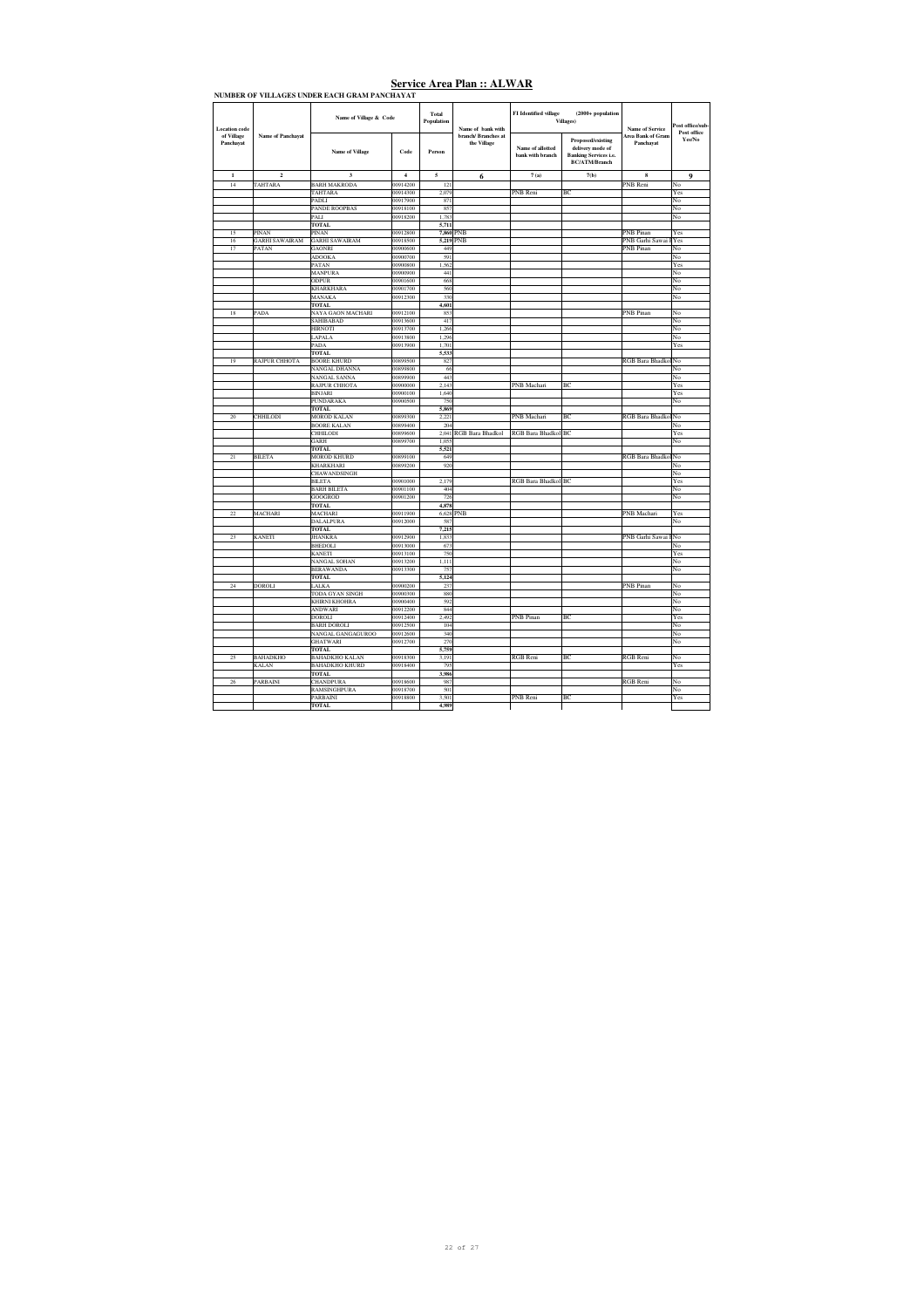# Service Area Plan :: ALWAR

**NUMBER OF VILLAGES UNDER EACH GRAM PANCHAYAT**

| Location code of Village Panchayat | Name of Panchayat | Name of Village & Code | | Total Population | Name of bank with branch/ Branches at the Village | FI Identified village (2000+ population Villages) | | Name of Service Area Bank of Gram Panchayat | Post office/sub-Post office Yes/No |
|---|---|---|---|---|---|---|---|---|---|
| | | Name of Village | Code | Person | | Name of allotted bank with branch | Proposed/existing delivery mode of Banking Services i.e. BC/ATM/Branch | | |
| 1 | 2 | 3 | 4 | 5 | 6 | 7 (a) | 7(b) | 8 | 9 |
| 14 | TAHTARA | BARH MAKRODA | 00914200 | 121 | | | | PNB Reni | No |
| | | TAHTARA | 00914300 | 2,079 | | PNB Reni | BC | | Yes |
| | | PADLI | 00917900 | 871 | | | | | No |
| | | PANDE ROOPBAS | 00918100 | 857 | | | | | No |
| | | PALI | 00918200 | 1,783 | | | | | No |
| | | TOTAL | | 5,711 | | | | | |
| 15 | PINAN | PINAN | 00912800 | 7,860 | PNB | | | PNB Pinan | Yes |
| 16 | GARHI SAWAIRAM | GARHI SAWAIRAM | 00918500 | 5,219 | PNB | | | PNB Garhi Sawai R | Yes |
| 17 | PATAN | GAONRI | 00900600 | 449 | | | | PNB Pinan | No |
| | | ADOOKA | 00900700 | 591 | | | | | No |
| | | PATAN | 00900800 | 1,562 | | | | | Yes |
| | | MANPURA | 00900900 | 441 | | | | | No |
| | | ODPUR | 00901600 | 668 | | | | | No |
| | | KHARKHARA | 00901700 | 560 | | | | | No |
| | | MANAKA | 00912300 | 330 | | | | | No |
| | | TOTAL | | 4,601 | | | | | |
| 18 | PADA | NAYA GAON MACHARI | 00912100 | 853 | | | | PNB Pinan | No |
| | | SAHIBABAD | 00913600 | 417 | | | | | No |
| | | HIRNOTI | 00913700 | 1,266 | | | | | No |
| | | LAPALA | 00913800 | 1,296 | | | | | No |
| | | PADA | 00913900 | 1,701 | | | | | Yes |
| | | TOTAL | | 5,533 | | | | | |
| 19 | RAJPUR CHHOTA | BOORE KHURD | 00899500 | 827 | | | | RGB Bara Bhadkol | No |
| | | NANGAL DHANNA | 00899800 | 66 | | | | | No |
| | | NANGAL SANNA | 00899900 | 443 | | | | | No |
| | | RAJPUR CHHOTA | 00900000 | 2,143 | | PNB Machari | BC | | Yes |
| | | BINJARI | 00900100 | 1,640 | | | | | Yes |
| | | PUNDARAKA | 00900500 | 750 | | | | | No |
| | | TOTAL | | 5,869 | | | | | |
| 20 | CHHILODI | MOROD KALAN | 00899300 | 2,221 | | PNB Machari | BC | RGB Bara Bhadkol | No |
| | | BOORE KALAN | 00899400 | 204 | | | | | No |
| | | CHHILODI | 00899600 | 2,041 | RGB Bara Bhadkol | RGB Bara Bhadkol | BC | | Yes |
| | | GARH | 00899700 | 1,055 | | | | | No |
| | | TOTAL | | 5,521 | | | | | |
| 21 | BILETA | MOROD KHURD | 00899100 | 649 | | | | RGB Bara Bhadkol | No |
| | | KHARKHARI | 00899200 | 920 | | | | | No |
| | | CHAWANDSINGH | | | | | | | No |
| | | BILETA | 00901000 | 2,179 | | RGB Bara Bhadkol | BC | | Yes |
| | | BARH BILETA | 00901100 | 404 | | | | | No |
| | | GOOGROD | 00901200 | 726 | | | | | No |
| | | TOTAL | | 4,878 | | | | | |
| 22 | MACHARI | MACHARI | 00911900 | 6,628 | PNB | | | PNB Machari | Yes |
| | | DALALPURA | 00912000 | 587 | | | | | No |
| | | TOTAL | | 7,215 | | | | | |
| 23 | KANETI | JHANKRA | 00912900 | 1,833 | | | | PNB Garhi Sawai R | No |
| | | BHEDOLI | 00913000 | 673 | | | | | No |
| | | KANETI | 00913100 | 750 | | | | | Yes |
| | | NANGAL SOHAN | 00913200 | 1,111 | | | | | No |
| | | BERAWANDA | 00913300 | 757 | | | | | No |
| | | TOTAL | | 5,124 | | | | | |
| 24 | DOROLI | LALKA | 00900200 | 237 | | | | PNB Pinan | No |
| | | TODA GYAN SINGH | 00900300 | 880 | | | | | No |
| | | KHIRNI KHOHRA | 00900400 | 592 | | | | | No |
| | | ANDWARI | 00912200 | 844 | | | | | No |
| | | DOROLI | 00912400 | 2,492 | | PNB Pinan | BC | | Yes |
| | | BARH DOROLI | 00912500 | 104 | | | | | No |
| | | NANGAL GANGAGUROO | 00912600 | 340 | | | | | No |
| | | GHATWARI | 00912700 | 270 | | | | | No |
| | | TOTAL | | 5,759 | | | | | |
| 25 | BAHADKHO KALAN | BAHADKHO KALAN | 00918300 | 3,191 | | RGB Reni | BC | RGB Reni | No |
| | | BAHADKHO KHURD | 00918400 | 795 | | | | | Yes |
| | | TOTAL | | 3,986 | | | | | |
| 26 | PARBAINI | CHANDPURA | 00918600 | 987 | | | | RGB Reni | No |
| | | RAMSINGHPURA | 00918700 | 501 | | | | | No |
| | | PARBAINI | 00918800 | 3,501 | | PNB Reni | BC | | Yes |
| | | TOTAL | | 4,989 | | | | | |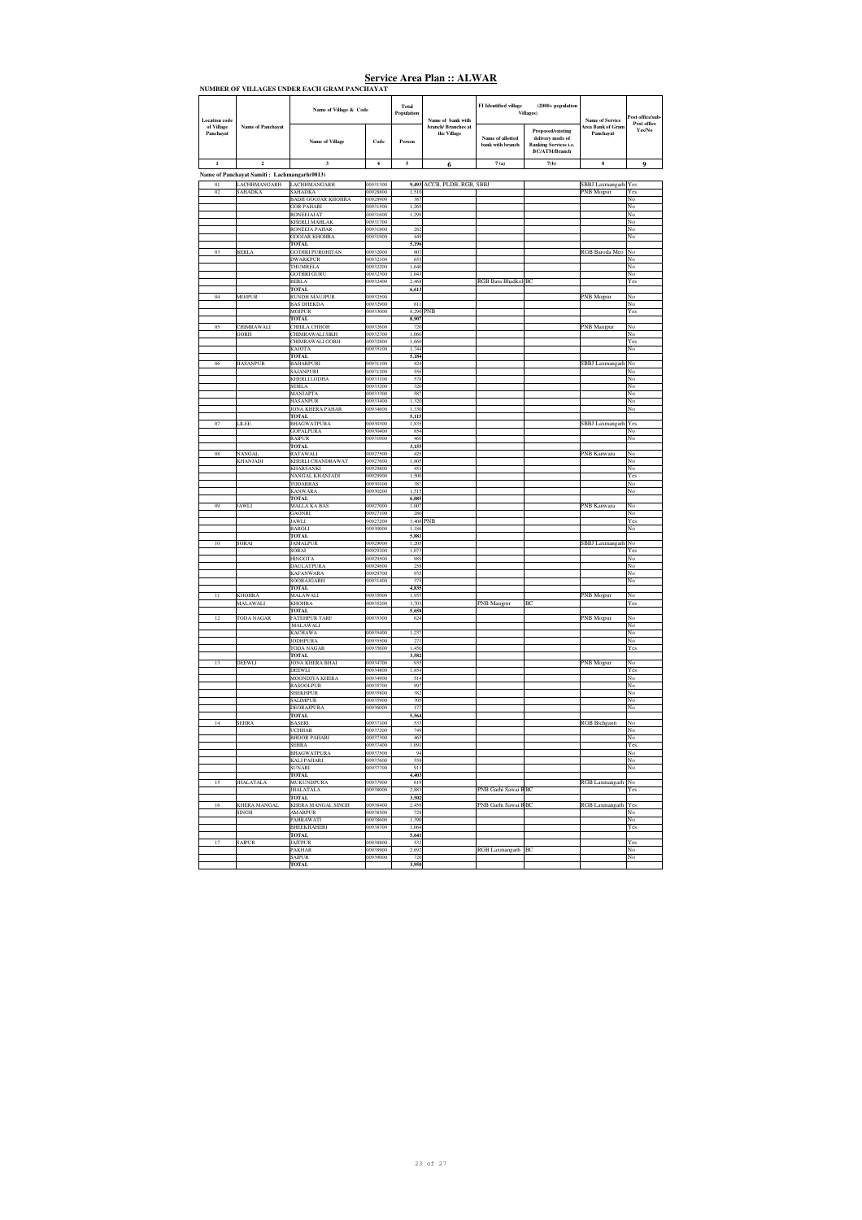# Service Area Plan :: ALWAR

**NUMBER OF VILLAGES UNDER EACH GRAM PANCHAYAT**

| Location code of Village Panchayat | Name of Panchayat | Name of Village & Code | | Total Population | Name of bank with branch/ Branches at the Village | FI Identified village (2000+ population Villages) | | Name of Service Area Bank of Gram Panchayat | Post office/sub-Post office Yes/No |
|---|---|---|---|---|---|---|---|---|---|
| | | Name of Village | Code | Person | | Name of allotted bank with branch | Proposed/existing delivery mode of Banking Services i.e. BC/ATM/Branch | | |
| 1 | 2 | 3 | 4 | 5 | 6 | 7(a) | 7(b) | 8 | 9 |
| **Name of Panchayat Samiti : Lachmangarh(0013)** | | | | | | | | | |
| 01 | LACHHMANGARH | LACHHMANGARH | 00931300 | 9,493 | ACCB, PLDB, RGB, SBBJ | | | SBBJ Laxmangarh | Yes |
| 02 | SAHADKA | SAHADKA | 00928800 | 1,510 | | | | PNB Mojpur | Yes |
| | | BADH GOOJAR KHOHRA | 00928900 | 587 | | | | | No |
| | | GOR PAHARI | 00931500 | 1,269 | | | | | No |
| | | RONEEJAJAT | 00931600 | 1,299 | | | | | No |
| | | KHERLI MAHLAK | 00931700 | | | | | | No |
| | | RONEEJA PAHAR | 00931800 | 282 | | | | | No |
| | | GOOJAR KHOHRA | 00931900 | 449 | | | | | No |
| | | TOTAL | | 5,396 | | | | | |
| 03 | BERLA | GOTHRI PUROHITAN | 00932000 | 807 | | | | RGB Baroda Meo | No |
| | | DWARKPUR | 00932100 | 655 | | | | | No |
| | | THUMRELA | 00932200 | 1,640 | | | | | No |
| | | GOTHRI GURU | 00932300 | 1,043 | | | | | No |
| | | BERLA | 00932400 | 2,468 | | RGB Bara Bhadkol | BC | | Yes |
| | | TOTAL | | 6,613 | | | | | |
| 04 | MOJPUR | RUNDH MAUJPUR | 00932500 | | | | | PNB Mojpur | No |
| | | BAS DHEKDA | 00932900 | 611 | | | | | No |
| | | MOJPUR | 00933000 | 8,296 | PNB | | | | Yes |
| | | TOTAL | | 8,907 | | | | | |
| 05 | CHIMRAWALI GORH | CHHILA CHHOH | 00932600 | 720 | | | | PNB Maujpur | No |
| | | CHIMRAWALI SIKH | 00932700 | 1,060 | | | | | No |
| | | CHIMRAWALI GORH | 00932800 | 1,660 | | | | | Yes |
| | | KAJOTA | 00935100 | 1,744 | | | | | No |
| | | TOTAL | | 5,184 | | | | | |
| 06 | HASANPUR | BAHARPURI | 00931100 | 424 | | | | SBBJ Laxmangarh | No |
| | | SAJANPURI | 00931200 | 556 | | | | | No |
| | | KHERLI LODHA | 00933100 | 578 | | | | | No |
| | | SEMLA | 00933200 | 320 | | | | | No |
| | | MANJAPTA | 00933300 | 587 | | | | | No |
| | | HASANPUR | 00933400 | 1,320 | | | | | No |
| | | JONA KHERA PAHAR | 00934600 | 1,330 | | | | | No |
| | | TOTAL | | 5,115 | | | | | |
| 07 | LILEE | BHAGWATPURA | 00930800 | 1,835 | | | | SBBJ Laxmangarh | Yes |
| | | GOPALPURA | 00930400 | 854 | | | | | No |
| | | RAJPUR | 00931000 | 466 | | | | | No |
| | | TOTAL | | 3,155 | | | | | |
| 08 | NANGAL KHANJADI | RATAWALI | 00927500 | 425 | | | | PNB Kanwara | No |
| | | KHERLI CHANDRAWAT | 00927600 | 1,805 | | | | | No |
| | | KHARSANKI | 00928600 | 453 | | | | | No |
| | | NANGAL KHANJADI | 00929900 | 1,500 | | | | | Yes |
| | | TODARBAS | 00930100 | 387 | | | | | No |
| | | KANWARA | 00930200 | 1,515 | | | | | No |
| | | TOTAL | | 6,085 | | | | | |
| 09 | JAWLI | MALLA KA BAS | 00927000 | 1,007 | | | | PNB Kanwara | No |
| | | GAONRI | 00927100 | 280 | | | | | No |
| | | JAWLI | 00927200 | 3,408 | PNB | | | | Yes |
| | | BAROLI | 00930000 | 1,186 | | | | | No |
| | | TOTAL | | 5,881 | | | | | |
| 10 | SORAI | JAMALPUR | 00929000 | 1,205 | | | | SBBJ Laxmangarh | No |
| | | SORAI | 00929200 | 1,073 | | | | | Yes |
| | | HINGOTA | 00929500 | 989 | | | | | No |
| | | DAULATPURA | 00929600 | 258 | | | | | No |
| | | KAFANWARA | 00929700 | 935 | | | | | No |
| | | SOORAJGARH | 00931400 | 375 | | | | | No |
| | | TOTAL | | 4,835 | | | | | |
| 11 | KHOHRA MALAWALI | MALAWALI | 00935000 | 1,955 | | | | PNB Mojpur | No |
| | | KHOHRA | 00935200 | 3,703 | | PNB Maujpur | BC | | Yes |
| | | TOTAL | | 5,658 | | | | | |
| 12 | TODA NAGAR | FATEHPUR TARF MALAWALI | 00935300 | 624 | | | | PNB Mojpur | No |
| | | KACHAWA | 00935400 | 1,237 | | | | | No |
| | | JODHPURA | 00935500 | 271 | | | | | No |
| | | TODA NAGAR | 00935600 | 1,450 | | | | | Yes |
| | | TOTAL | | 3,582 | | | | | |
| 13 | DEEWLI | JONA KHERA BHAI | 00934700 | 935 | | | | PNB Mojpur | No |
| | | DEEWLI | 00934800 | 1,854 | | | | | Yes |
| | | MOONDIYA KHERA | 00934900 | 514 | | | | | No |
| | | RASOOLPUR | 00935700 | 997 | | | | | No |
| | | SHEKHPUR | 00935800 | 382 | | | | | No |
| | | SALIMPUR | 00935900 | 705 | | | | | No |
| | | DEORAJPURA | 00936000 | 177 | | | | | No |
| | | TOTAL | | 5,564 | | | | | |
| 14 | SEHRA | BASERI | 00937100 | 533 | | | | RGB Bichgaon | No |
| | | UCHHAR | 00937200 | 749 | | | | | No |
| | | BHOOR PAHARI | 00937300 | 463 | | | | | No |
| | | SEHRA | 00937400 | 1,091 | | | | | Yes |
| | | BHAGWATPURA | 00937500 | 94 | | | | | No |
| | | KALI PAHARI | 00937600 | 558 | | | | | No |
| | | SUNARI | 00937700 | 913 | | | | | No |
| | | TOTAL | | 4,403 | | | | | |
| 15 | JHALATALA | MUKUNDPURA | 00937900 | 619 | | | | RGB Laxmangarh | No |
| | | JHALATALA | 00938000 | 2,883 | | PNB Garhi Sawai R | BC | | Yes |
| | | TOTAL | | 3,502 | | | | | |
| 16 | KHERA MANGAL SINGH | KHERA MANGAL SINGH | 00938400 | 2,459 | | PNB Garhi Sawai R | BC | RGB Laxmangarh | Yes |
| | | AMARPUR | 00938500 | 728 | | | | | No |
| | | PAHRAWATI | 00938600 | 1,390 | | | | | No |
| | | BHEEKHAHERI | 00938700 | 1,064 | | | | | Yes |
| | | TOTAL | | 5,641 | | | | | |
| 17 | SAIPUR | JAITPUR | 00938800 | 532 | | | | | Yes |
| | | PAKHAR | 00938900 | 2,692 | | RGB Laxmangarh | BC | | No |
| | | SAIPUR | 00939000 | 726 | | | | | No |
| | | TOTAL | | 3,950 | | | | | |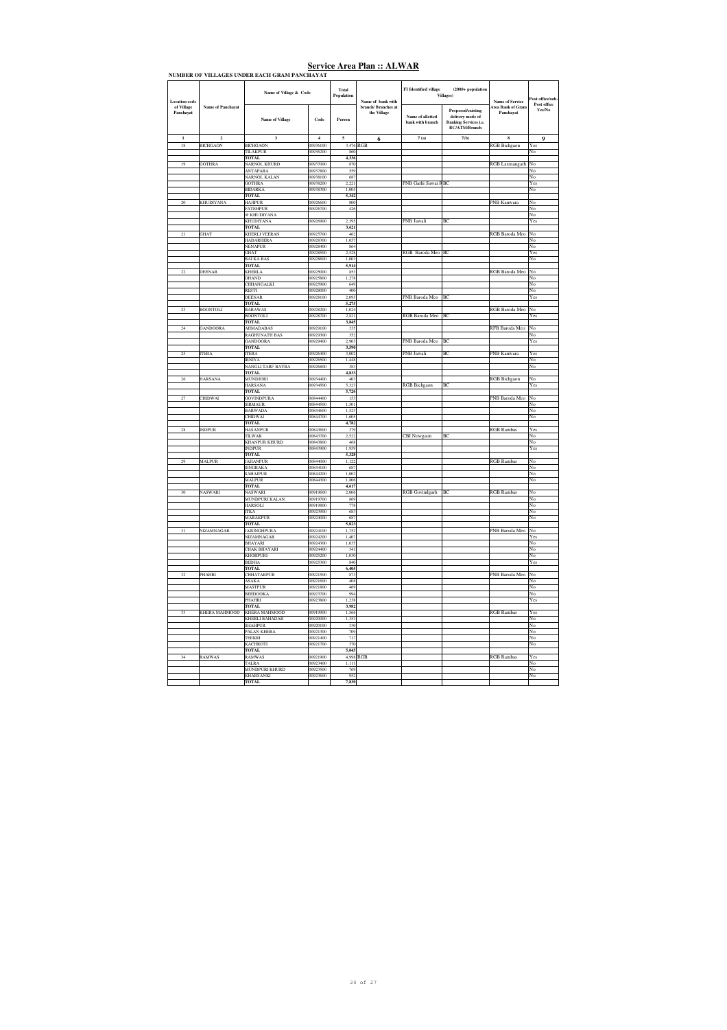# Service Area Plan :: ALWAR

**NUMBER OF VILLAGES UNDER EACH GRAM PANCHAYAT**

| Location code of Village Panchayat | Name of Panchayat | Name of Village & Code | | Total Population | Name of bank with branch/ Branches at the Village | FI Identified village (2000+ population Villages) | | Name of Service Area Bank of Gram Panchayat | Post office/sub-Post office Yes/No |
|---|---|---|---|---|---|---|---|---|---|
| | | Name of Village | Code | Person | | Name of allotted bank with branch | Proposed/existing delivery mode of Banking Services i.e. BC/ATM/Branch | | |
| 1 | 2 | 3 | 4 | 5 | 6 | 7 (a) | 7(b) | 8 | 9 |
| 18 | BICHGAON | BICHGAON | 00936100 | 3,476 | RGB | | | RGB Bichgaon | Yes |
| | | TILAKPUR | 00936200 | 860 | | | | | No |
| | | TOTAL | | 4,336 | | | | | |
| 19 | GOTHRA | NARNOL KHURD | 00937000 | 870 | | | | RGB Laxmangarh | No |
| | | ANTAPARA | 00937800 | 559 | | | | | No |
| | | NARNOL KALAN | 00938100 | 687 | | | | | No |
| | | GOTHRA | 00938200 | 2,221 | | PNB Garhi Sawai R | BC | | Yes |
| | | BIDARKA | 00938300 | 1,005 | | | | | No |
| | | TOTAL | | 5,342 | | | | | |
| 20 | KHUDIYANA | HAJIPUR | 00926600 | 800 | | | | PNB Kanwara | No |
| | | FATEHPUR | 00926700 | 426 | | | | | No |
| | | @ KHUDIYANA | | | | | | | No |
| | | KHUDIYANA | 00926900 | 2,395 | | PNB Jawali | BC | | Yes |
| | | TOTAL | | 3,621 | | | | | |
| 21 | GHAT | KHERLI VEERAN | 00925700 | 462 | | | | RGB Baroda Meo | No |
| | | HADARHERA | 00928300 | 1,057 | | | | | No |
| | | NENAPUR | 00928400 | 864 | | | | | No |
| | | GHAT | 00928500 | 2,528 | | RGB Baroda Meo | BC | | Yes |
| | | BAI KA BAS | 00928600 | 1,003 | | | | | No |
| | | TOTAL | | 5,914 | | | | | |
| 22 | DEENAR | KHERLA | 00929000 | 853 | | | | RGB Baroda Meo | No |
| | | DHAND | 00925800 | 1,278 | | | | | No |
| | | CHHANGALKI | 00925900 | 649 | | | | | No |
| | | RESTI | 00928000 | 400 | | | | | No |
| | | DEENAR | 00928100 | 2,095 | | PNB Baroda Meo | BC | | Yes |
| | | TOTAL | | 5,275 | | | | | |
| 23 | BOONTOLI | BARAWAS | 00928200 | 1,024 | | | | RGB Baroda Meo | No |
| | | BOONTOLI | 00928700 | 2,821 | | RGB Baroda Meo | BC | | Yes |
| | | TOTAL | | 3,845 | | | | | |
| 24 | GANDOORA | AHMADABAS | 00929100 | 335 | | | | RFB Baroda Meo | No |
| | | RAGHUNATH BAS | 00929300 | 352 | | | | | No |
| | | GANDOORA | 00929400 | 2,903 | | PNB Baroda Meo | BC | | Yes |
| | | TOTAL | | 3,590 | | | | | |
| 25 | ITERA | ITERA | 00926400 | 3,002 | | PNB Jawali | BC | PNB Kanwara | Yes |
| | | IBNIYA | 00926500 | 1,448 | | | | | No |
| | | NANGLI TARF BAYRA | 00926800 | 383 | | | | | No |
| | | TOTAL | | 4,833 | | | | | |
| 26 | HARSANA | MUNDJORI | 00934400 | 403 | | | | RGB Bichgaon | No |
| | | HARSANA | 00934500 | 5,323 | | RGB Bichgaon | BC | | Yes |
| | | TOTAL | | 5,726 | | | | | |
| 27 | CHIDWAI | GOVINDPURA | 00844400 | 153 | | | | PNB Baroda Meo | No |
| | | SIRMAUR | 00844500 | 1,501 | | | | | No |
| | | BARWADA | 00844600 | 1,523 | | | | | No |
| | | CHIDWAI | 00844700 | 1,605 | | | | | No |
| | | TOTAL | | 4,782 | | | | | |
| 28 | INDPUR | HASANPUR | 00843600 | 379 | | | | RGB Rambas | Yes |
| | | TILWAR | 00843700 | 2,522 | | CBI Nowgaon | BC | | No |
| | | KHANPUR KHURD | 00843800 | 468 | | | | | No |
| | | INDPUR | 00843900 | 1,959 | | | | | Yes |
| | | TOTAL | | 5,328 | | | | | |
| 29 | MALPUR | JAHANPUR | 00844000 | 1,122 | | | | RGB Rambas | No |
| | | SINGRAKA | 00844100 | 687 | | | | | No |
| | | SAHAJPUR | 00844200 | 1,002 | | | | | No |
| | | MALPUR | 00844300 | 1,806 | | | | | No |
| | | TOTAL | | 4,617 | | | | | |
| 30 | NASWARI | NASWARI | 00919600 | 2,006 | | RGB Govindgarh | BC | RGB Rambas | No |
| | | MUNDPURI KALAN | 00919700 | 869 | | | | | No |
| | | HARSOLI | 00919800 | 778 | | | | | No |
| | | ITKA | 00923900 | 683 | | | | | No |
| | | MARAKPUR | 00924000 | 687 | | | | | No |
| | | TOTAL | | 5,023 | | | | | |
| 31 | NIZAMNAGAR | JAISINGHPURA | 00924100 | 1,752 | | | | PNB Baroda Meo | No |
| | | NIZAMNAGAR | 00924200 | 1,407 | | | | | Yes |
| | | BHAYARI | 00924300 | 1,035 | | | | | No |
| | | CHAK BHAYARI | 00924400 | 341 | | | | | No |
| | | KHORPURI | 00925200 | 1,030 | | | | | No |
| | | BEDHA | 00925300 | 840 | | | | | Yes |
| | | TOTAL | | 6,405 | | | | | |
| 32 | PHAHRI | CHHATARPUR | 00921500 | 873 | | | | PNB Baroda Meo | No |
| | | ASAKA | 00921600 | 408 | | | | | No |
| | | MASTPUR | 00921800 | 469 | | | | | No |
| | | BEEDOOKA | 00923700 | 994 | | | | | No |
| | | PHAHRI | 00923800 | 1,238 | | | | | Yes |
| | | TOTAL | | 3,982 | | | | | |
| 33 | KHERA MAHMOOD | KHERA MAHMOOD | 00919900 | 1,566 | | | | RGB Rambas | Yes |
| | | KHERLI BAHADAR | 00920000 | 1,353 | | | | | No |
| | | SHAHPUR | 00920100 | 330 | | | | | No |
| | | PALAN KHERA | 00921300 | 709 | | | | | No |
| | | TEEKRI | 00921400 | 717 | | | | | No |
| | | KACHROTI | 00921700 | 370 | | | | | No |
| | | TOTAL | | 5,045 | | | | | |
| 34 | RAMWAS | RAMWAS | 00921900 | 4,998 | RGB | | | RGB Rambas | Yes |
| | | TALRA | 00923400 | 1,111 | | | | | No |
| | | MUNDPURI KHURD | 00923500 | 769 | | | | | No |
| | | KHARSANKI | 00923600 | 952 | | | | | No |
| | | TOTAL | | 7,830 | | | | | |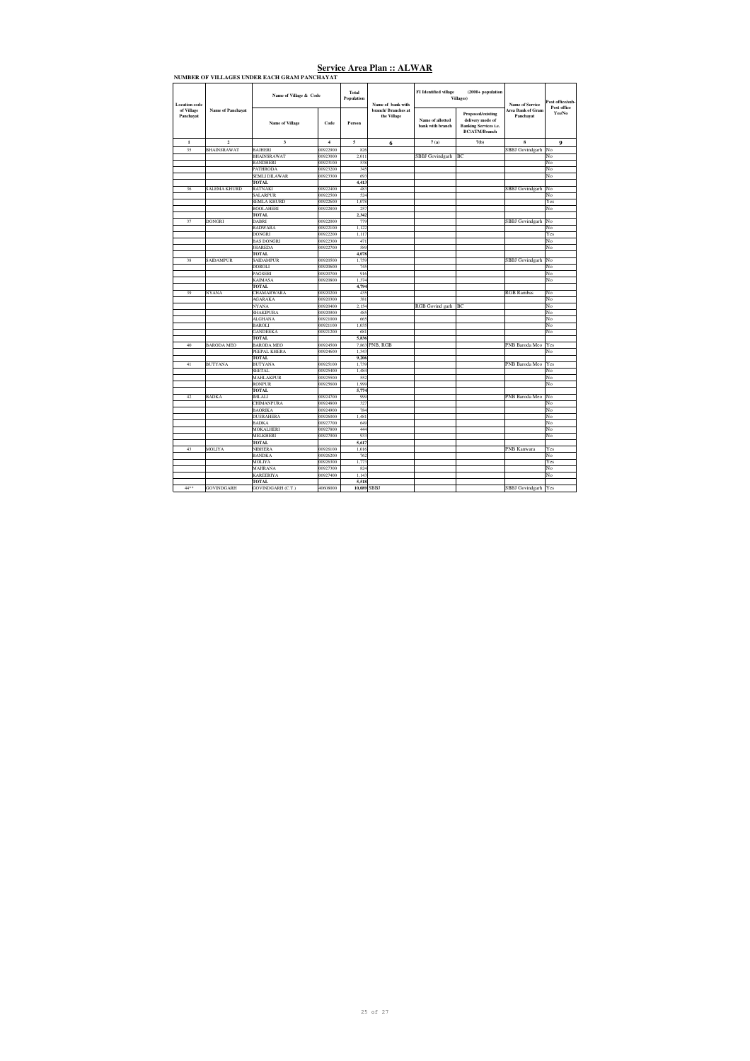# Service Area Plan :: ALWAR

**NUMBER OF VILLAGES UNDER EACH GRAM PANCHAYAT**

| Location code of Village Panchayat | Name of Panchayat | Name of Village & Code | | Total Population | Name of bank with branch/ Branches at the Village | FI Identified village (2000+ population Villages) | | Name of Service Area Bank of Gram Panchayat | Post office/sub-Post office Yes/No |
|---|---|---|---|---|---|---|---|---|---|
| | | Name of Village | Code | Person | | Name of allotted bank with branch | Proposed/existing delivery mode of Banking Services i.e. BC/ATM/Branch | | |
| 1 | 2 | 3 | 4 | 5 | 6 | 7(a) | 7(b) | 8 | 9 |
| 35 | BHAINSRAWAT | BAJHERI | 00922900 | 826 | | | | SBBJ Govindgarh | No |
| | | BHAINSRAWAT | 00923000 | 2,011 | | SBBJ Govindgarh | BC | | No |
| | | BANDHERI | 00923100 | 538 | | | | | No |
| | | PATHRODA | 00923200 | 345 | | | | | No |
| | | SEMLI DILAWAR | 00923300 | 693 | | | | | No |
| | | TOTAL | | 4,413 | | | | | |
| 36 | SALEMA KHURD | RATNAKI | 00922400 | 483 | | | | SBBJ Govindgarh | No |
| | | SALARPUR | 00922500 | 524 | | | | | No |
| | | SEMLA KHURD | 00922600 | 1,078 | | | | | Yes |
| | | BOOLAHERI | 00922800 | 257 | | | | | No |
| | | TOTAL | | 2,342 | | | | | |
| 37 | DONGRI | DABRI | 00922000 | 779 | | | | SBBJ Govindgarh | No |
| | | BADWARA | 00922100 | 1,122 | | | | | No |
| | | DONGRI | 00922200 | 1,117 | | | | | Yes |
| | | BAS DONGRI | 00922300 | 471 | | | | | No |
| | | JHAREDA | 00922700 | 589 | | | | | No |
| | | TOTAL | | 4,078 | | | | | |
| 38 | SAIDAMPUR | SAIDAMPUR | 00920500 | 1,759 | | | | SBBJ Govindgarh | No |
| | | DOROLI | 00920600 | 745 | | | | | No |
| | | PAGSERI | 00920700 | 916 | | | | | No |
| | | KAIMASA | 00920800 | 1,374 | | | | | No |
| | | TOTAL | | 4,794 | | | | | |
| 39 | NYANA | CHAMARWARA | 00920200 | 435 | | | | RGB Ramba | No |
| | | AGARAKA | 00920300 | 381 | | | | | No |
| | | NYANA | 00920400 | 2,154 | | RGB Govind garh | BC | | No |
| | | SHAKIPURA | 00920900 | 485 | | | | | No |
| | | ALGHANA | 00921000 | 665 | | | | | No |
| | | BAROLI | 00921100 | 1,035 | | | | | No |
| | | GANDEEKA | 00921200 | 681 | | | | | No |
| | | TOTAL | | 5,836 | | | | | |
| 40 | BARODA MEO | BARODA MEO | 00924500 | 7,863 | PNB, RGB | | | PNB Baroda Meo | Yes |
| | | PEEPAL KHERA | 00924600 | 1,343 | | | | | No |
| | | TOTAL | | 9,206 | | | | | |
| 41 | BUTYANA | BUTYANA | 00925100 | 1,739 | | | | PNB Baroda Meo | Yes |
| | | SEETAL | 00925400 | 1,484 | | | | | No |
| | | MAHLAKPUR | 00925500 | 552 | | | | | No |
| | | RONPUR | 00925600 | 1,999 | | | | | No |
| | | TOTAL | | 5,774 | | | | | |
| 42 | BADKA | IMLALI | 00924700 | 999 | | | | PNB Baroda Meo | No |
| | | CHIMANPURA | 00924800 | 327 | | | | | No |
| | | BAORIKA | 00924900 | 784 | | | | | No |
| | | DUSRAHERA | 00926000 | 1,481 | | | | | No |
| | | BADKA | 00927700 | 649 | | | | | No |
| | | MOKALHERI | 00927800 | 444 | | | | | No |
| | | MELKHERI | 00927900 | 933 | | | | | No |
| | | TOTAL | | 5,617 | | | | | |
| 43 | MOLIYA | NIBHERA | 00926100 | 1,016 | | | | PNB Kanwara | Yes |
| | | BANDKA | 00926200 | 762 | | | | | No |
| | | MOLIYA | 00926300 | 1,773 | | | | | Yes |
| | | MAHRANA | 00927300 | 824 | | | | | No |
| | | KAREERIYA | 00927400 | 1,143 | | | | | No |
| | | TOTAL | | 5,518 | | | | | |
| 44** | GOVINDGARH | GOVINDGARH (C.T.) | 40608000 | 10,089 | SBBJ | | | SBBJ Govindgarh | Yes |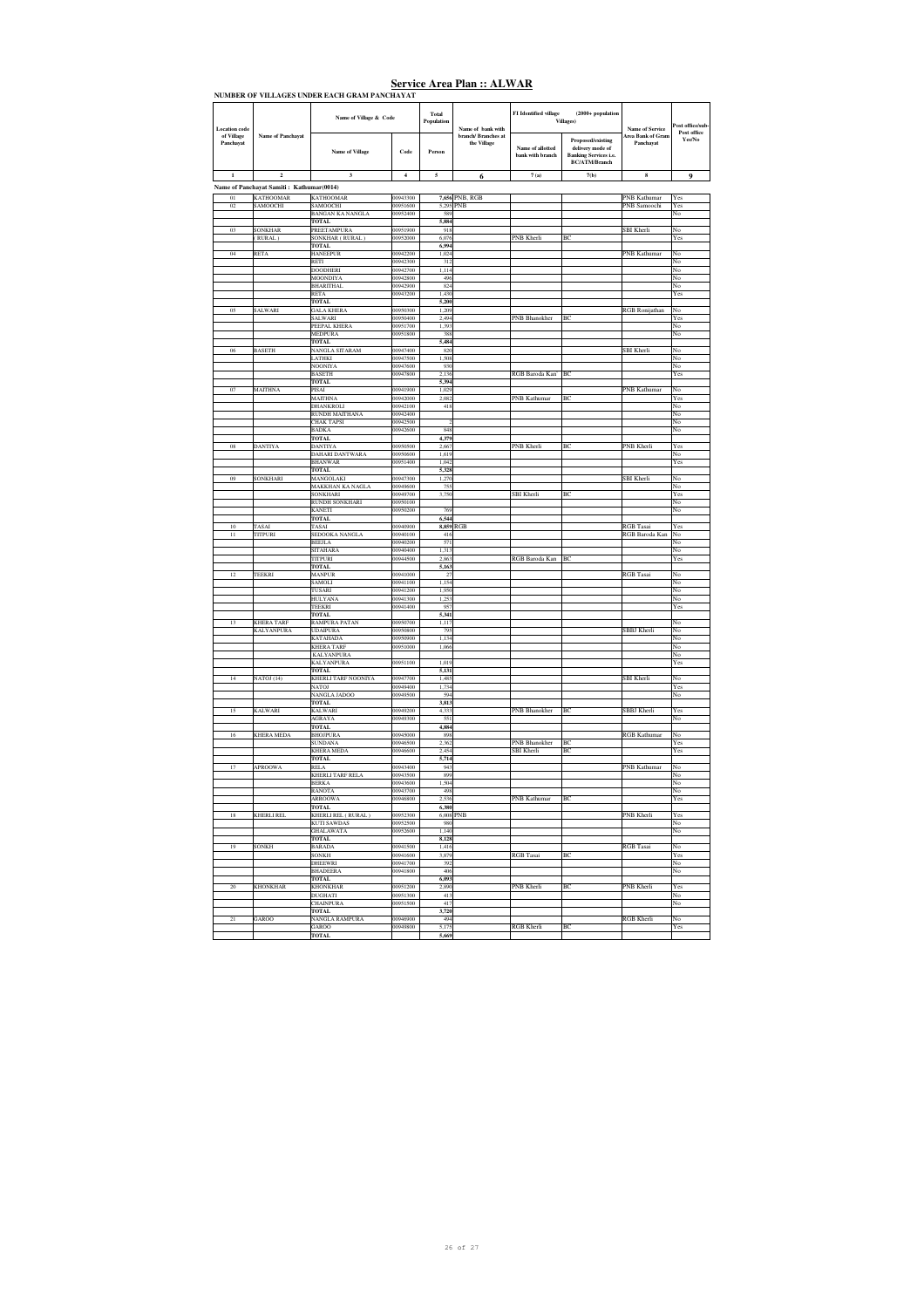# Service Area Plan :: ALWAR

**NUMBER OF VILLAGES UNDER EACH GRAM PANCHAYAT**

| Location code of Village Panchayat | Name of Panchayat | Name of Village & Code | | Total Population | Name of bank with branch/ Branches at the Village | FI Identified village (2000+ population Villages) | | Name of Service Area Bank of Gram Panchayat | Post office/sub-Post office Yes/No |
|---|---|---|---|---|---|---|---|---|---|
| | | Name of Village | Code | Person | | Name of allotted bank with branch | Proposed/existing delivery mode of Banking Services i.e. BC/ATM/Branch | | |
| 1 | 2 | 3 | 4 | 5 | 6 | 7 (a) | 7(b) | 8 | 9 |
| **Name of Panchayat Samiti : Kathumar(0014)** | | | | | | | | | |
| 01 | KATHOOMAR | KATHOOMAR | 00943300 | 7,656 | PNB, RGB | | | PNB Kathumar | Yes |
| 02 | SAMOOCHI | SAMOOCHI | 00951600 | 5,295 | PNB | | | PNB Samoochi | Yes |
| | | BANGAN KA NANGLA | 00952400 | 589 | | | | | No |
| | | **TOTAL** | | **5,884** | | | | | |
| 03 | SONKHAR ( RURAL ) | PREETAMPURA | 00951900 | 918 | | | | SBI Kherli | No |
| | | SONKHAR ( RURAL ) | 00952000 | 6,076 | | PNB Kherli | BC | | Yes |
| | | **TOTAL** | | **6,994** | | | | | |
| 04 | RETA | HANEEPUR | 00942200 | 1,024 | | | | PNB Kathumar | No |
| | | RETI | 00942300 | 312 | | | | | No |
| | | DOODHERI | 00942700 | 1,114 | | | | | No |
| | | MOONDIYA | 00942800 | 496 | | | | | No |
| | | BHARITHAL | 00942900 | 824 | | | | | No |
| | | RETA | 00943200 | 1,430 | | | | | Yes |
| | | **TOTAL** | | **5,200** | | | | | |
| 05 | SALWARI | GALA KHERA | 00950300 | 1,209 | | | | RGB Ronijathan | No |
| | | SALWARI | 00950400 | 2,494 | | PNB Bhanokher | BC | | Yes |
| | | PEEPAL KHERA | 00951700 | 1,393 | | | | | No |
| | | MEDPURA | 00951800 | 388 | | | | | No |
| | | **TOTAL** | | **5,484** | | | | | |
| 06 | BASETH | NANGLA SITARAM | 00947400 | 820 | | | | SBI Kherli | No |
| | | LATHKI | 00947500 | 1,508 | | | | | No |
| | | NOONIYA | 00947600 | 930 | | | | | No |
| | | BASETH | 00947800 | 2,136 | | RGB Baroda Kan | BC | | Yes |
| | | **TOTAL** | | **5,394** | | | | | |
| 07 | MAITHNA | PISAI | 00941900 | 1,029 | | | | PNB Kathumar | No |
| | | MAITHNA | 00942000 | 2,082 | | PNB Kathumar | BC | | Yes |
| | | DHANKROLI | 00942100 | 418 | | | | | No |
| | | RUNDH MAITHANA | 00942400 | | | | | | No |
| | | CHAK TAPSI | 00942500 | 2 | | | | | No |
| | | BADKA | 00942600 | 848 | | | | | No |
| | | **TOTAL** | | **4,379** | | | | | |
| 08 | DANTIYA | DANTIYA | 00950500 | 2,667 | | PNB Kherli | BC | PNB Kherli | Yes |
| | | DAHARI DANTWARA | 00950600 | 1,619 | | | | | No |
| | | BHANWAR | 00951400 | 1,042 | | | | | Yes |
| | | **TOTAL** | | **5,328** | | | | | |
| 09 | SONKHARI | MANGOLAKI | 00947300 | 1,270 | | | | SBI Kherli | No |
| | | MAKKHAN KA NAGLA | 00949600 | 755 | | | | | No |
| | | SONKHARI | 00949700 | 3,750 | | SBI Kherli | BC | | Yes |
| | | RUNDH SONKHARI | 00950100 | | | | | | No |
| | | KANETI | 00950200 | 769 | | | | | No |
| | | **TOTAL** | | **6,544** | | | | | |
| 10 | TASAI | TASAI | 00940900 | 8,859 | RGB | | | RGB Tasai | Yes |
| 11 | TITPURI | SEDOOKA NANGLA | 00940100 | 416 | | | | RGB Baroda Kan | No |
| | | BEEJLA | 00940200 | 571 | | | | | No |
| | | SITAHARA | 00940400 | 1,313 | | | | | No |
| | | TITPURI | 00944500 | 2,863 | | RGB Baroda Kan | BC | | Yes |
| | | **TOTAL** | | **5,163** | | | | | |
| 12 | TEEKRI | MANPUR | 00941000 | 27 | | | | RGB Tasai | No |
| | | SAMOLI | 00941100 | 1,154 | | | | | No |
| | | TUSARI | 00941200 | 1,950 | | | | | No |
| | | HULYANA | 00941300 | 1,253 | | | | | No |
| | | TEEKRI | 00941400 | 957 | | | | | Yes |
| | | **TOTAL** | | **5,341** | | | | | |
| 13 | KHERA TARF KALYANPURA | RAMPURA PATAN | 00950700 | 1,117 | | | | | No |
| | | UDAIPURA | 00950800 | 795 | | | | SBBJ Kherli | No |
| | | KATAHADA | 00950900 | 1,134 | | | | | No |
| | | KHERA TARF | 00951000 | 1,066 | | | | | No |
| | | KALYANPURA | | | | | | | No |
| | | KALYANPURA | 00951100 | 1,019 | | | | | Yes |
| | | **TOTAL** | | **5,131** | | | | | |
| 14 | NATOJ (14) | KHERLI TARF NOONIYA | 00947700 | 1,485 | | | | SBI Kherli | No |
| | | NATOJ | 00949400 | 1,734 | | | | | Yes |
| | | NANGLA JADOO | 00949500 | 594 | | | | | No |
| | | **TOTAL** | | **3,813** | | | | | |
| 15 | KALWARI | KALWARI | 00949200 | 4,333 | | PNB Bhanokher | BC | SBBJ Kherli | Yes |
| | | AGRAYA | 00949300 | 551 | | | | | No |
| | | **TOTAL** | | **4,884** | | | | | |
| 16 | KHERA MEDA | BHOJPURA | 00949000 | 898 | | | | RGB Kathumar | No |
| | | SUNDANA | 00946500 | 2,362 | | PNB Bhanokher | BC | | Yes |
| | | KHERA MEDA | 00946600 | 2,454 | | SBI Kherli | BC | | Yes |
| | | **TOTAL** | | **5,714** | | | | | |
| 17 | AROOWA | RELA | 00943400 | 943 | | | | PNB Kathumar | No |
| | | KHERLI TARF RELA | 00943500 | 899 | | | | | No |
| | | BERKA | 00943600 | 1,504 | | | | | No |
| | | RANOTA | 00943700 | 498 | | | | | No |
| | | ARROOWA | 00946800 | 2,536 | | PNB Kathumar | BC | | Yes |
| | | **TOTAL** | | **6,380** | | | | | |
| 18 | KHERLI REL | KHERLI REL ( RURAL ) | 00952300 | 6,008 | PNB | | | PNB Kherli | Yes |
| | | KUTI SAWDAS | 00952500 | 980 | | | | | No |
| | | GHALAWATA | 00952600 | 1,140 | | | | | No |
| | | **TOTAL** | | **8,128** | | | | | |
| 19 | SONKH | BARADA | 00941500 | 1,416 | | | | RGB Tasai | No |
| | | SONKH | 00941600 | 3,879 | | RGB Tasai | BC | | Yes |
| | | DHEEWRI | 00941700 | 392 | | | | | No |
| | | BHADEERA | 00941800 | 406 | | | | | No |
| | | **TOTAL** | | **6,093** | | | | | |
| 20 | KHONKHAR | KHONKHAR | 00951200 | 2,890 | | PNB Kherli | BC | PNB Kherli | Yes |
| | | DUGHATI | 00951300 | 413 | | | | | No |
| | | CHAINPURA | 00951500 | 417 | | | | | No |
| | | **TOTAL** | | **3,720** | | | | | |
| 21 | GAROO | NANGLA RAMPURA | 00946900 | 494 | | | | RGB Kherli | No |
| | | GAROO | 00948800 | 5,175 | | RGB Kherli | BC | | Yes |
| | | **TOTAL** | | **5,669** | | | | | |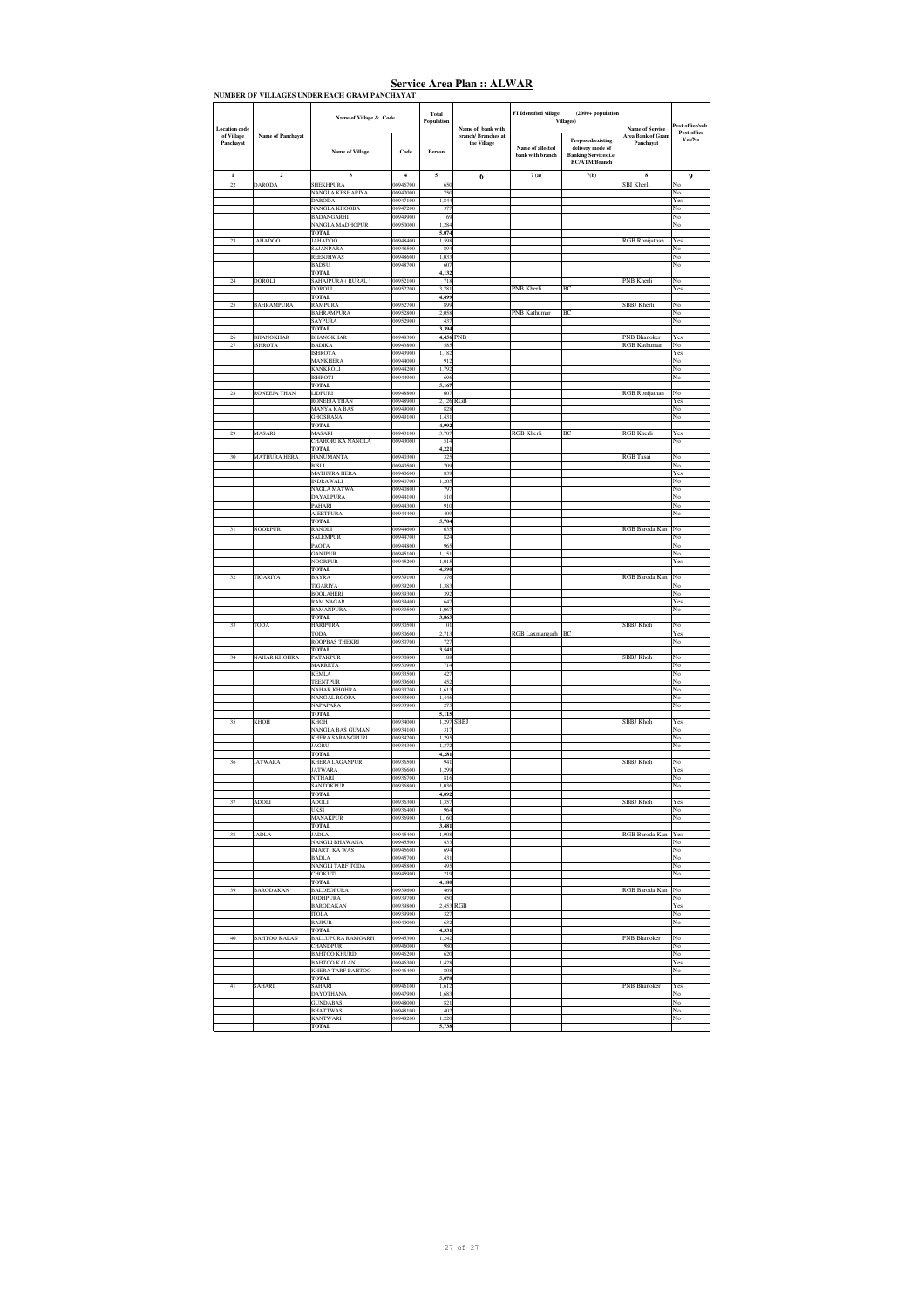# Service Area Plan :: ALWAR

**NUMBER OF VILLAGES UNDER EACH GRAM PANCHAYAT**

| Location code of Village Panchayat | Name of Panchayat | Name of Village & Code | | Total Population | Name of bank with branch/ Branches at the Village | FI Identified village (2000+ population Villages) | | Name of Service Area Bank of Gram Panchayat | Post office/sub-Post office Yes/No |
|---|---|---|---|---|---|---|---|---|---|
| | | Name of Village | Code | Person | | Name of allotted bank with branch | Proposed/existing delivery mode of Banking Services i.e. BC/ATM/Branch | | |
| 1 | 2 | 3 | 4 | 5 | 6 | 7 (a) | 7(b) | 8 | 9 |
| 22 | DARODA | SHEKHPURA | 00946700 | 650 | | | | SBI Kherli | No |
| | | NANGLA KESHARIYA | 00947000 | 750 | | | | | No |
| | | DARODA | 00947100 | 1,844 | | | | | Yes |
| | | NANGLA KHOOBA | 00947200 | 377 | | | | | No |
| | | BADANGARHI | 00949900 | 169 | | | | | No |
| | | NANGLA MADHOPUR | 00950000 | 1,284 | | | | | No |
| | | TOTAL | | 5,074 | | | | | |
| 23 | JAHADOO | JAHADOO | 00948400 | 1,598 | | | | RGB Ronijathan | Yes |
| | | SAJANPARA | 00948500 | 894 | | | | | No |
| | | REENJHWAS | 00948600 | 1,033 | | | | | No |
| | | BADSU | 00948700 | 607 | | | | | No |
| | | TOTAL | | 4,132 | | | | | |
| 24 | DOROLI | SAHAJPURA ( RURAL ) | 00952100 | 718 | | | | PNB Kherli | No |
| | | DOROLI | 00952200 | 3,781 | | PNB Kherli | BC | | Yes |
| | | TOTAL | | 4,499 | | | | | |
| 25 | BAHRAMPURA | RAMPURA | 00952700 | 899 | | | | SBBJ Kherli | No |
| | | BAHRAMPURA | 00952800 | 2,058 | | PNB Kathumar | BC | | No |
| | | SAYPURA | 00952900 | 437 | | | | | No |
| | | TOTAL | | 3,394 | | | | | |
| 26 | BHANOKHAR | BHANOKHAR | 00948300 | 4,456 | PNB | | | PNB Bhanoker | Yes |
| 27 | ISHROTA | BADIKA | 00943800 | 585 | | | | RGB Kathumar | No |
| | | ISHROTA | 00943900 | 1,182 | | | | | Yes |
| | | MANKHERA | 00944000 | 912 | | | | | No |
| | | KANKROLI | 00944200 | 1,792 | | | | | No |
| | | ISHROTI | 00944900 | 696 | | | | | No |
| | | TOTAL | | 5,167 | | | | | |
| 28 | RONEEJA THAN | LIDPURI | 00948800 | 607 | | | | RGB Ronijathan | No |
| | | RONEEJA THAN | 00948900 | 2,126 | RGB | | | | Yes |
| | | MANYA KA BAS | 00949000 | 828 | | | | | No |
| | | GHOSRANA | 00949100 | 1,431 | | | | | No |
| | | TOTAL | | 4,992 | | | | | |
| 29 | MASARI | MASARI | 00943100 | 3,707 | | RGB Kherli | BC | RGB Kherli | Yes |
| | | CHAHORI KA NANGLA | 00943000 | 514 | | | | | No |
| | | TOTAL | | 4,221 | | | | | |
| 30 | MATHURA HERA | HANUMANTA | 00940300 | 325 | | | | RGB Tasai | No |
| | | BISLI | 00940500 | 709 | | | | | No |
| | | MATHURA HERA | 00940600 | 839 | | | | | Yes |
| | | INDRAWALI | 00940700 | 1,205 | | | | | No |
| | | NAGLA MATWA | 00940800 | 797 | | | | | No |
| | | DAYALPURA | 00944100 | 510 | | | | | No |
| | | PAHARI | 00944300 | 910 | | | | | No |
| | | AJEETPURA | 00944400 | 409 | | | | | No |
| | | TOTAL | | 5,704 | | | | | |
| 31 | NOORPUR | RANOLI | 00944600 | 635 | | | | RGB Baroda Kan | No |
| | | SALEMPUR | 00944700 | 824 | | | | | No |
| | | PAOTA | 00944800 | 965 | | | | | No |
| | | GANJPUR | 00945100 | 1,151 | | | | | No |
| | | NOORPUR | 00945200 | 1,015 | | | | | Yes |
| | | TOTAL | | 4,590 | | | | | |
| 32 | TIGARIYA | BAYRA | 00939100 | 376 | | | | RGB Baroda Kan | No |
| | | TIGARIYA | 00939200 | 1,383 | | | | | No |
| | | BOOLAHERI | 00939300 | 392 | | | | | No |
| | | RAM NAGAR | 00939400 | 647 | | | | | Yes |
| | | BAMANPURA | 00939500 | 1,067 | | | | | No |
| | | TOTAL | | 3,865 | | | | | |
| 33 | TODA | HARIPURA | 00930500 | 101 | | | | SBBJ Khoh | No |
| | | TODA | 00930600 | 2,713 | | RGB Laxmangarh | BC | | Yes |
| | | ROOPBAS THEKRI | 00930700 | 727 | | | | | No |
| | | TOTAL | | 3,541 | | | | | |
| 34 | NAHAR KHOHRA | PATAKPUR | 00930800 | 188 | | | | SBBJ Khoh | No |
| | | MAKRETA | 00930900 | 714 | | | | | No |
| | | KEMLA | 00933500 | 427 | | | | | No |
| | | TEENTPUR | 00933600 | 452 | | | | | No |
| | | NAHAR KHOHRA | 00933700 | 1,613 | | | | | No |
| | | NANGAL ROOPA | 00933800 | 1,446 | | | | | No |
| | | NAPAPARA | 00933900 | 275 | | | | | No |
| | | TOTAL | | 5,115 | | | | | |
| 35 | KHOH | KHOH | 00934000 | 1,297 | SBBJ | | | SBBJ Khoh | Yes |
| | | NANGLA BAS GUMAN | 00934100 | 317 | | | | | No |
| | | KHERA SARANGPURI | 00934200 | 1,295 | | | | | No |
| | | JAGRU | 00934300 | 1,372 | | | | | No |
| | | TOTAL | | 4,281 | | | | | |
| 36 | JATWARA | KHERA LAGANPUR | 00936500 | 941 | | | | SBBJ Khoh | No |
| | | JATWARA | 00936600 | 1,299 | | | | | Yes |
| | | NITHARI | 00936700 | 816 | | | | | No |
| | | SANTOKPUR | 00936800 | 1,036 | | | | | No |
| | | TOTAL | | 4,092 | | | | | |
| 37 | ADOLI | ADOLI | 00936300 | 1,357 | | | | SBBJ Khoh | Yes |
| | | UKSI | 00936400 | 964 | | | | | No |
| | | MANAKPUR | 00936900 | 1,160 | | | | | No |
| | | TOTAL | | 3,481 | | | | | |
| 38 | JADLA | JADLA | 00945400 | 1,908 | | | | RGB Baroda Kan | Yes |
| | | NANGLI BHAWANA | 00945500 | 433 | | | | | No |
| | | IMARTI KA WAS | 00945600 | 694 | | | | | No |
| | | BADLA | 00945700 | 431 | | | | | No |
| | | NANGLI TARF TODA | 00945800 | 495 | | | | | No |
| | | CHOKUTI | 00945900 | 219 | | | | | No |
| | | TOTAL | | 4,180 | | | | | |
| 39 | BARODAKAN | BALDEOPURA | 00939600 | 469 | | | | RGB Baroda Kan | No |
| | | JODHPURA | 00939700 | 450 | | | | | No |
| | | BARODAKAN | 00939800 | 2,453 | RGB | | | | Yes |
| | | ITOLA | 00939900 | 327 | | | | | No |
| | | RAJPUR | 00940000 | 632 | | | | | No |
| | | TOTAL | | 4,331 | | | | | |
| 40 | BAHTOO KALAN | BALLUPURA RAMGARH | 00945300 | 1,242 | | | | PNB Bhanoker | No |
| | | CHANDPUR | 00946000 | 980 | | | | | No |
| | | BAHTOO KHURD | 00946200 | 620 | | | | | No |
| | | BAHTOO KALAN | 00946300 | 1,428 | | | | | Yes |
| | | KHERA TARF BAHTOO | 00946400 | 808 | | | | | No |
| | | TOTAL | | 5,078 | | | | | |
| 41 | SAHARI | SAHARI | 00946100 | 1,612 | | | | PNB Bhanoker | Yes |
| | | DAYOTHANA | 00947900 | 1,683 | | | | | No |
| | | GUNDABAS | 00948000 | 821 | | | | | No |
| | | BHATTWAS | 00948100 | 402 | | | | | No |
| | | KANTWARI | 00948200 | 1,220 | | | | | No |
| | | TOTAL | | 5,738 | | | | | |